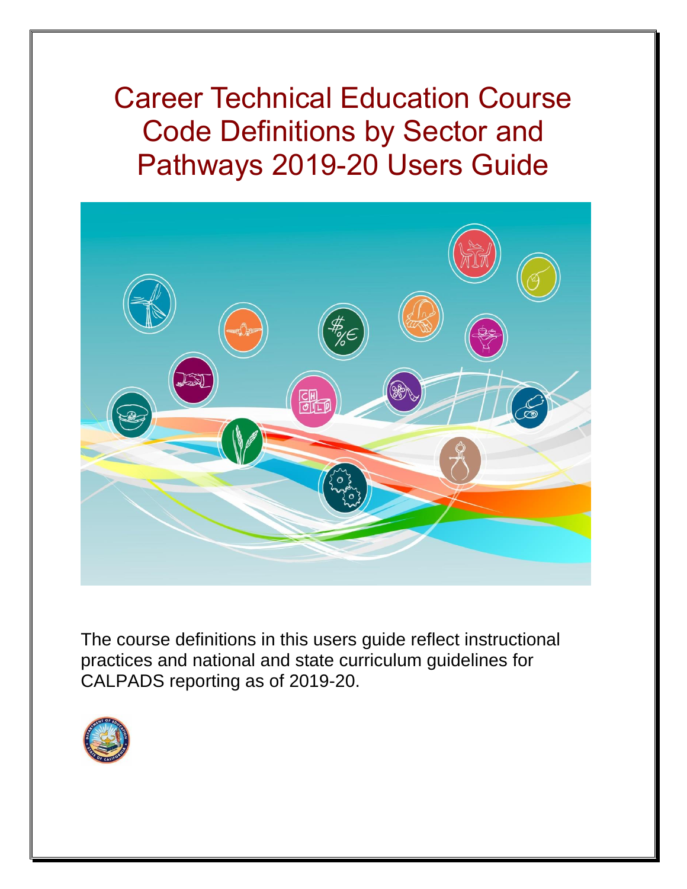# Career Technical Education Course Code Definitions by Sector and Pathways 2019-20 Users Guide

The course definitions in this users guide reflect instructional practices and national and state curriculum guidelines for CALPADS reporting as of 2019-20.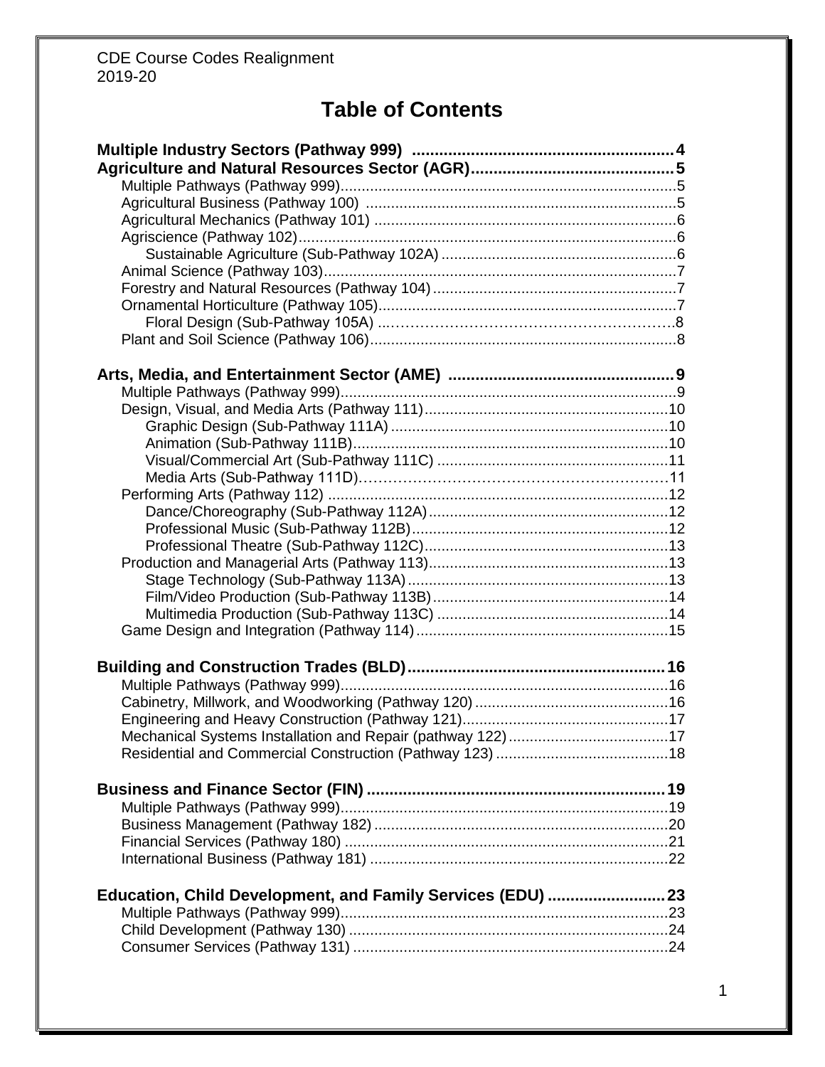CDE Course Codes Realignment
2019-20

# Table of Contents

**Multiple Industry Sectors (Pathway 999) .......................................................... 4**

**Agriculture and Natural Resources Sector (AGR)............................................. 5**

- Multiple Pathways (Pathway 999)................................................................................5
- Agricultural Business (Pathway 100) ..........................................................................5
- Agricultural Mechanics (Pathway 101) .......................................................................6
- Agriscience (Pathway 102)..........................................................................................6
    - Sustainable Agriculture (Sub-Pathway 102A) ........................................................6
- Animal Science (Pathway 103)....................................................................................7
- Forestry and Natural Resources (Pathway 104) ..........................................................7
- Ornamental Horticulture (Pathway 105).......................................................................7
    - Floral Design (Sub-Pathway 105A) ..…………………………………………………..8
- Plant and Soil Science (Pathway 106).........................................................................8

**Arts, Media, and Entertainment Sector (AME) .................................................. 9**

- Multiple Pathways (Pathway 999)................................................................................9
- Design, Visual, and Media Arts (Pathway 111)..........................................................10
    - Graphic Design (Sub-Pathway 111A) .................................................................10
    - Animation (Sub-Pathway 111B)...........................................................................10
    - Visual/Commercial Art (Sub-Pathway 111C) .......................................................11
    - Media Arts (Sub-Pathway 111D)……………………………………………………..11
- Performing Arts (Pathway 112) .................................................................................12
    - Dance/Choreography (Sub-Pathway 112A).........................................................12
    - Professional Music (Sub-Pathway 112B).............................................................12
    - Professional Theatre (Sub-Pathway 112C)..........................................................13
- Production and Managerial Arts (Pathway 113).........................................................13
    - Stage Technology (Sub-Pathway 113A)..............................................................13
    - Film/Video Production (Sub-Pathway 113B)........................................................14
    - Multimedia Production (Sub-Pathway 113C) .......................................................14
- Game Design and Integration (Pathway 114)............................................................15

**Building and Construction Trades (BLD)........................................................ 16**

- Multiple Pathways (Pathway 999)..............................................................................16
- Cabinetry, Millwork, and Woodworking (Pathway 120) ..............................................16
- Engineering and Heavy Construction (Pathway 121).................................................17
- Mechanical Systems Installation and Repair (pathway 122)......................................17
- Residential and Commercial Construction (Pathway 123) .........................................18

**Business and Finance Sector (FIN) ................................................................. 19**

- Multiple Pathways (Pathway 999)..............................................................................19
- Business Management (Pathway 182) ......................................................................20
- Financial Services (Pathway 180) .............................................................................21
- International Business (Pathway 181) .......................................................................22

**Education, Child Development, and Family Services (EDU) ......................... 23**

- Multiple Pathways (Pathway 999)..............................................................................23
- Child Development (Pathway 130) ............................................................................24
- Consumer Services (Pathway 131) ...........................................................................24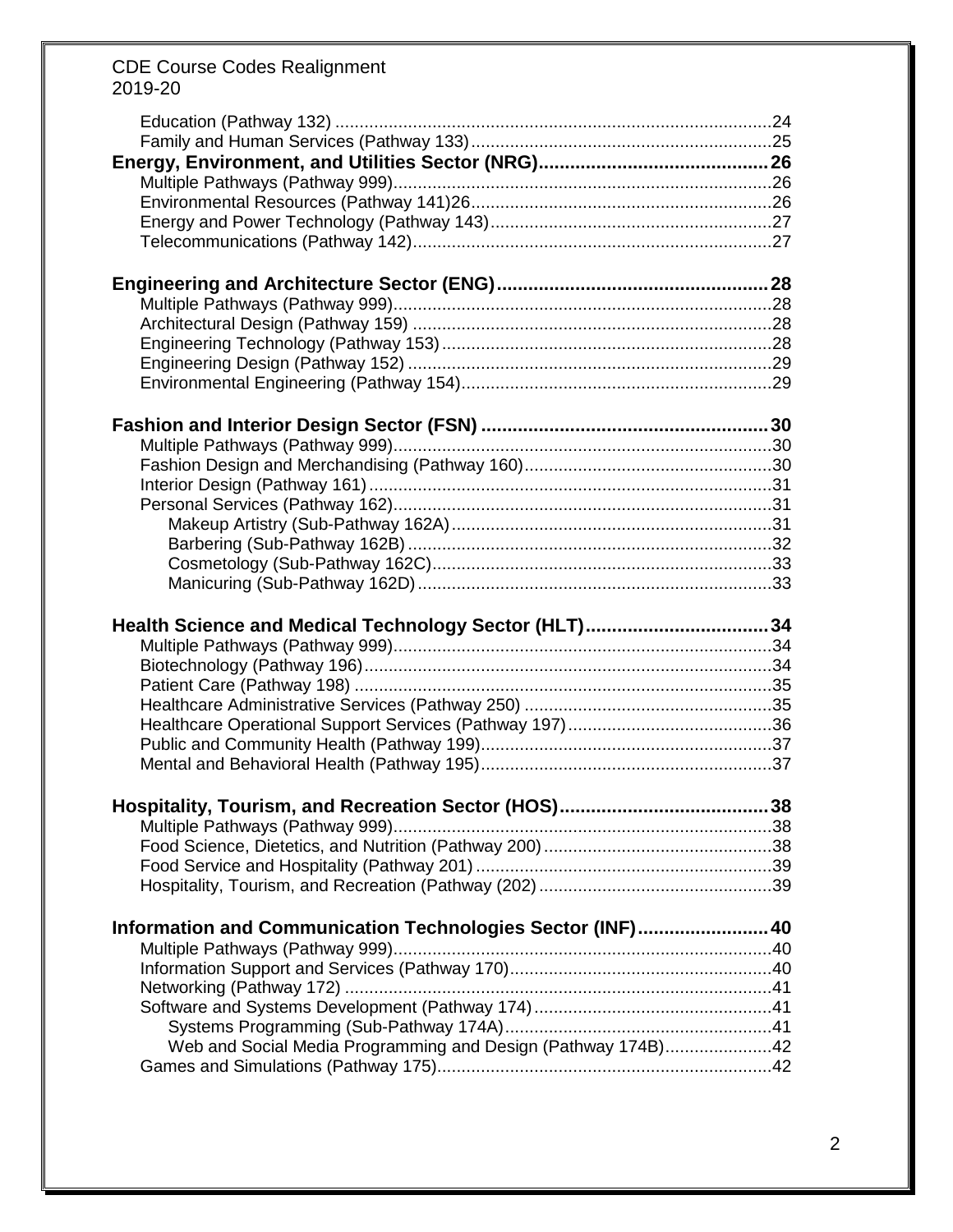Education (Pathway 132) ....................24
Family and Human Services (Pathway 133) ....................25

**Energy, Environment, and Utilities Sector (NRG) ....................26**

Multiple Pathways (Pathway 999) ....................26
Environmental Resources (Pathway 141)26 ....................26
Energy and Power Technology (Pathway 143) ....................27
Telecommunications (Pathway 142) ....................27

**Engineering and Architecture Sector (ENG) ....................28**

Multiple Pathways (Pathway 999) ....................28
Architectural Design (Pathway 159) ....................28
Engineering Technology (Pathway 153) ....................28
Engineering Design (Pathway 152) ....................29
Environmental Engineering (Pathway 154) ....................29

**Fashion and Interior Design Sector (FSN) ....................30**

Multiple Pathways (Pathway 999) ....................30
Fashion Design and Merchandising (Pathway 160) ....................30
Interior Design (Pathway 161) ....................31
Personal Services (Pathway 162) ....................31
- Makeup Artistry (Sub-Pathway 162A) ....................31
- Barbering (Sub-Pathway 162B) ....................32
- Cosmetology (Sub-Pathway 162C) ....................33
- Manicuring (Sub-Pathway 162D) ....................33

**Health Science and Medical Technology Sector (HLT) ....................34**

Multiple Pathways (Pathway 999) ....................34
Biotechnology (Pathway 196) ....................34
Patient Care (Pathway 198) ....................35
Healthcare Administrative Services (Pathway 250) ....................35
Healthcare Operational Support Services (Pathway 197) ....................36
Public and Community Health (Pathway 199) ....................37
Mental and Behavioral Health (Pathway 195) ....................37

**Hospitality, Tourism, and Recreation Sector (HOS) ....................38**

Multiple Pathways (Pathway 999) ....................38
Food Science, Dietetics, and Nutrition (Pathway 200) ....................38
Food Service and Hospitality (Pathway 201) ....................39
Hospitality, Tourism, and Recreation (Pathway (202) ....................39

**Information and Communication Technologies Sector (INF) ....................40**

Multiple Pathways (Pathway 999) ....................40
Information Support and Services (Pathway 170) ....................40
Networking (Pathway 172) ....................41
Software and Systems Development (Pathway 174) ....................41
- Systems Programming (Sub-Pathway 174A) ....................41
- Web and Social Media Programming and Design (Pathway 174B) ....................42

Games and Simulations (Pathway 175) ....................42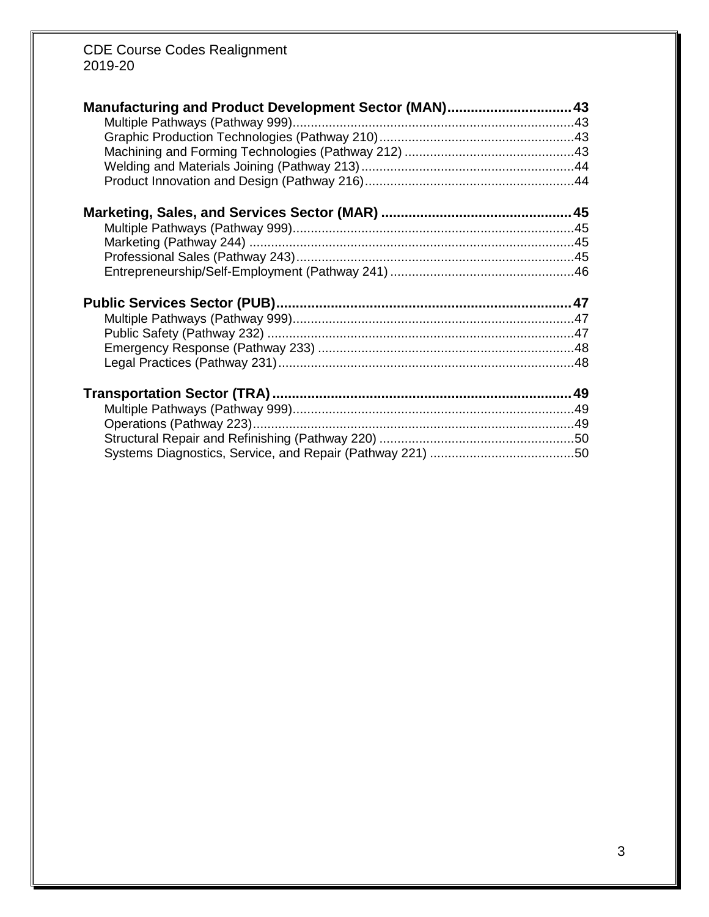**Manufacturing and Product Development Sector (MAN)** ........ 43
- Multiple Pathways (Pathway 999) ........ 43
- Graphic Production Technologies (Pathway 210) ........ 43
- Machining and Forming Technologies (Pathway 212) ........ 43
- Welding and Materials Joining (Pathway 213) ........ 44
- Product Innovation and Design (Pathway 216) ........ 44

**Marketing, Sales, and Services Sector (MAR)** ........ 45
- Multiple Pathways (Pathway 999) ........ 45
- Marketing (Pathway 244) ........ 45
- Professional Sales (Pathway 243) ........ 45
- Entrepreneurship/Self-Employment (Pathway 241) ........ 46

**Public Services Sector (PUB)** ........ 47
- Multiple Pathways (Pathway 999) ........ 47
- Public Safety (Pathway 232) ........ 47
- Emergency Response (Pathway 233) ........ 48
- Legal Practices (Pathway 231) ........ 48

**Transportation Sector (TRA)** ........ 49
- Multiple Pathways (Pathway 999) ........ 49
- Operations (Pathway 223) ........ 49
- Structural Repair and Refinishing (Pathway 220) ........ 50
- Systems Diagnostics, Service, and Repair (Pathway 221) ........ 50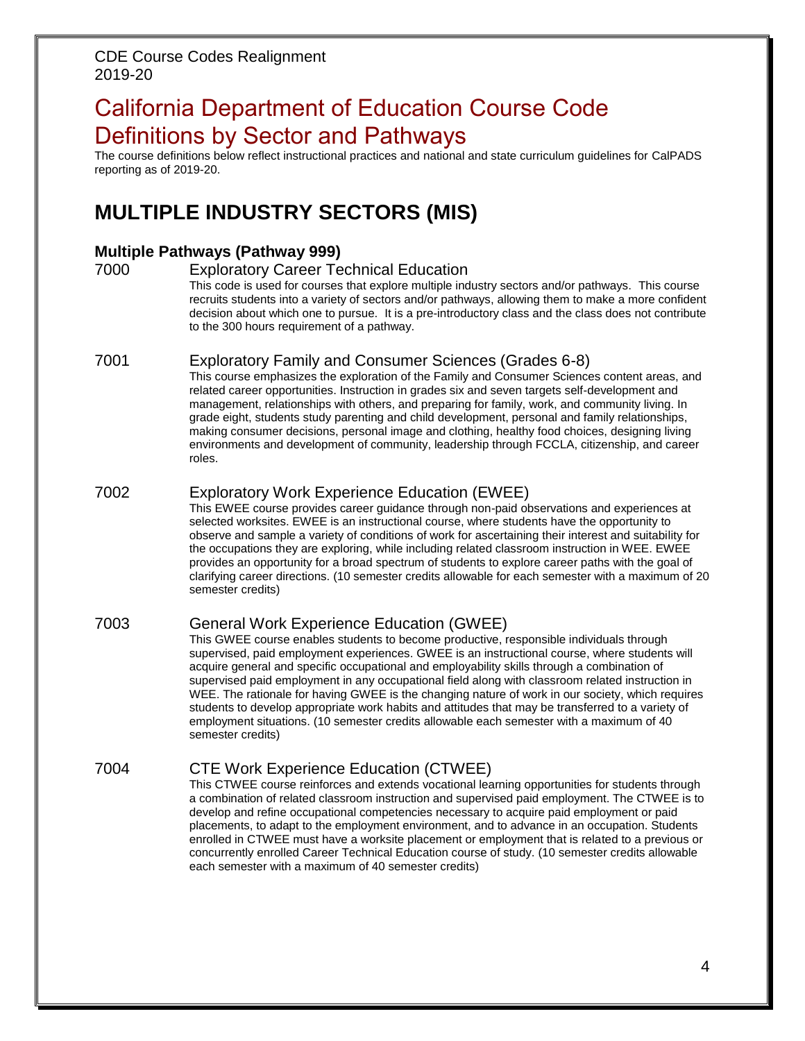CDE Course Codes Realignment
2019-20

# California Department of Education Course Code Definitions by Sector and Pathways

The course definitions below reflect instructional practices and national and state curriculum guidelines for CalPADS reporting as of 2019-20.

## MULTIPLE INDUSTRY SECTORS (MIS)

### Multiple Pathways (Pathway 999)

**7000 Exploratory Career Technical Education**

This code is used for courses that explore multiple industry sectors and/or pathways. This course recruits students into a variety of sectors and/or pathways, allowing them to make a more confident decision about which one to pursue. It is a pre-introductory class and the class does not contribute to the 300 hours requirement of a pathway.

**7001 Exploratory Family and Consumer Sciences (Grades 6-8)**

This course emphasizes the exploration of the Family and Consumer Sciences content areas, and related career opportunities. Instruction in grades six and seven targets self-development and management, relationships with others, and preparing for family, work, and community living. In grade eight, students study parenting and child development, personal and family relationships, making consumer decisions, personal image and clothing, healthy food choices, designing living environments and development of community, leadership through FCCLA, citizenship, and career roles.

**7002 Exploratory Work Experience Education (EWEE)**

This EWEE course provides career guidance through non-paid observations and experiences at selected worksites. EWEE is an instructional course, where students have the opportunity to observe and sample a variety of conditions of work for ascertaining their interest and suitability for the occupations they are exploring, while including related classroom instruction in WEE. EWEE provides an opportunity for a broad spectrum of students to explore career paths with the goal of clarifying career directions. (10 semester credits allowable for each semester with a maximum of 20 semester credits)

**7003 General Work Experience Education (GWEE)**

This GWEE course enables students to become productive, responsible individuals through supervised, paid employment experiences. GWEE is an instructional course, where students will acquire general and specific occupational and employability skills through a combination of supervised paid employment in any occupational field along with classroom related instruction in WEE. The rationale for having GWEE is the changing nature of work in our society, which requires students to develop appropriate work habits and attitudes that may be transferred to a variety of employment situations. (10 semester credits allowable each semester with a maximum of 40 semester credits)

**7004 CTE Work Experience Education (CTWEE)**

This CTWEE course reinforces and extends vocational learning opportunities for students through a combination of related classroom instruction and supervised paid employment. The CTWEE is to develop and refine occupational competencies necessary to acquire paid employment or paid placements, to adapt to the employment environment, and to advance in an occupation. Students enrolled in CTWEE must have a worksite placement or employment that is related to a previous or concurrently enrolled Career Technical Education course of study. (10 semester credits allowable each semester with a maximum of 40 semester credits)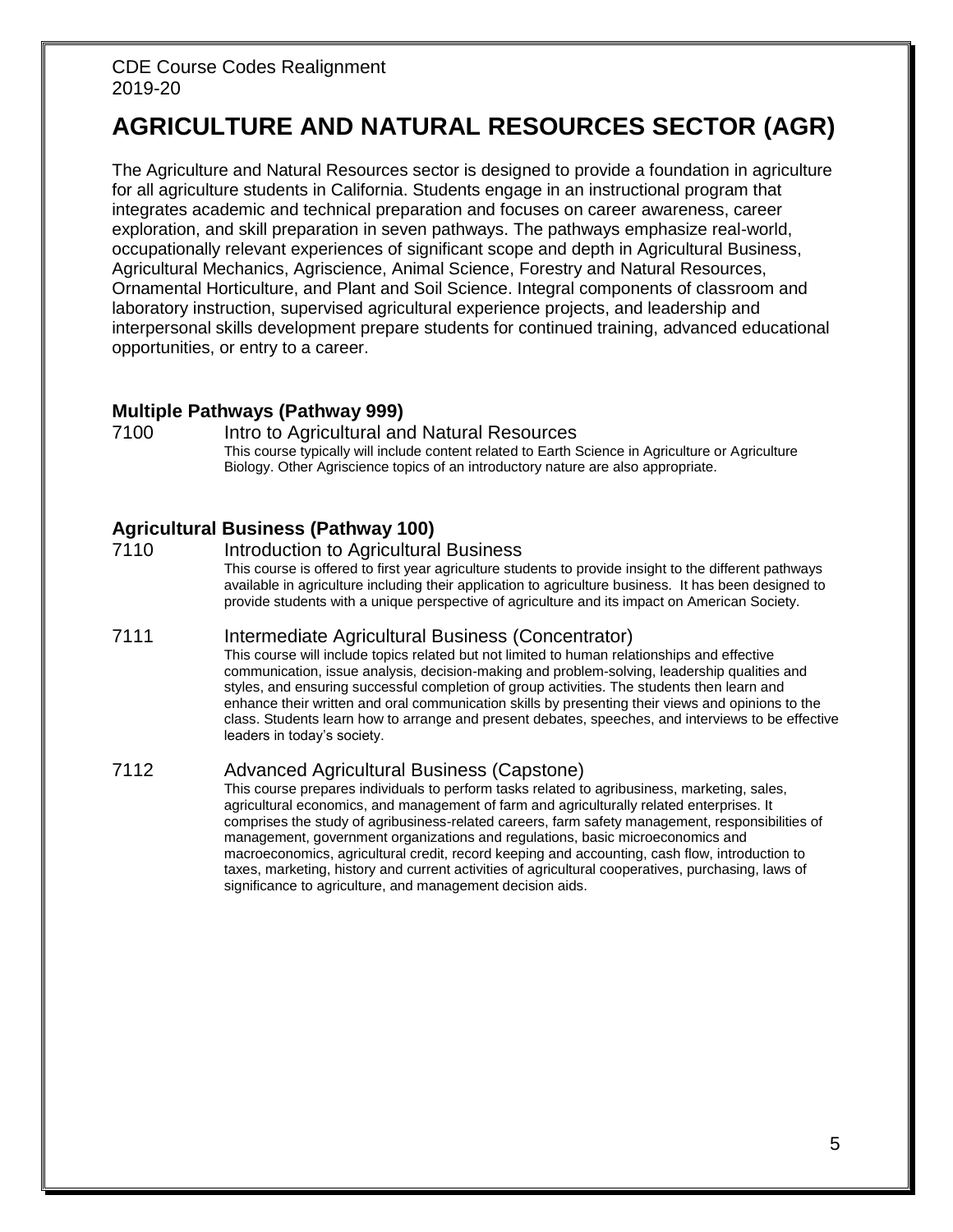CDE Course Codes Realignment
2019-20

# AGRICULTURE AND NATURAL RESOURCES SECTOR (AGR)

The Agriculture and Natural Resources sector is designed to provide a foundation in agriculture for all agriculture students in California. Students engage in an instructional program that integrates academic and technical preparation and focuses on career awareness, career exploration, and skill preparation in seven pathways. The pathways emphasize real-world, occupationally relevant experiences of significant scope and depth in Agricultural Business, Agricultural Mechanics, Agriscience, Animal Science, Forestry and Natural Resources, Ornamental Horticulture, and Plant and Soil Science. Integral components of classroom and laboratory instruction, supervised agricultural experience projects, and leadership and interpersonal skills development prepare students for continued training, advanced educational opportunities, or entry to a career.

### Multiple Pathways (Pathway 999)

**7100** Intro to Agricultural and Natural Resources

This course typically will include content related to Earth Science in Agriculture or Agriculture Biology. Other Agriscience topics of an introductory nature are also appropriate.

### Agricultural Business (Pathway 100)

**7110** Introduction to Agricultural Business

This course is offered to first year agriculture students to provide insight to the different pathways available in agriculture including their application to agriculture business. It has been designed to provide students with a unique perspective of agriculture and its impact on American Society.

**7111** Intermediate Agricultural Business (Concentrator)

This course will include topics related but not limited to human relationships and effective communication, issue analysis, decision-making and problem-solving, leadership qualities and styles, and ensuring successful completion of group activities. The students then learn and enhance their written and oral communication skills by presenting their views and opinions to the class. Students learn how to arrange and present debates, speeches, and interviews to be effective leaders in today's society.

**7112** Advanced Agricultural Business (Capstone)

This course prepares individuals to perform tasks related to agribusiness, marketing, sales, agricultural economics, and management of farm and agriculturally related enterprises. It comprises the study of agribusiness-related careers, farm safety management, responsibilities of management, government organizations and regulations, basic microeconomics and macroeconomics, agricultural credit, record keeping and accounting, cash flow, introduction to taxes, marketing, history and current activities of agricultural cooperatives, purchasing, laws of significance to agriculture, and management decision aids.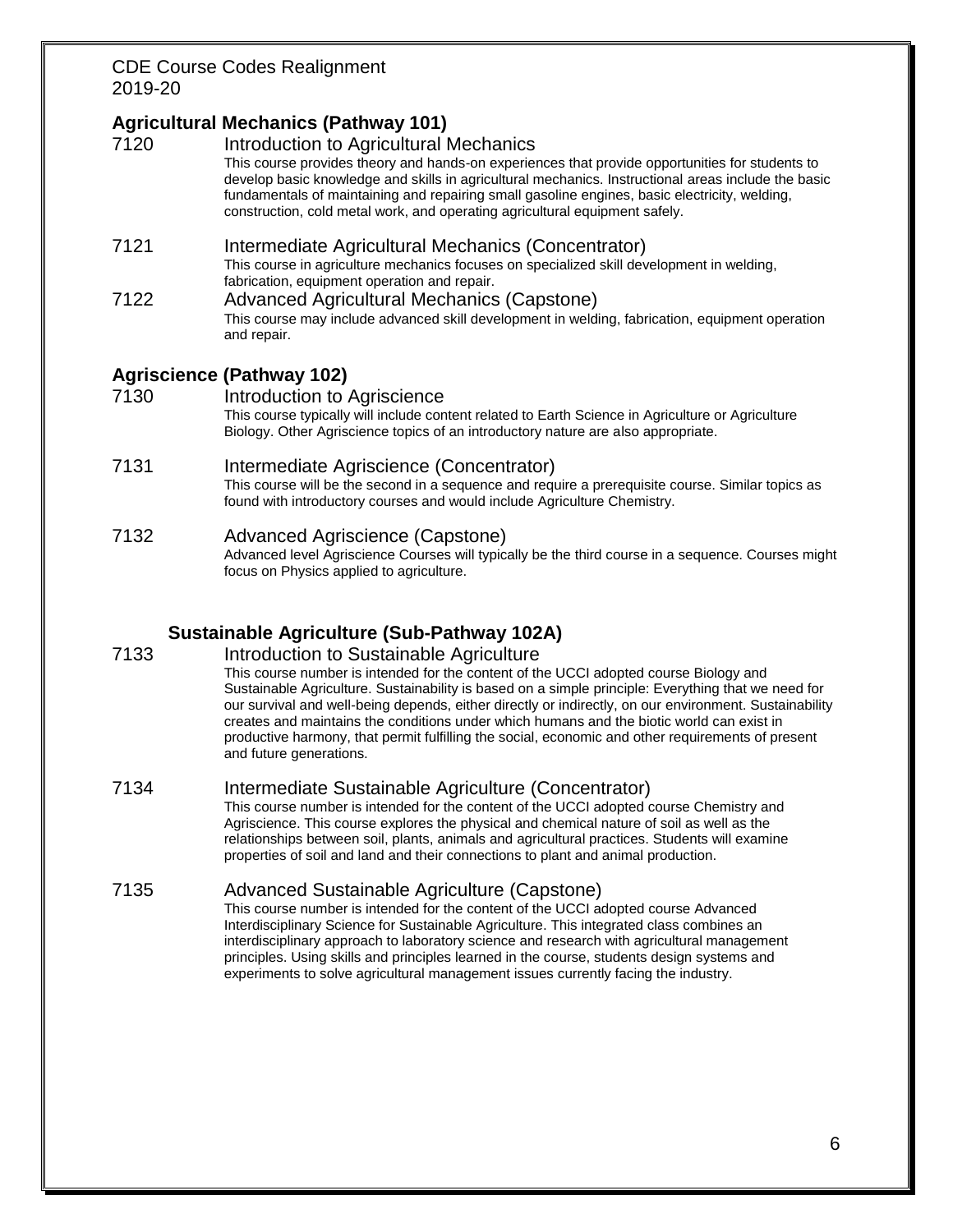## Agricultural Mechanics (Pathway 101)

**7120** Introduction to Agricultural Mechanics

This course provides theory and hands-on experiences that provide opportunities for students to develop basic knowledge and skills in agricultural mechanics. Instructional areas include the basic fundamentals of maintaining and repairing small gasoline engines, basic electricity, welding, construction, cold metal work, and operating agricultural equipment safely.

**7121** Intermediate Agricultural Mechanics (Concentrator)

This course in agriculture mechanics focuses on specialized skill development in welding, fabrication, equipment operation and repair.

**7122** Advanced Agricultural Mechanics (Capstone)

This course may include advanced skill development in welding, fabrication, equipment operation and repair.

## Agriscience (Pathway 102)

**7130** Introduction to Agriscience

This course typically will include content related to Earth Science in Agriculture or Agriculture Biology. Other Agriscience topics of an introductory nature are also appropriate.

**7131** Intermediate Agriscience (Concentrator)

This course will be the second in a sequence and require a prerequisite course. Similar topics as found with introductory courses and would include Agriculture Chemistry.

**7132** Advanced Agriscience (Capstone)

Advanced level Agriscience Courses will typically be the third course in a sequence. Courses might focus on Physics applied to agriculture.

### Sustainable Agriculture (Sub-Pathway 102A)

**7133** Introduction to Sustainable Agriculture

This course number is intended for the content of the UCCI adopted course Biology and Sustainable Agriculture. Sustainability is based on a simple principle: Everything that we need for our survival and well-being depends, either directly or indirectly, on our environment. Sustainability creates and maintains the conditions under which humans and the biotic world can exist in productive harmony, that permit fulfilling the social, economic and other requirements of present and future generations.

**7134** Intermediate Sustainable Agriculture (Concentrator)

This course number is intended for the content of the UCCI adopted course Chemistry and Agriscience. This course explores the physical and chemical nature of soil as well as the relationships between soil, plants, animals and agricultural practices. Students will examine properties of soil and land and their connections to plant and animal production.

**7135** Advanced Sustainable Agriculture (Capstone)

This course number is intended for the content of the UCCI adopted course Advanced Interdisciplinary Science for Sustainable Agriculture. This integrated class combines an interdisciplinary approach to laboratory science and research with agricultural management principles. Using skills and principles learned in the course, students design systems and experiments to solve agricultural management issues currently facing the industry.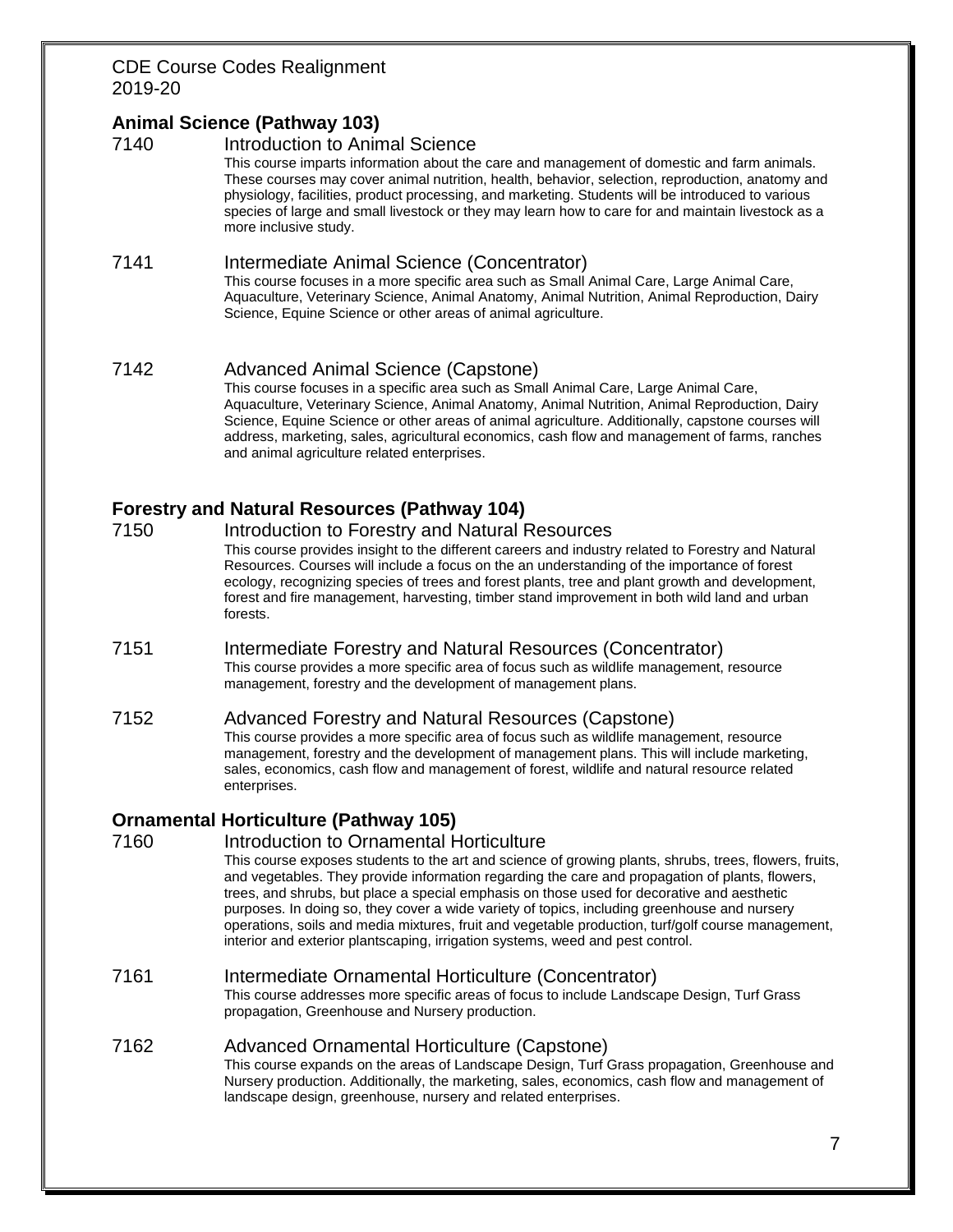## Animal Science (Pathway 103)

**7140 Introduction to Animal Science**

This course imparts information about the care and management of domestic and farm animals. These courses may cover animal nutrition, health, behavior, selection, reproduction, anatomy and physiology, facilities, product processing, and marketing. Students will be introduced to various species of large and small livestock or they may learn how to care for and maintain livestock as a more inclusive study.

**7141 Intermediate Animal Science (Concentrator)**

This course focuses in a more specific area such as Small Animal Care, Large Animal Care, Aquaculture, Veterinary Science, Animal Anatomy, Animal Nutrition, Animal Reproduction, Dairy Science, Equine Science or other areas of animal agriculture.

**7142 Advanced Animal Science (Capstone)**

This course focuses in a specific area such as Small Animal Care, Large Animal Care, Aquaculture, Veterinary Science, Animal Anatomy, Animal Nutrition, Animal Reproduction, Dairy Science, Equine Science or other areas of animal agriculture. Additionally, capstone courses will address, marketing, sales, agricultural economics, cash flow and management of farms, ranches and animal agriculture related enterprises.

## Forestry and Natural Resources (Pathway 104)

**7150 Introduction to Forestry and Natural Resources**

This course provides insight to the different careers and industry related to Forestry and Natural Resources. Courses will include a focus on the an understanding of the importance of forest ecology, recognizing species of trees and forest plants, tree and plant growth and development, forest and fire management, harvesting, timber stand improvement in both wild land and urban forests.

**7151 Intermediate Forestry and Natural Resources (Concentrator)**

This course provides a more specific area of focus such as wildlife management, resource management, forestry and the development of management plans.

**7152 Advanced Forestry and Natural Resources (Capstone)**

This course provides a more specific area of focus such as wildlife management, resource management, forestry and the development of management plans. This will include marketing, sales, economics, cash flow and management of forest, wildlife and natural resource related enterprises.

## Ornamental Horticulture (Pathway 105)

**7160 Introduction to Ornamental Horticulture**

This course exposes students to the art and science of growing plants, shrubs, trees, flowers, fruits, and vegetables. They provide information regarding the care and propagation of plants, flowers, trees, and shrubs, but place a special emphasis on those used for decorative and aesthetic purposes. In doing so, they cover a wide variety of topics, including greenhouse and nursery operations, soils and media mixtures, fruit and vegetable production, turf/golf course management, interior and exterior plantscaping, irrigation systems, weed and pest control.

**7161 Intermediate Ornamental Horticulture (Concentrator)**

This course addresses more specific areas of focus to include Landscape Design, Turf Grass propagation, Greenhouse and Nursery production.

**7162 Advanced Ornamental Horticulture (Capstone)**

This course expands on the areas of Landscape Design, Turf Grass propagation, Greenhouse and Nursery production. Additionally, the marketing, sales, economics, cash flow and management of landscape design, greenhouse, nursery and related enterprises.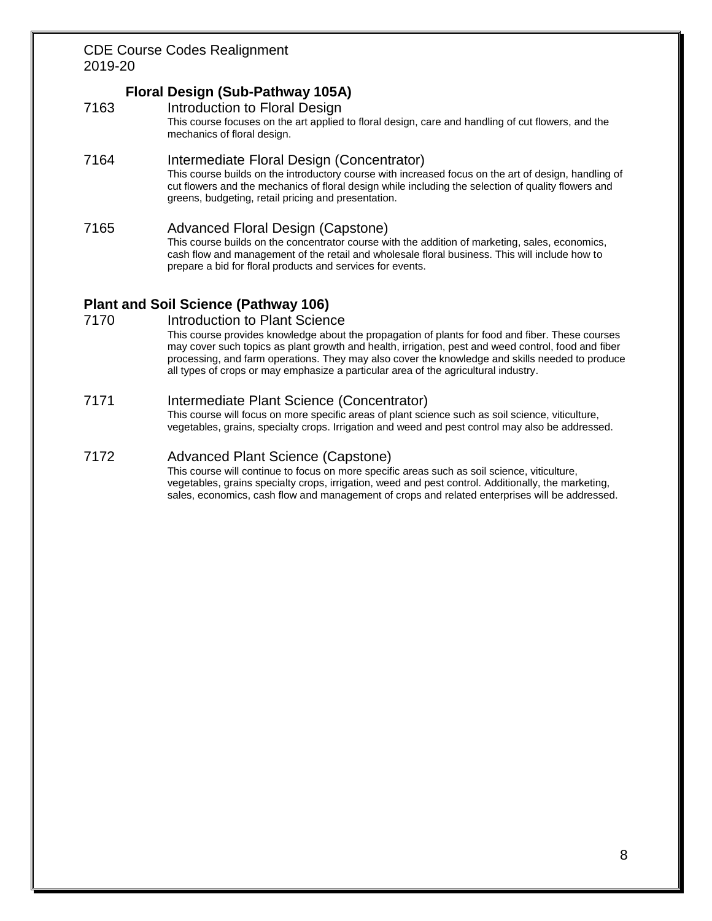### Floral Design (Sub-Pathway 105A)

7163 Introduction to Floral Design

This course focuses on the art applied to floral design, care and handling of cut flowers, and the mechanics of floral design.

7164 Intermediate Floral Design (Concentrator)

This course builds on the introductory course with increased focus on the art of design, handling of cut flowers and the mechanics of floral design while including the selection of quality flowers and greens, budgeting, retail pricing and presentation.

7165 Advanced Floral Design (Capstone)

This course builds on the concentrator course with the addition of marketing, sales, economics, cash flow and management of the retail and wholesale floral business. This will include how to prepare a bid for floral products and services for events.

## Plant and Soil Science (Pathway 106)

7170 Introduction to Plant Science

This course provides knowledge about the propagation of plants for food and fiber. These courses may cover such topics as plant growth and health, irrigation, pest and weed control, food and fiber processing, and farm operations. They may also cover the knowledge and skills needed to produce all types of crops or may emphasize a particular area of the agricultural industry.

7171 Intermediate Plant Science (Concentrator)

This course will focus on more specific areas of plant science such as soil science, viticulture, vegetables, grains, specialty crops. Irrigation and weed and pest control may also be addressed.

7172 Advanced Plant Science (Capstone)

This course will continue to focus on more specific areas such as soil science, viticulture, vegetables, grains specialty crops, irrigation, weed and pest control. Additionally, the marketing, sales, economics, cash flow and management of crops and related enterprises will be addressed.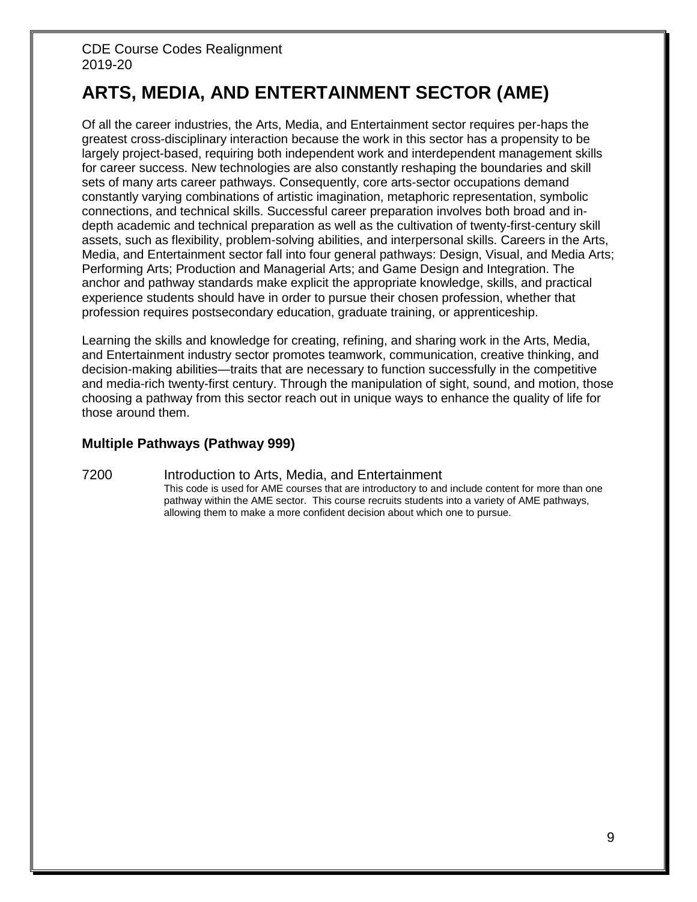CDE Course Codes Realignment
2019-20

# ARTS, MEDIA, AND ENTERTAINMENT SECTOR (AME)

Of all the career industries, the Arts, Media, and Entertainment sector requires per-haps the greatest cross-disciplinary interaction because the work in this sector has a propensity to be largely project-based, requiring both independent work and interdependent management skills for career success. New technologies are also constantly reshaping the boundaries and skill sets of many arts career pathways. Consequently, core arts-sector occupations demand constantly varying combinations of artistic imagination, metaphoric representation, symbolic connections, and technical skills. Successful career preparation involves both broad and in-depth academic and technical preparation as well as the cultivation of twenty-first-century skill assets, such as flexibility, problem-solving abilities, and interpersonal skills. Careers in the Arts, Media, and Entertainment sector fall into four general pathways: Design, Visual, and Media Arts; Performing Arts; Production and Managerial Arts; and Game Design and Integration. The anchor and pathway standards make explicit the appropriate knowledge, skills, and practical experience students should have in order to pursue their chosen profession, whether that profession requires postsecondary education, graduate training, or apprenticeship.

Learning the skills and knowledge for creating, refining, and sharing work in the Arts, Media, and Entertainment industry sector promotes teamwork, communication, creative thinking, and decision-making abilities—traits that are necessary to function successfully in the competitive and media-rich twenty-first century. Through the manipulation of sight, sound, and motion, those choosing a pathway from this sector reach out in unique ways to enhance the quality of life for those around them.

### Multiple Pathways (Pathway 999)

7200 Introduction to Arts, Media, and Entertainment

This code is used for AME courses that are introductory to and include content for more than one pathway within the AME sector. This course recruits students into a variety of AME pathways, allowing them to make a more confident decision about which one to pursue.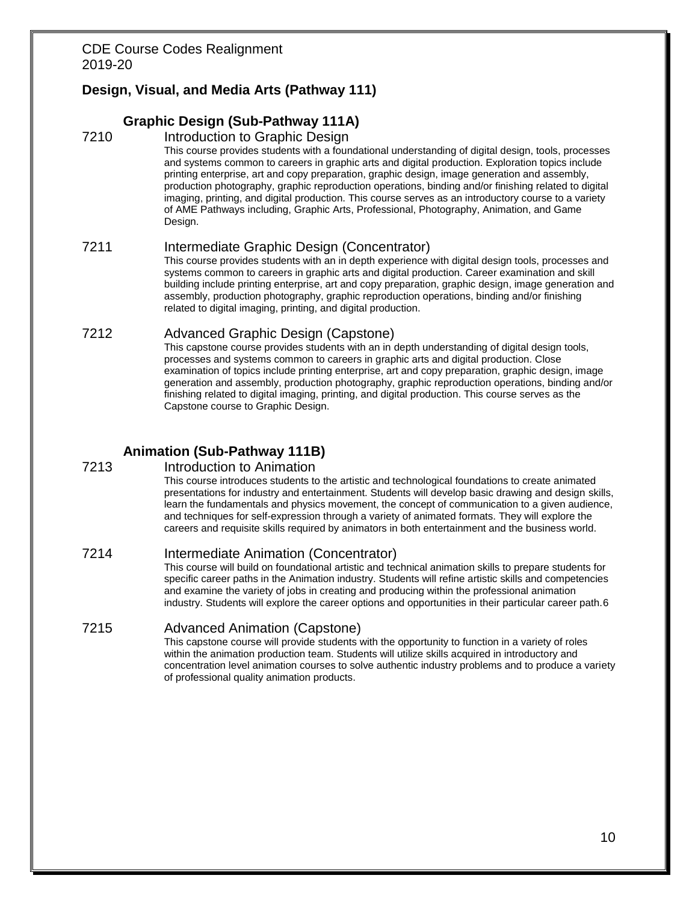## Design, Visual, and Media Arts (Pathway 111)

### Graphic Design (Sub-Pathway 111A)

**7210 Introduction to Graphic Design**

This course provides students with a foundational understanding of digital design, tools, processes and systems common to careers in graphic arts and digital production. Exploration topics include printing enterprise, art and copy preparation, graphic design, image generation and assembly, production photography, graphic reproduction operations, binding and/or finishing related to digital imaging, printing, and digital production. This course serves as an introductory course to a variety of AME Pathways including, Graphic Arts, Professional, Photography, Animation, and Game Design.

**7211 Intermediate Graphic Design (Concentrator)**

This course provides students with an in depth experience with digital design tools, processes and systems common to careers in graphic arts and digital production. Career examination and skill building include printing enterprise, art and copy preparation, graphic design, image generation and assembly, production photography, graphic reproduction operations, binding and/or finishing related to digital imaging, printing, and digital production.

**7212 Advanced Graphic Design (Capstone)**

This capstone course provides students with an in depth understanding of digital design tools, processes and systems common to careers in graphic arts and digital production. Close examination of topics include printing enterprise, art and copy preparation, graphic design, image generation and assembly, production photography, graphic reproduction operations, binding and/or finishing related to digital imaging, printing, and digital production. This course serves as the Capstone course to Graphic Design.

### Animation (Sub-Pathway 111B)

**7213 Introduction to Animation**

This course introduces students to the artistic and technological foundations to create animated presentations for industry and entertainment. Students will develop basic drawing and design skills, learn the fundamentals and physics movement, the concept of communication to a given audience, and techniques for self-expression through a variety of animated formats. They will explore the careers and requisite skills required by animators in both entertainment and the business world.

**7214 Intermediate Animation (Concentrator)**

This course will build on foundational artistic and technical animation skills to prepare students for specific career paths in the Animation industry. Students will refine artistic skills and competencies and examine the variety of jobs in creating and producing within the professional animation industry. Students will explore the career options and opportunities in their particular career path.6

**7215 Advanced Animation (Capstone)**

This capstone course will provide students with the opportunity to function in a variety of roles within the animation production team. Students will utilize skills acquired in introductory and concentration level animation courses to solve authentic industry problems and to produce a variety of professional quality animation products.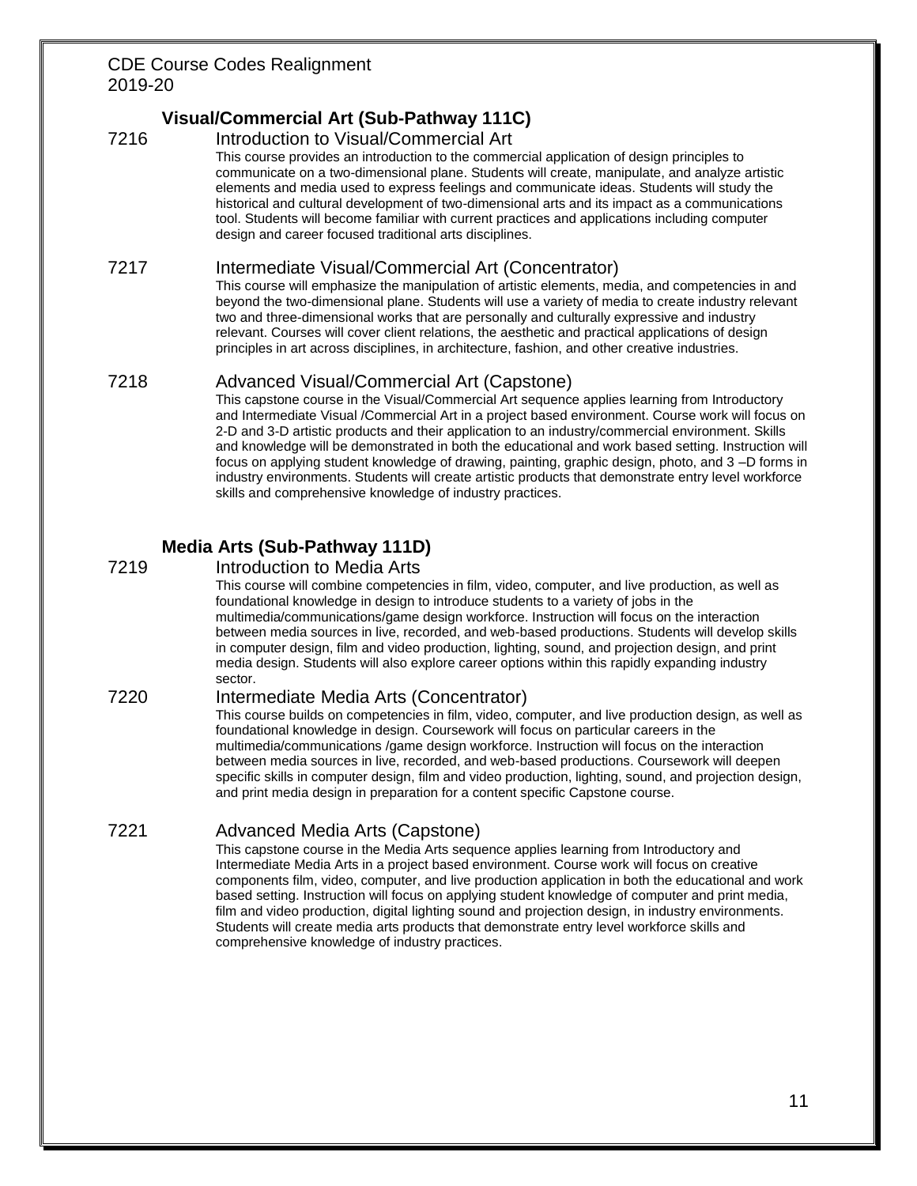## Visual/Commercial Art (Sub-Pathway 111C)

### 7216 Introduction to Visual/Commercial Art

This course provides an introduction to the commercial application of design principles to communicate on a two-dimensional plane. Students will create, manipulate, and analyze artistic elements and media used to express feelings and communicate ideas. Students will study the historical and cultural development of two-dimensional arts and its impact as a communications tool. Students will become familiar with current practices and applications including computer design and career focused traditional arts disciplines.

### 7217 Intermediate Visual/Commercial Art (Concentrator)

This course will emphasize the manipulation of artistic elements, media, and competencies in and beyond the two-dimensional plane. Students will use a variety of media to create industry relevant two and three-dimensional works that are personally and culturally expressive and industry relevant. Courses will cover client relations, the aesthetic and practical applications of design principles in art across disciplines, in architecture, fashion, and other creative industries.

### 7218 Advanced Visual/Commercial Art (Capstone)

This capstone course in the Visual/Commercial Art sequence applies learning from Introductory and Intermediate Visual /Commercial Art in a project based environment. Course work will focus on 2-D and 3-D artistic products and their application to an industry/commercial environment. Skills and knowledge will be demonstrated in both the educational and work based setting. Instruction will focus on applying student knowledge of drawing, painting, graphic design, photo, and 3 –D forms in industry environments. Students will create artistic products that demonstrate entry level workforce skills and comprehensive knowledge of industry practices.

## Media Arts (Sub-Pathway 111D)

### 7219 Introduction to Media Arts

This course will combine competencies in film, video, computer, and live production, as well as foundational knowledge in design to introduce students to a variety of jobs in the multimedia/communications/game design workforce. Instruction will focus on the interaction between media sources in live, recorded, and web-based productions. Students will develop skills in computer design, film and video production, lighting, sound, and projection design, and print media design. Students will also explore career options within this rapidly expanding industry sector.

### 7220 Intermediate Media Arts (Concentrator)

This course builds on competencies in film, video, computer, and live production design, as well as foundational knowledge in design. Coursework will focus on particular careers in the multimedia/communications /game design workforce. Instruction will focus on the interaction between media sources in live, recorded, and web-based productions. Coursework will deepen specific skills in computer design, film and video production, lighting, sound, and projection design, and print media design in preparation for a content specific Capstone course.

### 7221 Advanced Media Arts (Capstone)

This capstone course in the Media Arts sequence applies learning from Introductory and Intermediate Media Arts in a project based environment. Course work will focus on creative components film, video, computer, and live production application in both the educational and work based setting. Instruction will focus on applying student knowledge of computer and print media, film and video production, digital lighting sound and projection design, in industry environments. Students will create media arts products that demonstrate entry level workforce skills and comprehensive knowledge of industry practices.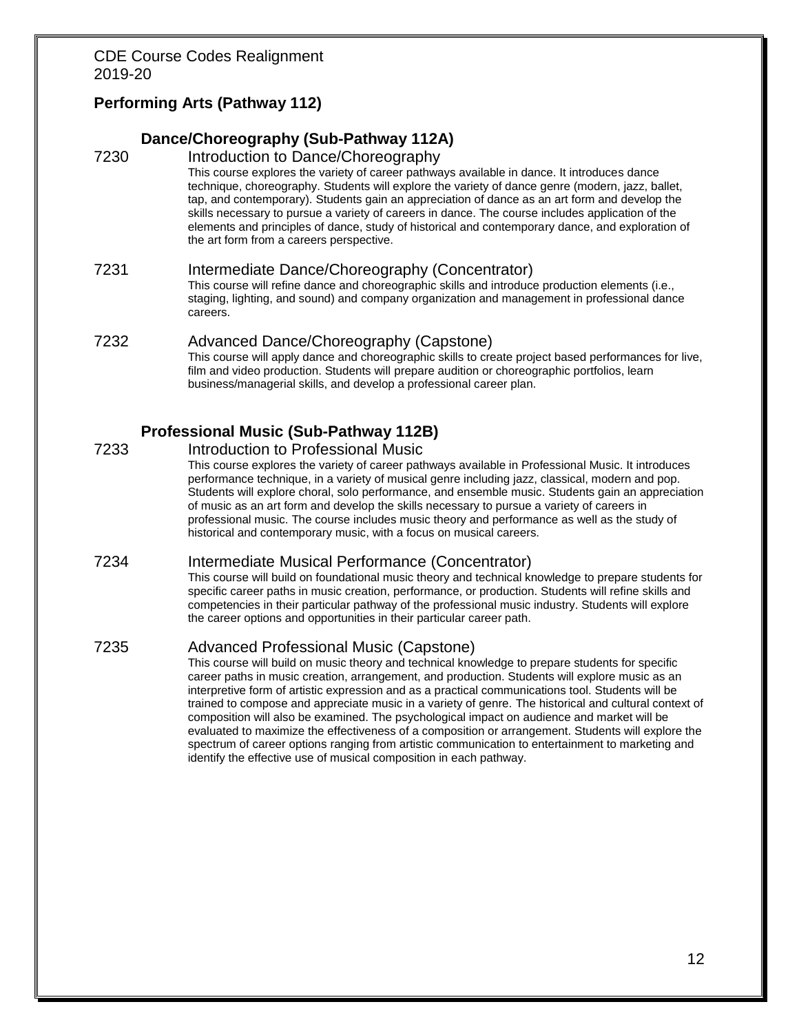CDE Course Codes Realignment
2019-20

## Performing Arts (Pathway 112)

### Dance/Choreography (Sub-Pathway 112A)

**7230 Introduction to Dance/Choreography**

This course explores the variety of career pathways available in dance. It introduces dance technique, choreography. Students will explore the variety of dance genre (modern, jazz, ballet, tap, and contemporary). Students gain an appreciation of dance as an art form and develop the skills necessary to pursue a variety of careers in dance. The course includes application of the elements and principles of dance, study of historical and contemporary dance, and exploration of the art form from a careers perspective.

**7231 Intermediate Dance/Choreography (Concentrator)**

This course will refine dance and choreographic skills and introduce production elements (i.e., staging, lighting, and sound) and company organization and management in professional dance careers.

**7232 Advanced Dance/Choreography (Capstone)**

This course will apply dance and choreographic skills to create project based performances for live, film and video production. Students will prepare audition or choreographic portfolios, learn business/managerial skills, and develop a professional career plan.

### Professional Music (Sub-Pathway 112B)

**7233 Introduction to Professional Music**

This course explores the variety of career pathways available in Professional Music. It introduces performance technique, in a variety of musical genre including jazz, classical, modern and pop. Students will explore choral, solo performance, and ensemble music. Students gain an appreciation of music as an art form and develop the skills necessary to pursue a variety of careers in professional music. The course includes music theory and performance as well as the study of historical and contemporary music, with a focus on musical careers.

**7234 Intermediate Musical Performance (Concentrator)**

This course will build on foundational music theory and technical knowledge to prepare students for specific career paths in music creation, performance, or production. Students will refine skills and competencies in their particular pathway of the professional music industry. Students will explore the career options and opportunities in their particular career path.

**7235 Advanced Professional Music (Capstone)**

This course will build on music theory and technical knowledge to prepare students for specific career paths in music creation, arrangement, and production. Students will explore music as an interpretive form of artistic expression and as a practical communications tool. Students will be trained to compose and appreciate music in a variety of genre. The historical and cultural context of composition will also be examined. The psychological impact on audience and market will be evaluated to maximize the effectiveness of a composition or arrangement. Students will explore the spectrum of career options ranging from artistic communication to entertainment to marketing and identify the effective use of musical composition in each pathway.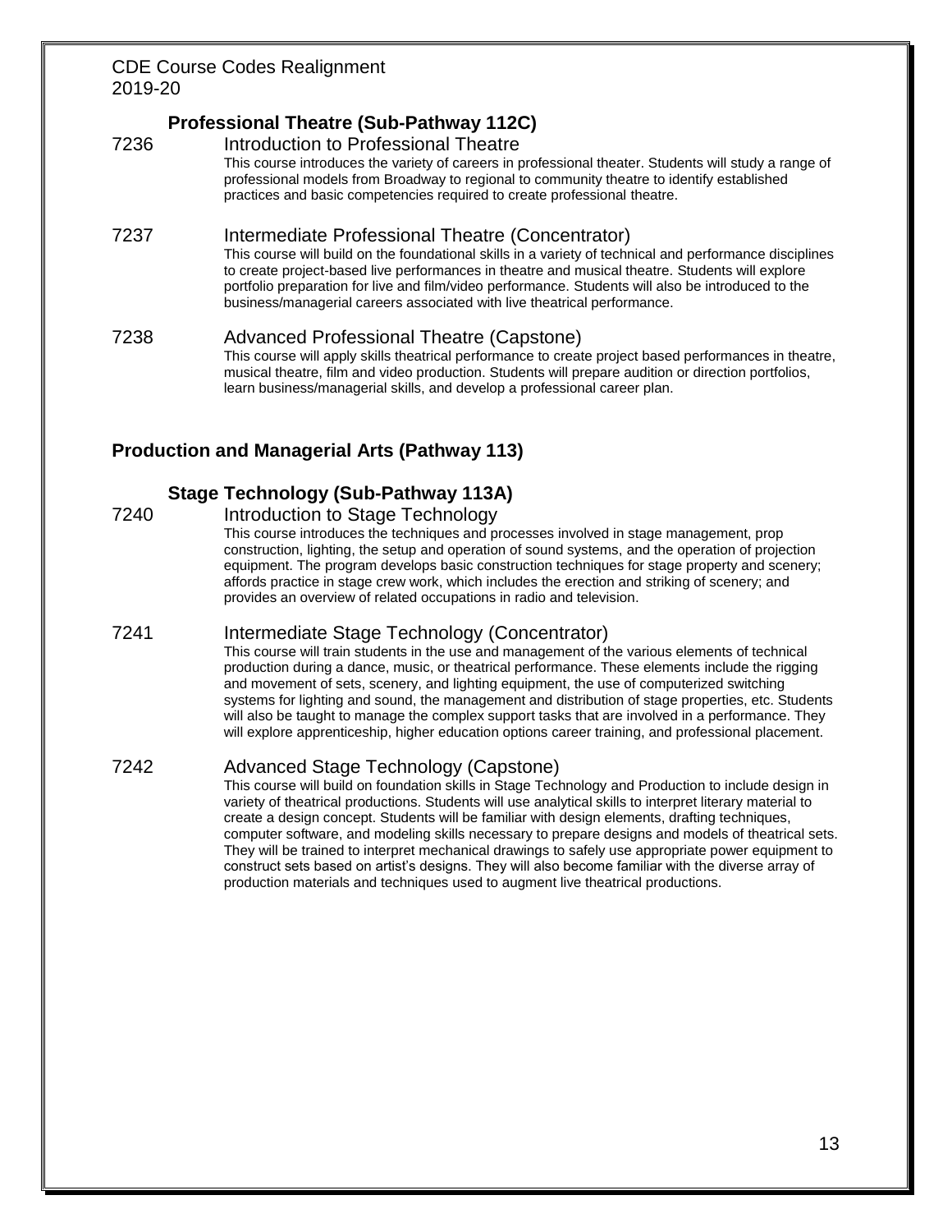### Professional Theatre (Sub-Pathway 112C)

7236 Introduction to Professional Theatre

This course introduces the variety of careers in professional theater. Students will study a range of professional models from Broadway to regional to community theatre to identify established practices and basic competencies required to create professional theatre.

7237 Intermediate Professional Theatre (Concentrator)

This course will build on the foundational skills in a variety of technical and performance disciplines to create project-based live performances in theatre and musical theatre. Students will explore portfolio preparation for live and film/video performance. Students will also be introduced to the business/managerial careers associated with live theatrical performance.

7238 Advanced Professional Theatre (Capstone)

This course will apply skills theatrical performance to create project based performances in theatre, musical theatre, film and video production. Students will prepare audition or direction portfolios, learn business/managerial skills, and develop a professional career plan.

## Production and Managerial Arts (Pathway 113)

### Stage Technology (Sub-Pathway 113A)

7240 Introduction to Stage Technology

This course introduces the techniques and processes involved in stage management, prop construction, lighting, the setup and operation of sound systems, and the operation of projection equipment. The program develops basic construction techniques for stage property and scenery; affords practice in stage crew work, which includes the erection and striking of scenery; and provides an overview of related occupations in radio and television.

7241 Intermediate Stage Technology (Concentrator)

This course will train students in the use and management of the various elements of technical production during a dance, music, or theatrical performance. These elements include the rigging and movement of sets, scenery, and lighting equipment, the use of computerized switching systems for lighting and sound, the management and distribution of stage properties, etc. Students will also be taught to manage the complex support tasks that are involved in a performance. They will explore apprenticeship, higher education options career training, and professional placement.

7242 Advanced Stage Technology (Capstone)

This course will build on foundation skills in Stage Technology and Production to include design in variety of theatrical productions. Students will use analytical skills to interpret literary material to create a design concept. Students will be familiar with design elements, drafting techniques, computer software, and modeling skills necessary to prepare designs and models of theatrical sets. They will be trained to interpret mechanical drawings to safely use appropriate power equipment to construct sets based on artist's designs. They will also become familiar with the diverse array of production materials and techniques used to augment live theatrical productions.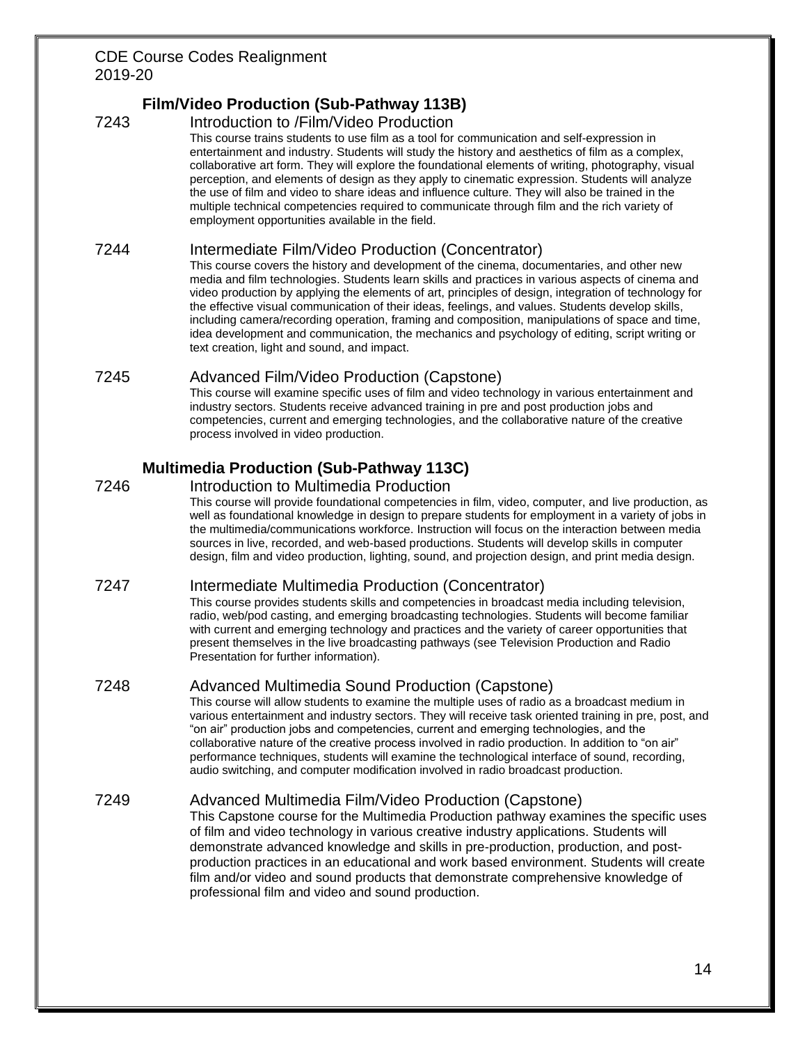## Film/Video Production (Sub-Pathway 113B)

### 7243 Introduction to /Film/Video Production

This course trains students to use film as a tool for communication and self-expression in entertainment and industry. Students will study the history and aesthetics of film as a complex, collaborative art form. They will explore the foundational elements of writing, photography, visual perception, and elements of design as they apply to cinematic expression. Students will analyze the use of film and video to share ideas and influence culture. They will also be trained in the multiple technical competencies required to communicate through film and the rich variety of employment opportunities available in the field.

### 7244 Intermediate Film/Video Production (Concentrator)

This course covers the history and development of the cinema, documentaries, and other new media and film technologies. Students learn skills and practices in various aspects of cinema and video production by applying the elements of art, principles of design, integration of technology for the effective visual communication of their ideas, feelings, and values. Students develop skills, including camera/recording operation, framing and composition, manipulations of space and time, idea development and communication, the mechanics and psychology of editing, script writing or text creation, light and sound, and impact.

### 7245 Advanced Film/Video Production (Capstone)

This course will examine specific uses of film and video technology in various entertainment and industry sectors. Students receive advanced training in pre and post production jobs and competencies, current and emerging technologies, and the collaborative nature of the creative process involved in video production.

## Multimedia Production (Sub-Pathway 113C)

### 7246 Introduction to Multimedia Production

This course will provide foundational competencies in film, video, computer, and live production, as well as foundational knowledge in design to prepare students for employment in a variety of jobs in the multimedia/communications workforce. Instruction will focus on the interaction between media sources in live, recorded, and web-based productions. Students will develop skills in computer design, film and video production, lighting, sound, and projection design, and print media design.

### 7247 Intermediate Multimedia Production (Concentrator)

This course provides students skills and competencies in broadcast media including television, radio, web/pod casting, and emerging broadcasting technologies. Students will become familiar with current and emerging technology and practices and the variety of career opportunities that present themselves in the live broadcasting pathways (see Television Production and Radio Presentation for further information).

### 7248 Advanced Multimedia Sound Production (Capstone)

This course will allow students to examine the multiple uses of radio as a broadcast medium in various entertainment and industry sectors. They will receive task oriented training in pre, post, and "on air" production jobs and competencies, current and emerging technologies, and the collaborative nature of the creative process involved in radio production. In addition to "on air" performance techniques, students will examine the technological interface of sound, recording, audio switching, and computer modification involved in radio broadcast production.

### 7249 Advanced Multimedia Film/Video Production (Capstone)

This Capstone course for the Multimedia Production pathway examines the specific uses of film and video technology in various creative industry applications. Students will demonstrate advanced knowledge and skills in pre-production, production, and post-production practices in an educational and work based environment. Students will create film and/or video and sound products that demonstrate comprehensive knowledge of professional film and video and sound production.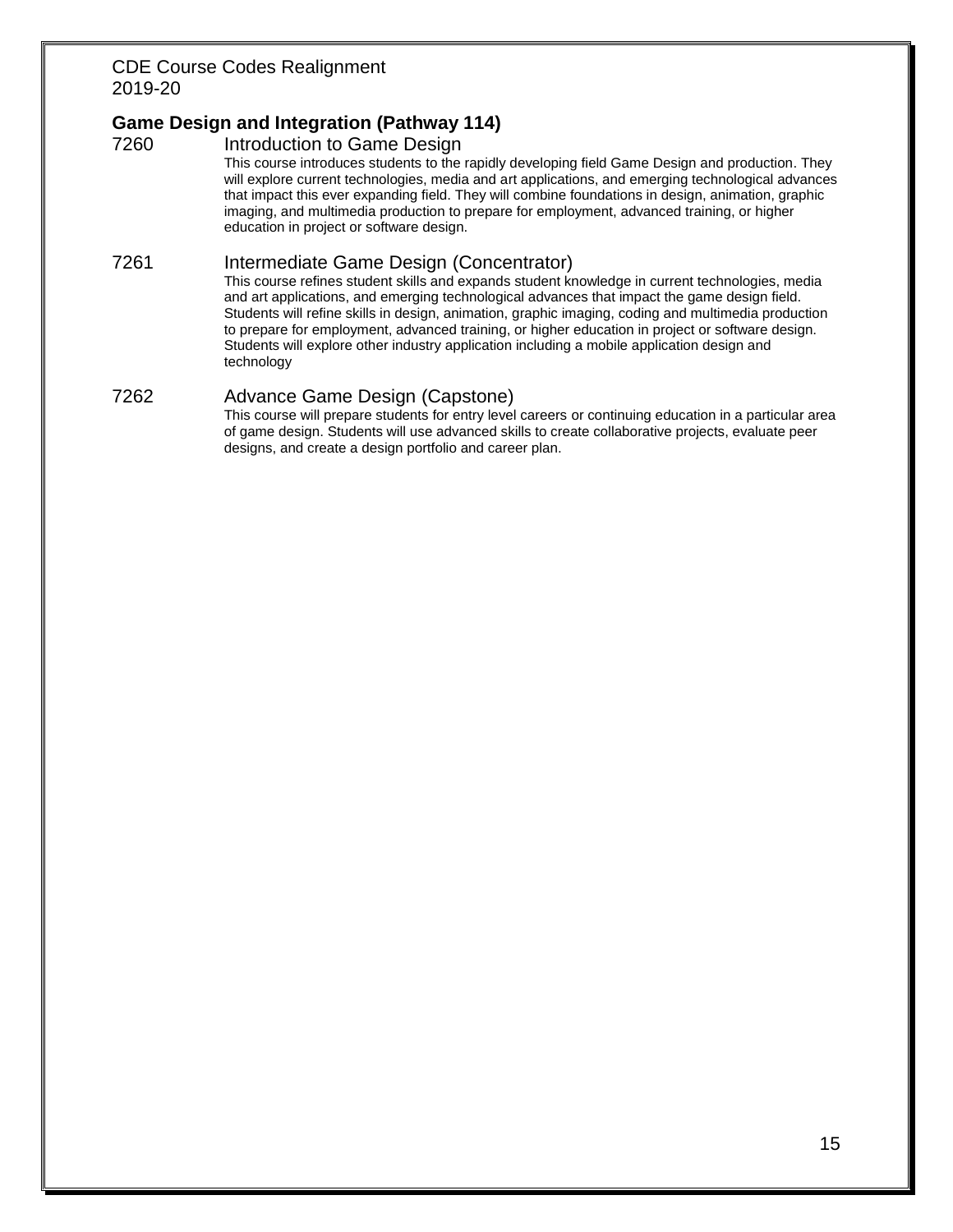## Game Design and Integration (Pathway 114)

**7260 Introduction to Game Design**

This course introduces students to the rapidly developing field Game Design and production. They will explore current technologies, media and art applications, and emerging technological advances that impact this ever expanding field. They will combine foundations in design, animation, graphic imaging, and multimedia production to prepare for employment, advanced training, or higher education in project or software design.

**7261 Intermediate Game Design (Concentrator)**

This course refines student skills and expands student knowledge in current technologies, media and art applications, and emerging technological advances that impact the game design field. Students will refine skills in design, animation, graphic imaging, coding and multimedia production to prepare for employment, advanced training, or higher education in project or software design. Students will explore other industry application including a mobile application design and technology

**7262 Advance Game Design (Capstone)**

This course will prepare students for entry level careers or continuing education in a particular area of game design. Students will use advanced skills to create collaborative projects, evaluate peer designs, and create a design portfolio and career plan.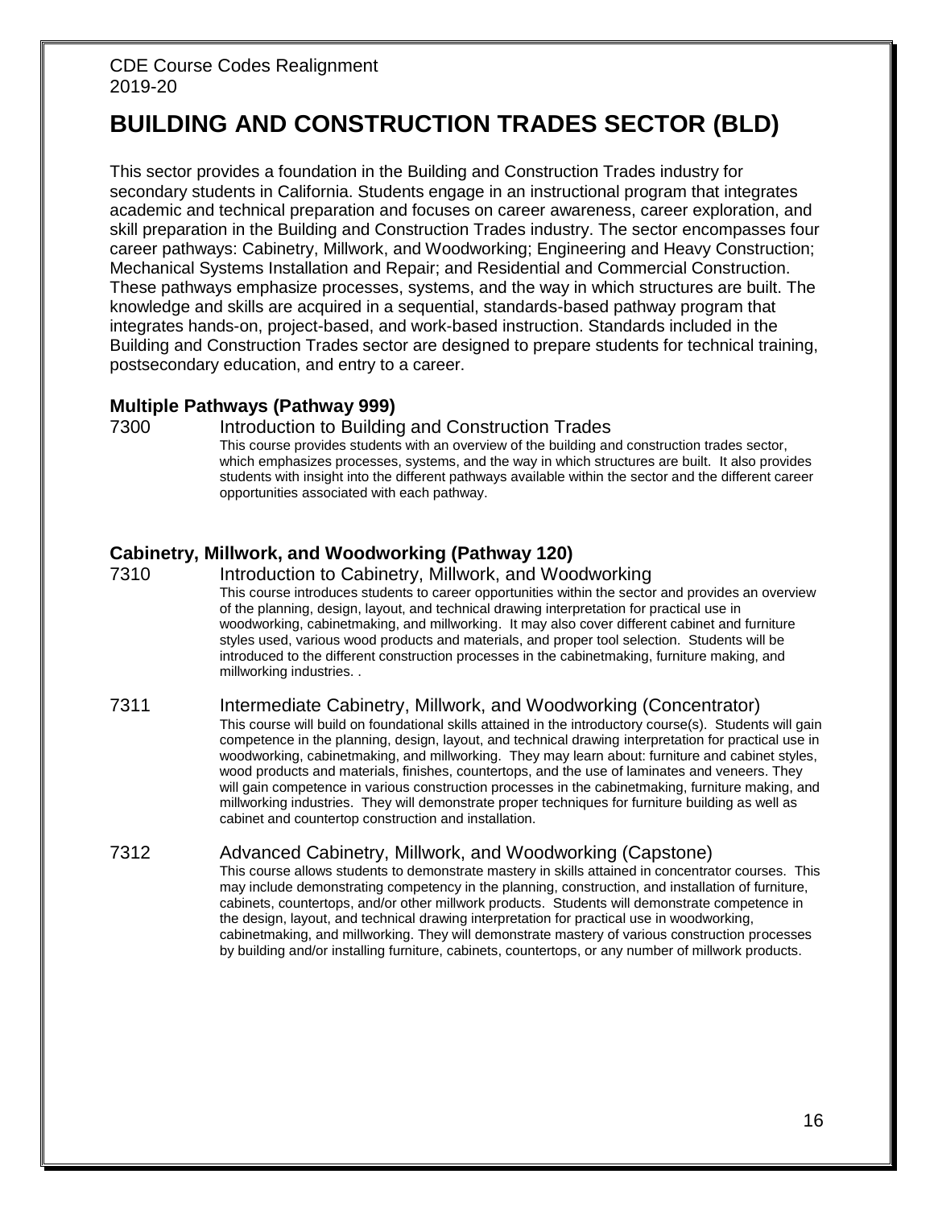CDE Course Codes Realignment
2019-20

# BUILDING AND CONSTRUCTION TRADES SECTOR (BLD)

This sector provides a foundation in the Building and Construction Trades industry for secondary students in California. Students engage in an instructional program that integrates academic and technical preparation and focuses on career awareness, career exploration, and skill preparation in the Building and Construction Trades industry. The sector encompasses four career pathways: Cabinetry, Millwork, and Woodworking; Engineering and Heavy Construction; Mechanical Systems Installation and Repair; and Residential and Commercial Construction. These pathways emphasize processes, systems, and the way in which structures are built. The knowledge and skills are acquired in a sequential, standards-based pathway program that integrates hands-on, project-based, and work-based instruction. Standards included in the Building and Construction Trades sector are designed to prepare students for technical training, postsecondary education, and entry to a career.

### Multiple Pathways (Pathway 999)

7300 Introduction to Building and Construction Trades

This course provides students with an overview of the building and construction trades sector, which emphasizes processes, systems, and the way in which structures are built. It also provides students with insight into the different pathways available within the sector and the different career opportunities associated with each pathway.

### Cabinetry, Millwork, and Woodworking (Pathway 120)

7310 Introduction to Cabinetry, Millwork, and Woodworking

This course introduces students to career opportunities within the sector and provides an overview of the planning, design, layout, and technical drawing interpretation for practical use in woodworking, cabinetmaking, and millworking. It may also cover different cabinet and furniture styles used, various wood products and materials, and proper tool selection. Students will be introduced to the different construction processes in the cabinetmaking, furniture making, and millworking industries. .

7311 Intermediate Cabinetry, Millwork, and Woodworking (Concentrator)

This course will build on foundational skills attained in the introductory course(s). Students will gain competence in the planning, design, layout, and technical drawing interpretation for practical use in woodworking, cabinetmaking, and millworking. They may learn about: furniture and cabinet styles, wood products and materials, finishes, countertops, and the use of laminates and veneers. They will gain competence in various construction processes in the cabinetmaking, furniture making, and millworking industries. They will demonstrate proper techniques for furniture building as well as cabinet and countertop construction and installation.

7312 Advanced Cabinetry, Millwork, and Woodworking (Capstone)

This course allows students to demonstrate mastery in skills attained in concentrator courses. This may include demonstrating competency in the planning, construction, and installation of furniture, cabinets, countertops, and/or other millwork products. Students will demonstrate competence in the design, layout, and technical drawing interpretation for practical use in woodworking, cabinetmaking, and millworking. They will demonstrate mastery of various construction processes by building and/or installing furniture, cabinets, countertops, or any number of millwork products.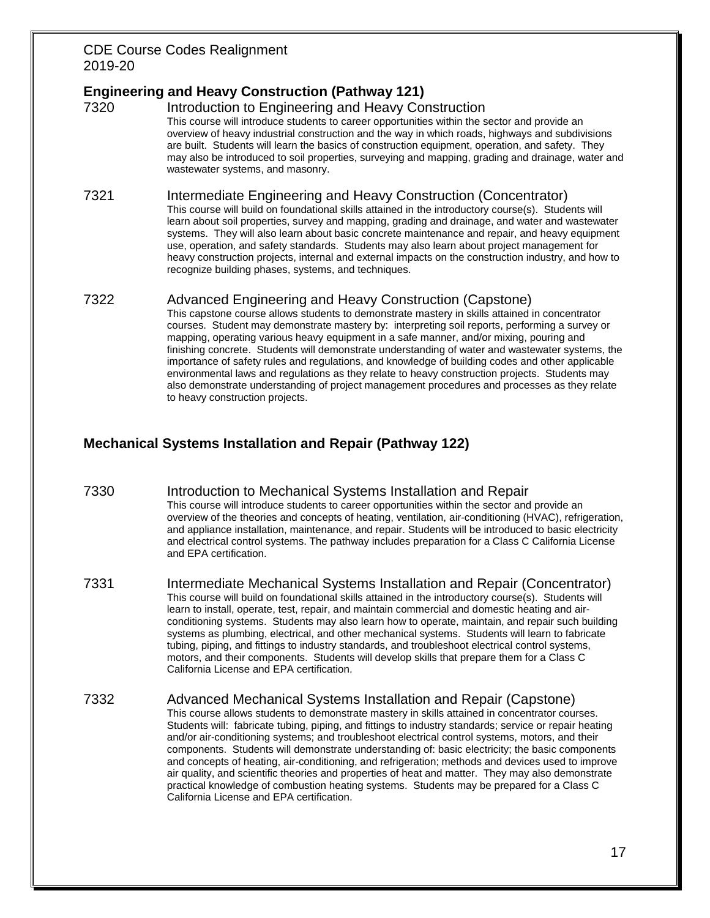## Engineering and Heavy Construction (Pathway 121)

**7320 Introduction to Engineering and Heavy Construction**

This course will introduce students to career opportunities within the sector and provide an overview of heavy industrial construction and the way in which roads, highways and subdivisions are built. Students will learn the basics of construction equipment, operation, and safety. They may also be introduced to soil properties, surveying and mapping, grading and drainage, water and wastewater systems, and masonry.

**7321 Intermediate Engineering and Heavy Construction (Concentrator)**

This course will build on foundational skills attained in the introductory course(s). Students will learn about soil properties, survey and mapping, grading and drainage, and water and wastewater systems. They will also learn about basic concrete maintenance and repair, and heavy equipment use, operation, and safety standards. Students may also learn about project management for heavy construction projects, internal and external impacts on the construction industry, and how to recognize building phases, systems, and techniques.

**7322 Advanced Engineering and Heavy Construction (Capstone)**

This capstone course allows students to demonstrate mastery in skills attained in concentrator courses. Student may demonstrate mastery by: interpreting soil reports, performing a survey or mapping, operating various heavy equipment in a safe manner, and/or mixing, pouring and finishing concrete. Students will demonstrate understanding of water and wastewater systems, the importance of safety rules and regulations, and knowledge of building codes and other applicable environmental laws and regulations as they relate to heavy construction projects. Students may also demonstrate understanding of project management procedures and processes as they relate to heavy construction projects.

## Mechanical Systems Installation and Repair (Pathway 122)

**7330 Introduction to Mechanical Systems Installation and Repair**

This course will introduce students to career opportunities within the sector and provide an overview of the theories and concepts of heating, ventilation, air-conditioning (HVAC), refrigeration, and appliance installation, maintenance, and repair. Students will be introduced to basic electricity and electrical control systems. The pathway includes preparation for a Class C California License and EPA certification.

**7331 Intermediate Mechanical Systems Installation and Repair (Concentrator)**

This course will build on foundational skills attained in the introductory course(s). Students will learn to install, operate, test, repair, and maintain commercial and domestic heating and air-conditioning systems. Students may also learn how to operate, maintain, and repair such building systems as plumbing, electrical, and other mechanical systems. Students will learn to fabricate tubing, piping, and fittings to industry standards, and troubleshoot electrical control systems, motors, and their components. Students will develop skills that prepare them for a Class C California License and EPA certification.

**7332 Advanced Mechanical Systems Installation and Repair (Capstone)**

This course allows students to demonstrate mastery in skills attained in concentrator courses. Students will: fabricate tubing, piping, and fittings to industry standards; service or repair heating and/or air-conditioning systems; and troubleshoot electrical control systems, motors, and their components. Students will demonstrate understanding of: basic electricity; the basic components and concepts of heating, air-conditioning, and refrigeration; methods and devices used to improve air quality, and scientific theories and properties of heat and matter. They may also demonstrate practical knowledge of combustion heating systems. Students may be prepared for a Class C California License and EPA certification.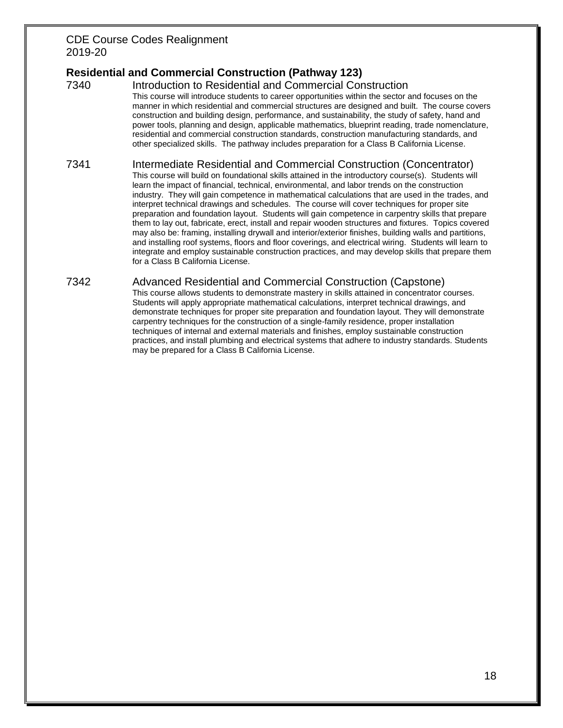## Residential and Commercial Construction (Pathway 123)

### 7340 Introduction to Residential and Commercial Construction

This course will introduce students to career opportunities within the sector and focuses on the manner in which residential and commercial structures are designed and built. The course covers construction and building design, performance, and sustainability, the study of safety, hand and power tools, planning and design, applicable mathematics, blueprint reading, trade nomenclature, residential and commercial construction standards, construction manufacturing standards, and other specialized skills. The pathway includes preparation for a Class B California License.

### 7341 Intermediate Residential and Commercial Construction (Concentrator)

This course will build on foundational skills attained in the introductory course(s). Students will learn the impact of financial, technical, environmental, and labor trends on the construction industry. They will gain competence in mathematical calculations that are used in the trades, and interpret technical drawings and schedules. The course will cover techniques for proper site preparation and foundation layout. Students will gain competence in carpentry skills that prepare them to lay out, fabricate, erect, install and repair wooden structures and fixtures. Topics covered may also be: framing, installing drywall and interior/exterior finishes, building walls and partitions, and installing roof systems, floors and floor coverings, and electrical wiring. Students will learn to integrate and employ sustainable construction practices, and may develop skills that prepare them for a Class B California License.

### 7342 Advanced Residential and Commercial Construction (Capstone)

This course allows students to demonstrate mastery in skills attained in concentrator courses. Students will apply appropriate mathematical calculations, interpret technical drawings, and demonstrate techniques for proper site preparation and foundation layout. They will demonstrate carpentry techniques for the construction of a single-family residence, proper installation techniques of internal and external materials and finishes, employ sustainable construction practices, and install plumbing and electrical systems that adhere to industry standards. Students may be prepared for a Class B California License.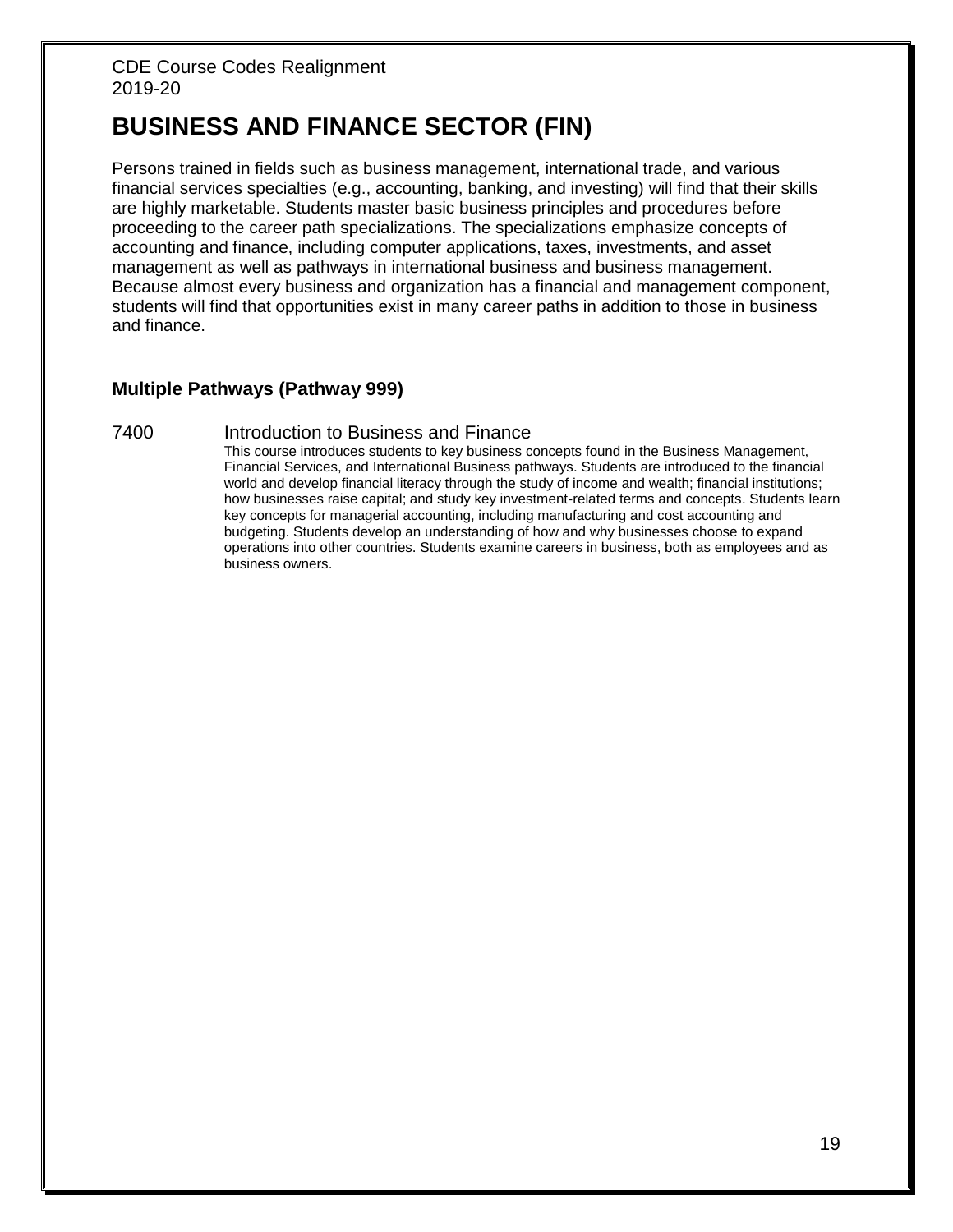# BUSINESS AND FINANCE SECTOR (FIN)

Persons trained in fields such as business management, international trade, and various financial services specialties (e.g., accounting, banking, and investing) will find that their skills are highly marketable. Students master basic business principles and procedures before proceeding to the career path specializations. The specializations emphasize concepts of accounting and finance, including computer applications, taxes, investments, and asset management as well as pathways in international business and business management. Because almost every business and organization has a financial and management component, students will find that opportunities exist in many career paths in addition to those in business and finance.

### Multiple Pathways (Pathway 999)

7400 Introduction to Business and Finance

This course introduces students to key business concepts found in the Business Management, Financial Services, and International Business pathways. Students are introduced to the financial world and develop financial literacy through the study of income and wealth; financial institutions; how businesses raise capital; and study key investment-related terms and concepts. Students learn key concepts for managerial accounting, including manufacturing and cost accounting and budgeting. Students develop an understanding of how and why businesses choose to expand operations into other countries. Students examine careers in business, both as employees and as business owners.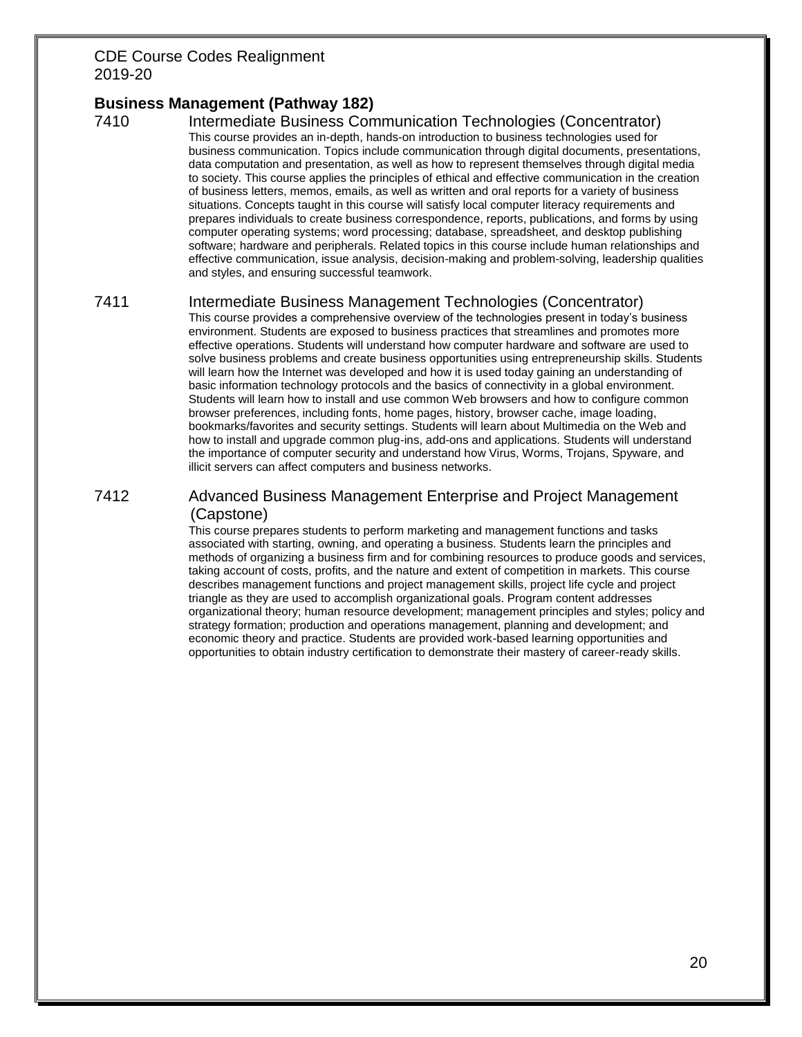## Business Management (Pathway 182)

### 7410 Intermediate Business Communication Technologies (Concentrator)

This course provides an in-depth, hands-on introduction to business technologies used for business communication. Topics include communication through digital documents, presentations, data computation and presentation, as well as how to represent themselves through digital media to society. This course applies the principles of ethical and effective communication in the creation of business letters, memos, emails, as well as written and oral reports for a variety of business situations. Concepts taught in this course will satisfy local computer literacy requirements and prepares individuals to create business correspondence, reports, publications, and forms by using computer operating systems; word processing; database, spreadsheet, and desktop publishing software; hardware and peripherals. Related topics in this course include human relationships and effective communication, issue analysis, decision-making and problem-solving, leadership qualities and styles, and ensuring successful teamwork.

### 7411 Intermediate Business Management Technologies (Concentrator)

This course provides a comprehensive overview of the technologies present in today's business environment. Students are exposed to business practices that streamlines and promotes more effective operations. Students will understand how computer hardware and software are used to solve business problems and create business opportunities using entrepreneurship skills. Students will learn how the Internet was developed and how it is used today gaining an understanding of basic information technology protocols and the basics of connectivity in a global environment. Students will learn how to install and use common Web browsers and how to configure common browser preferences, including fonts, home pages, history, browser cache, image loading, bookmarks/favorites and security settings. Students will learn about Multimedia on the Web and how to install and upgrade common plug-ins, add-ons and applications. Students will understand the importance of computer security and understand how Virus, Worms, Trojans, Spyware, and illicit servers can affect computers and business networks.

### 7412 Advanced Business Management Enterprise and Project Management (Capstone)

This course prepares students to perform marketing and management functions and tasks associated with starting, owning, and operating a business. Students learn the principles and methods of organizing a business firm and for combining resources to produce goods and services, taking account of costs, profits, and the nature and extent of competition in markets. This course describes management functions and project management skills, project life cycle and project triangle as they are used to accomplish organizational goals. Program content addresses organizational theory; human resource development; management principles and styles; policy and strategy formation; production and operations management, planning and development; and economic theory and practice. Students are provided work-based learning opportunities and opportunities to obtain industry certification to demonstrate their mastery of career-ready skills.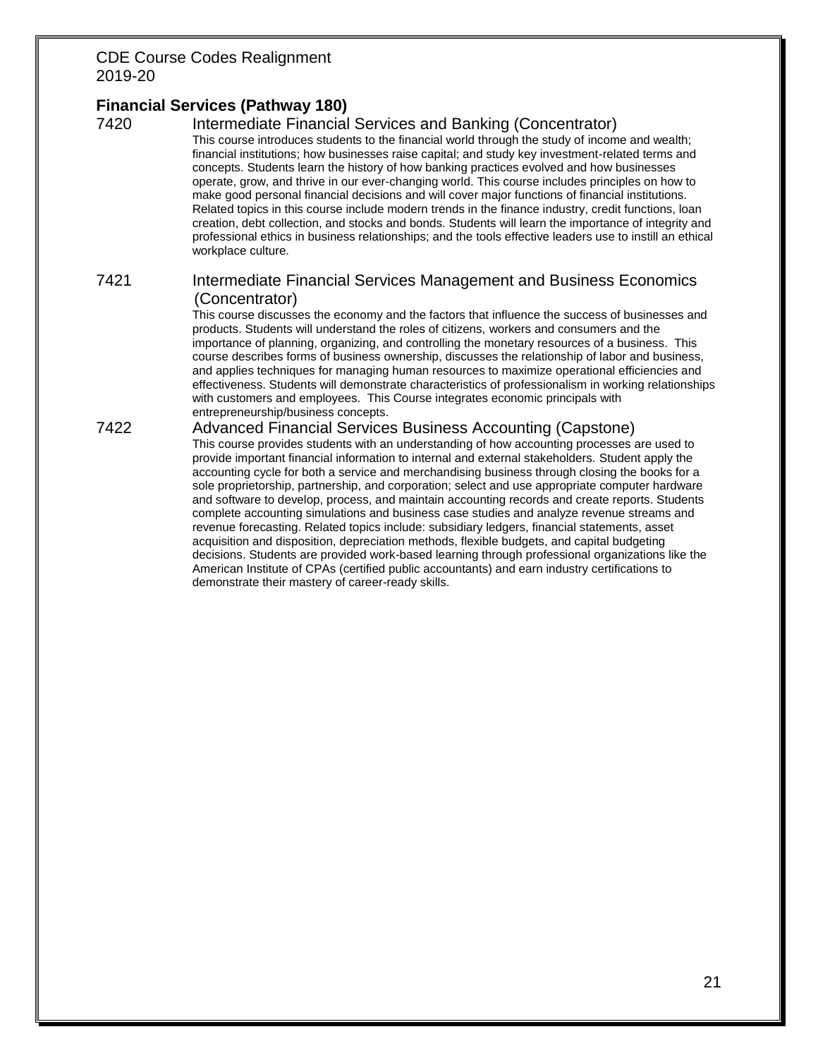CDE Course Codes Realignment
2019-20

## Financial Services (Pathway 180)

### 7420 Intermediate Financial Services and Banking (Concentrator)

This course introduces students to the financial world through the study of income and wealth; financial institutions; how businesses raise capital; and study key investment-related terms and concepts. Students learn the history of how banking practices evolved and how businesses operate, grow, and thrive in our ever-changing world. This course includes principles on how to make good personal financial decisions and will cover major functions of financial institutions. Related topics in this course include modern trends in the finance industry, credit functions, loan creation, debt collection, and stocks and bonds. Students will learn the importance of integrity and professional ethics in business relationships; and the tools effective leaders use to instill an ethical workplace culture.

### 7421 Intermediate Financial Services Management and Business Economics (Concentrator)

This course discusses the economy and the factors that influence the success of businesses and products. Students will understand the roles of citizens, workers and consumers and the importance of planning, organizing, and controlling the monetary resources of a business. This course describes forms of business ownership, discusses the relationship of labor and business, and applies techniques for managing human resources to maximize operational efficiencies and effectiveness. Students will demonstrate characteristics of professionalism in working relationships with customers and employees. This Course integrates economic principals with entrepreneurship/business concepts.

### 7422 Advanced Financial Services Business Accounting (Capstone)

This course provides students with an understanding of how accounting processes are used to provide important financial information to internal and external stakeholders. Student apply the accounting cycle for both a service and merchandising business through closing the books for a sole proprietorship, partnership, and corporation; select and use appropriate computer hardware and software to develop, process, and maintain accounting records and create reports. Students complete accounting simulations and business case studies and analyze revenue streams and revenue forecasting. Related topics include: subsidiary ledgers, financial statements, asset acquisition and disposition, depreciation methods, flexible budgets, and capital budgeting decisions. Students are provided work-based learning through professional organizations like the American Institute of CPAs (certified public accountants) and earn industry certifications to demonstrate their mastery of career-ready skills.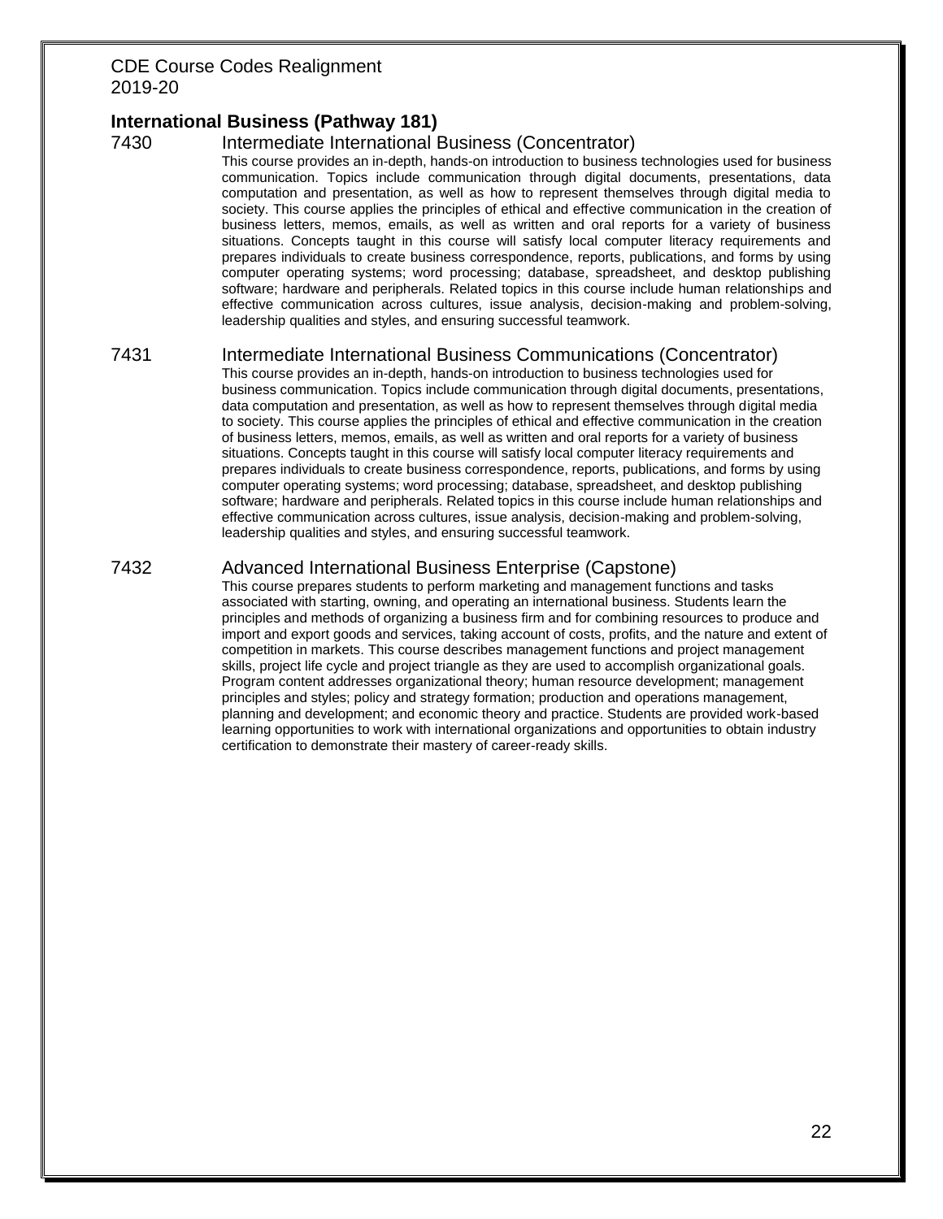## International Business (Pathway 181)

### 7430 Intermediate International Business (Concentrator)

This course provides an in-depth, hands-on introduction to business technologies used for business communication. Topics include communication through digital documents, presentations, data computation and presentation, as well as how to represent themselves through digital media to society. This course applies the principles of ethical and effective communication in the creation of business letters, memos, emails, as well as written and oral reports for a variety of business situations. Concepts taught in this course will satisfy local computer literacy requirements and prepares individuals to create business correspondence, reports, publications, and forms by using computer operating systems; word processing; database, spreadsheet, and desktop publishing software; hardware and peripherals. Related topics in this course include human relationships and effective communication across cultures, issue analysis, decision-making and problem-solving, leadership qualities and styles, and ensuring successful teamwork.

### 7431 Intermediate International Business Communications (Concentrator)

This course provides an in-depth, hands-on introduction to business technologies used for business communication. Topics include communication through digital documents, presentations, data computation and presentation, as well as how to represent themselves through digital media to society. This course applies the principles of ethical and effective communication in the creation of business letters, memos, emails, as well as written and oral reports for a variety of business situations. Concepts taught in this course will satisfy local computer literacy requirements and prepares individuals to create business correspondence, reports, publications, and forms by using computer operating systems; word processing; database, spreadsheet, and desktop publishing software; hardware and peripherals. Related topics in this course include human relationships and effective communication across cultures, issue analysis, decision-making and problem-solving, leadership qualities and styles, and ensuring successful teamwork.

### 7432 Advanced International Business Enterprise (Capstone)

This course prepares students to perform marketing and management functions and tasks associated with starting, owning, and operating an international business. Students learn the principles and methods of organizing a business firm and for combining resources to produce and import and export goods and services, taking account of costs, profits, and the nature and extent of competition in markets. This course describes management functions and project management skills, project life cycle and project triangle as they are used to accomplish organizational goals. Program content addresses organizational theory; human resource development; management principles and styles; policy and strategy formation; production and operations management, planning and development; and economic theory and practice. Students are provided work-based learning opportunities to work with international organizations and opportunities to obtain industry certification to demonstrate their mastery of career-ready skills.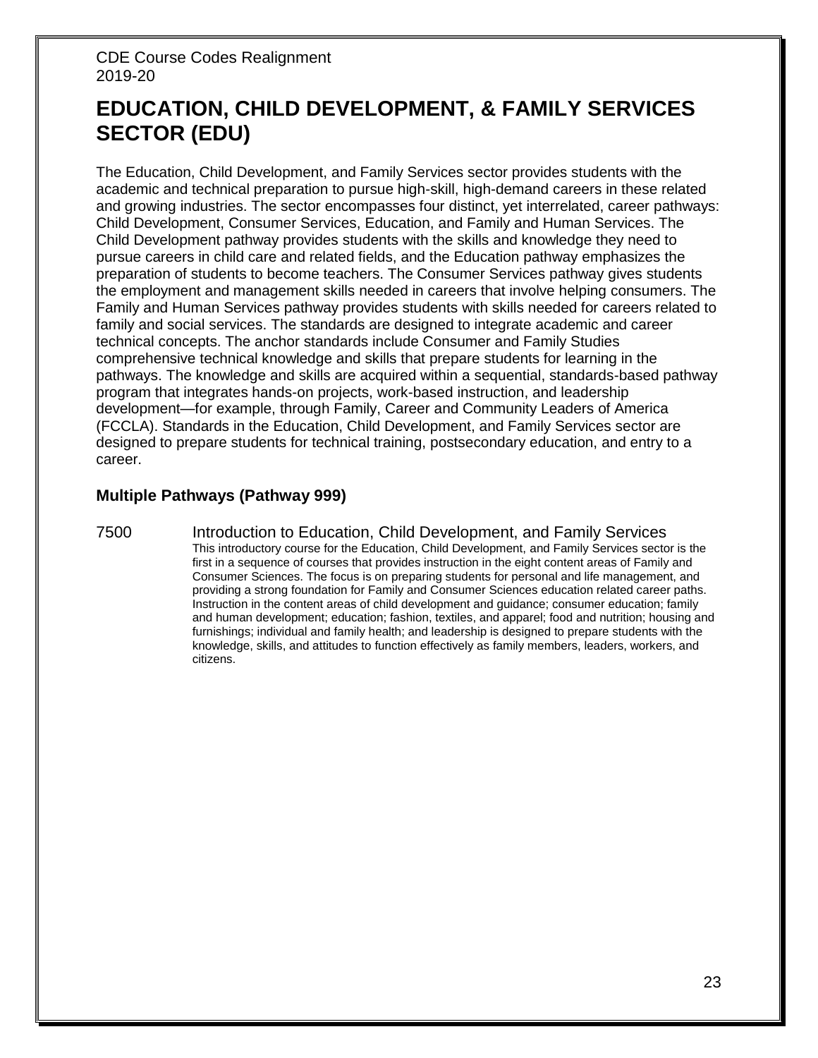# EDUCATION, CHILD DEVELOPMENT, & FAMILY SERVICES SECTOR (EDU)

The Education, Child Development, and Family Services sector provides students with the academic and technical preparation to pursue high-skill, high-demand careers in these related and growing industries. The sector encompasses four distinct, yet interrelated, career pathways: Child Development, Consumer Services, Education, and Family and Human Services. The Child Development pathway provides students with the skills and knowledge they need to pursue careers in child care and related fields, and the Education pathway emphasizes the preparation of students to become teachers. The Consumer Services pathway gives students the employment and management skills needed in careers that involve helping consumers. The Family and Human Services pathway provides students with skills needed for careers related to family and social services. The standards are designed to integrate academic and career technical concepts. The anchor standards include Consumer and Family Studies comprehensive technical knowledge and skills that prepare students for learning in the pathways. The knowledge and skills are acquired within a sequential, standards-based pathway program that integrates hands-on projects, work-based instruction, and leadership development—for example, through Family, Career and Community Leaders of America (FCCLA). Standards in the Education, Child Development, and Family Services sector are designed to prepare students for technical training, postsecondary education, and entry to a career.

### Multiple Pathways (Pathway 999)

7500 Introduction to Education, Child Development, and Family Services

This introductory course for the Education, Child Development, and Family Services sector is the first in a sequence of courses that provides instruction in the eight content areas of Family and Consumer Sciences. The focus is on preparing students for personal and life management, and providing a strong foundation for Family and Consumer Sciences education related career paths. Instruction in the content areas of child development and guidance; consumer education; family and human development; education; fashion, textiles, and apparel; food and nutrition; housing and furnishings; individual and family health; and leadership is designed to prepare students with the knowledge, skills, and attitudes to function effectively as family members, leaders, workers, and citizens.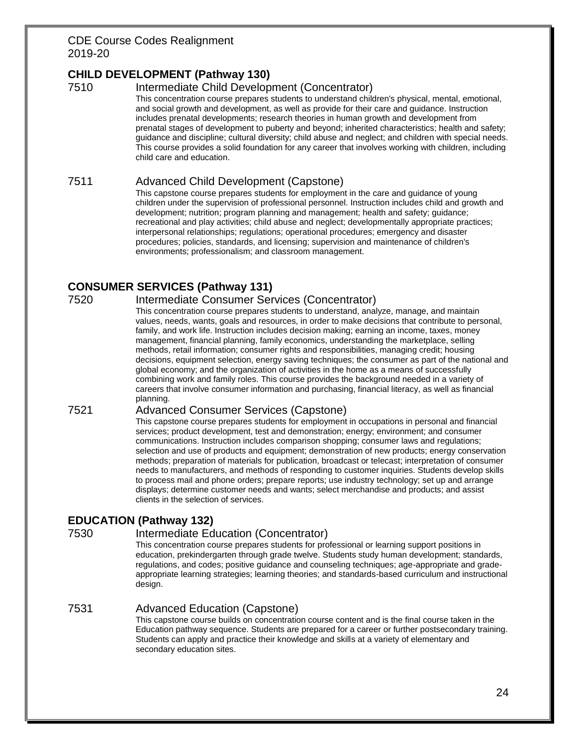CDE Course Codes Realignment
2019-20

## CHILD DEVELOPMENT (Pathway 130)

### 7510 Intermediate Child Development (Concentrator)

This concentration course prepares students to understand children's physical, mental, emotional, and social growth and development, as well as provide for their care and guidance. Instruction includes prenatal developments; research theories in human growth and development from prenatal stages of development to puberty and beyond; inherited characteristics; health and safety; guidance and discipline; cultural diversity; child abuse and neglect; and children with special needs. This course provides a solid foundation for any career that involves working with children, including child care and education.

### 7511 Advanced Child Development (Capstone)

This capstone course prepares students for employment in the care and guidance of young children under the supervision of professional personnel. Instruction includes child and growth and development; nutrition; program planning and management; health and safety; guidance; recreational and play activities; child abuse and neglect; developmentally appropriate practices; interpersonal relationships; regulations; operational procedures; emergency and disaster procedures; policies, standards, and licensing; supervision and maintenance of children's environments; professionalism; and classroom management.

## CONSUMER SERVICES (Pathway 131)

### 7520 Intermediate Consumer Services (Concentrator)

This concentration course prepares students to understand, analyze, manage, and maintain values, needs, wants, goals and resources, in order to make decisions that contribute to personal, family, and work life. Instruction includes decision making; earning an income, taxes, money management, financial planning, family economics, understanding the marketplace, selling methods, retail information; consumer rights and responsibilities, managing credit; housing decisions, equipment selection, energy saving techniques; the consumer as part of the national and global economy; and the organization of activities in the home as a means of successfully combining work and family roles. This course provides the background needed in a variety of careers that involve consumer information and purchasing, financial literacy, as well as financial planning.

### 7521 Advanced Consumer Services (Capstone)

This capstone course prepares students for employment in occupations in personal and financial services; product development, test and demonstration; energy; environment; and consumer communications. Instruction includes comparison shopping; consumer laws and regulations; selection and use of products and equipment; demonstration of new products; energy conservation methods; preparation of materials for publication, broadcast or telecast; interpretation of consumer needs to manufacturers, and methods of responding to customer inquiries. Students develop skills to process mail and phone orders; prepare reports; use industry technology; set up and arrange displays; determine customer needs and wants; select merchandise and products; and assist clients in the selection of services.

## EDUCATION (Pathway 132)

### 7530 Intermediate Education (Concentrator)

This concentration course prepares students for professional or learning support positions in education, prekindergarten through grade twelve. Students study human development; standards, regulations, and codes; positive guidance and counseling techniques; age-appropriate and grade-appropriate learning strategies; learning theories; and standards-based curriculum and instructional design.

### 7531 Advanced Education (Capstone)

This capstone course builds on concentration course content and is the final course taken in the Education pathway sequence. Students are prepared for a career or further postsecondary training. Students can apply and practice their knowledge and skills at a variety of elementary and secondary education sites.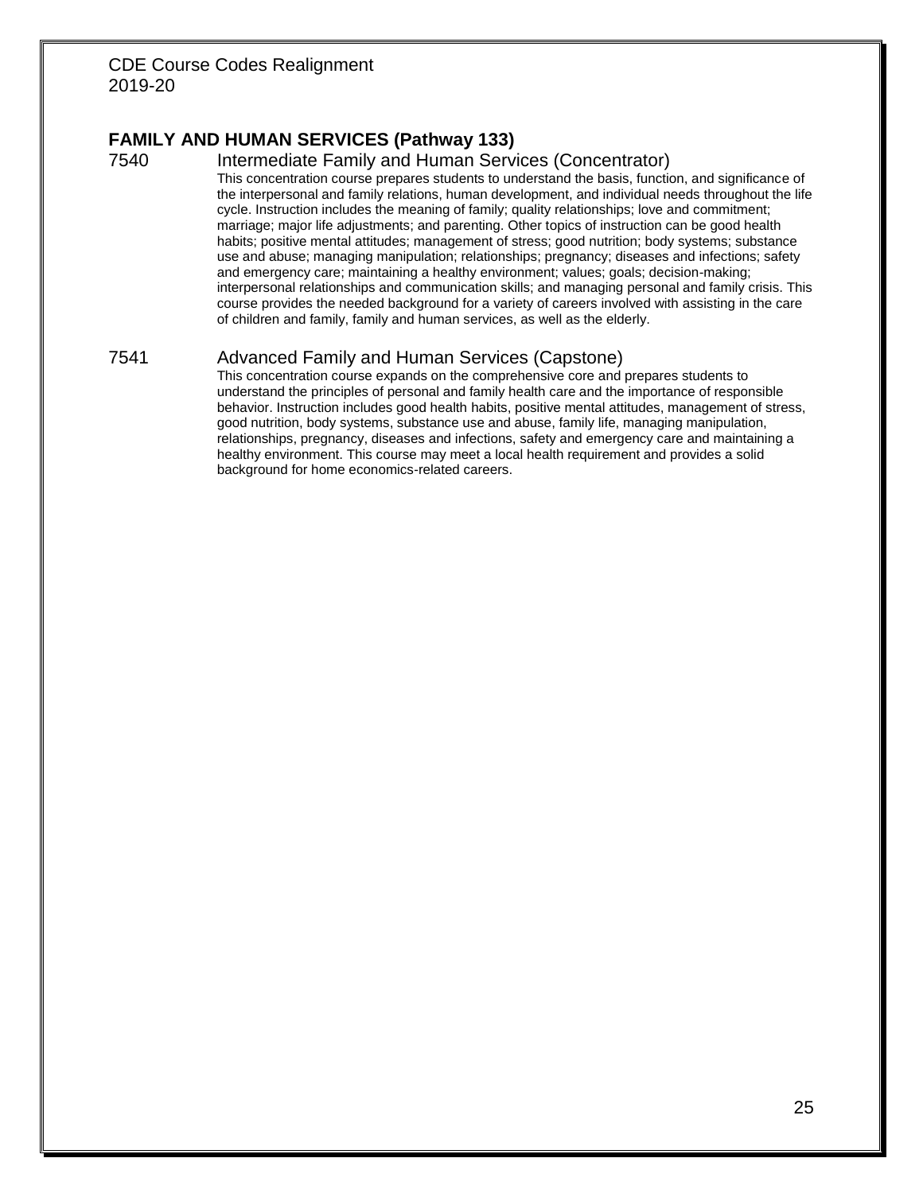## FAMILY AND HUMAN SERVICES (Pathway 133)

### 7540 Intermediate Family and Human Services (Concentrator)

This concentration course prepares students to understand the basis, function, and significance of the interpersonal and family relations, human development, and individual needs throughout the life cycle. Instruction includes the meaning of family; quality relationships; love and commitment; marriage; major life adjustments; and parenting. Other topics of instruction can be good health habits; positive mental attitudes; management of stress; good nutrition; body systems; substance use and abuse; managing manipulation; relationships; pregnancy; diseases and infections; safety and emergency care; maintaining a healthy environment; values; goals; decision-making; interpersonal relationships and communication skills; and managing personal and family crisis. This course provides the needed background for a variety of careers involved with assisting in the care of children and family, family and human services, as well as the elderly.

### 7541 Advanced Family and Human Services (Capstone)

This concentration course expands on the comprehensive core and prepares students to understand the principles of personal and family health care and the importance of responsible behavior. Instruction includes good health habits, positive mental attitudes, management of stress, good nutrition, body systems, substance use and abuse, family life, managing manipulation, relationships, pregnancy, diseases and infections, safety and emergency care and maintaining a healthy environment. This course may meet a local health requirement and provides a solid background for home economics-related careers.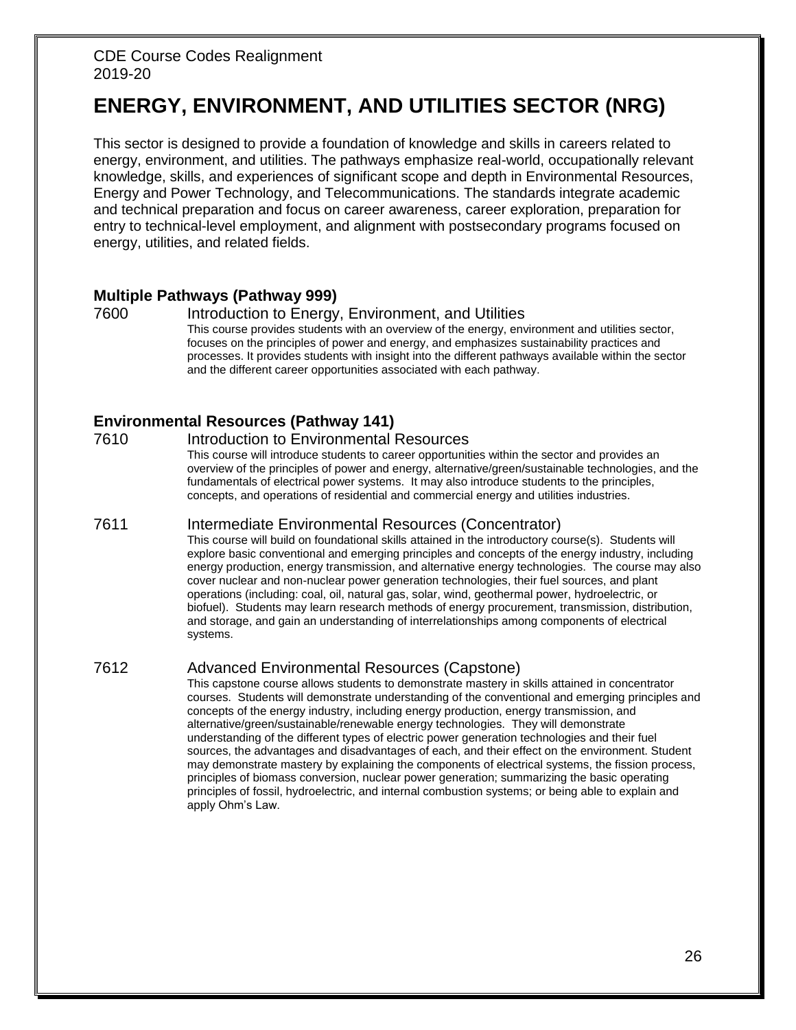CDE Course Codes Realignment
2019-20

# ENERGY, ENVIRONMENT, AND UTILITIES SECTOR (NRG)

This sector is designed to provide a foundation of knowledge and skills in careers related to energy, environment, and utilities. The pathways emphasize real-world, occupationally relevant knowledge, skills, and experiences of significant scope and depth in Environmental Resources, Energy and Power Technology, and Telecommunications. The standards integrate academic and technical preparation and focus on career awareness, career exploration, preparation for entry to technical-level employment, and alignment with postsecondary programs focused on energy, utilities, and related fields.

### Multiple Pathways (Pathway 999)

**7600** Introduction to Energy, Environment, and Utilities

This course provides students with an overview of the energy, environment and utilities sector, focuses on the principles of power and energy, and emphasizes sustainability practices and processes. It provides students with insight into the different pathways available within the sector and the different career opportunities associated with each pathway.

### Environmental Resources (Pathway 141)

**7610** Introduction to Environmental Resources

This course will introduce students to career opportunities within the sector and provides an overview of the principles of power and energy, alternative/green/sustainable technologies, and the fundamentals of electrical power systems. It may also introduce students to the principles, concepts, and operations of residential and commercial energy and utilities industries.

**7611** Intermediate Environmental Resources (Concentrator)

This course will build on foundational skills attained in the introductory course(s). Students will explore basic conventional and emerging principles and concepts of the energy industry, including energy production, energy transmission, and alternative energy technologies. The course may also cover nuclear and non-nuclear power generation technologies, their fuel sources, and plant operations (including: coal, oil, natural gas, solar, wind, geothermal power, hydroelectric, or biofuel). Students may learn research methods of energy procurement, transmission, distribution, and storage, and gain an understanding of interrelationships among components of electrical systems.

**7612** Advanced Environmental Resources (Capstone)

This capstone course allows students to demonstrate mastery in skills attained in concentrator courses. Students will demonstrate understanding of the conventional and emerging principles and concepts of the energy industry, including energy production, energy transmission, and alternative/green/sustainable/renewable energy technologies. They will demonstrate understanding of the different types of electric power generation technologies and their fuel sources, the advantages and disadvantages of each, and their effect on the environment. Student may demonstrate mastery by explaining the components of electrical systems, the fission process, principles of biomass conversion, nuclear power generation; summarizing the basic operating principles of fossil, hydroelectric, and internal combustion systems; or being able to explain and apply Ohm's Law.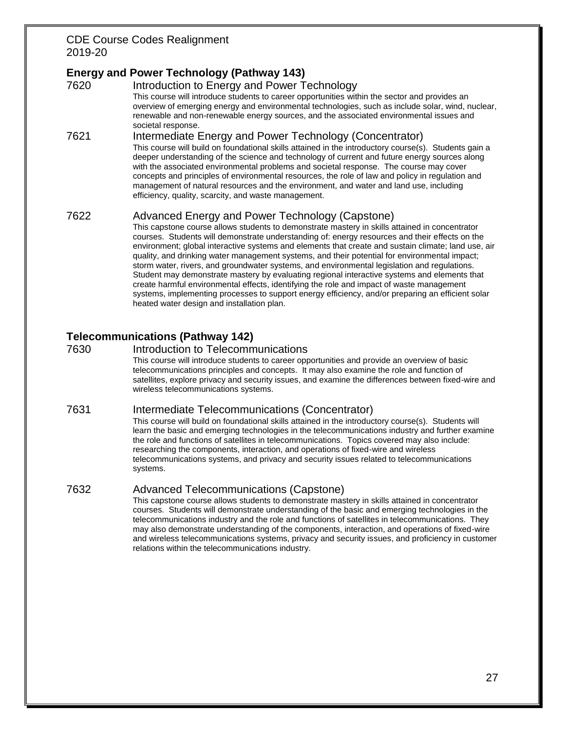## Energy and Power Technology (Pathway 143)

**7620** Introduction to Energy and Power Technology

This course will introduce students to career opportunities within the sector and provides an overview of emerging energy and environmental technologies, such as include solar, wind, nuclear, renewable and non-renewable energy sources, and the associated environmental issues and societal response.

**7621** Intermediate Energy and Power Technology (Concentrator)

This course will build on foundational skills attained in the introductory course(s). Students gain a deeper understanding of the science and technology of current and future energy sources along with the associated environmental problems and societal response. The course may cover concepts and principles of environmental resources, the role of law and policy in regulation and management of natural resources and the environment, and water and land use, including efficiency, quality, scarcity, and waste management.

**7622** Advanced Energy and Power Technology (Capstone)

This capstone course allows students to demonstrate mastery in skills attained in concentrator courses. Students will demonstrate understanding of: energy resources and their effects on the environment; global interactive systems and elements that create and sustain climate; land use, air quality, and drinking water management systems, and their potential for environmental impact; storm water, rivers, and groundwater systems, and environmental legislation and regulations. Student may demonstrate mastery by evaluating regional interactive systems and elements that create harmful environmental effects, identifying the role and impact of waste management systems, implementing processes to support energy efficiency, and/or preparing an efficient solar heated water design and installation plan.

## Telecommunications (Pathway 142)

**7630** Introduction to Telecommunications

This course will introduce students to career opportunities and provide an overview of basic telecommunications principles and concepts. It may also examine the role and function of satellites, explore privacy and security issues, and examine the differences between fixed-wire and wireless telecommunications systems.

**7631** Intermediate Telecommunications (Concentrator)

This course will build on foundational skills attained in the introductory course(s). Students will learn the basic and emerging technologies in the telecommunications industry and further examine the role and functions of satellites in telecommunications. Topics covered may also include: researching the components, interaction, and operations of fixed-wire and wireless telecommunications systems, and privacy and security issues related to telecommunications systems.

**7632** Advanced Telecommunications (Capstone)

This capstone course allows students to demonstrate mastery in skills attained in concentrator courses. Students will demonstrate understanding of the basic and emerging technologies in the telecommunications industry and the role and functions of satellites in telecommunications. They may also demonstrate understanding of the components, interaction, and operations of fixed-wire and wireless telecommunications systems, privacy and security issues, and proficiency in customer relations within the telecommunications industry.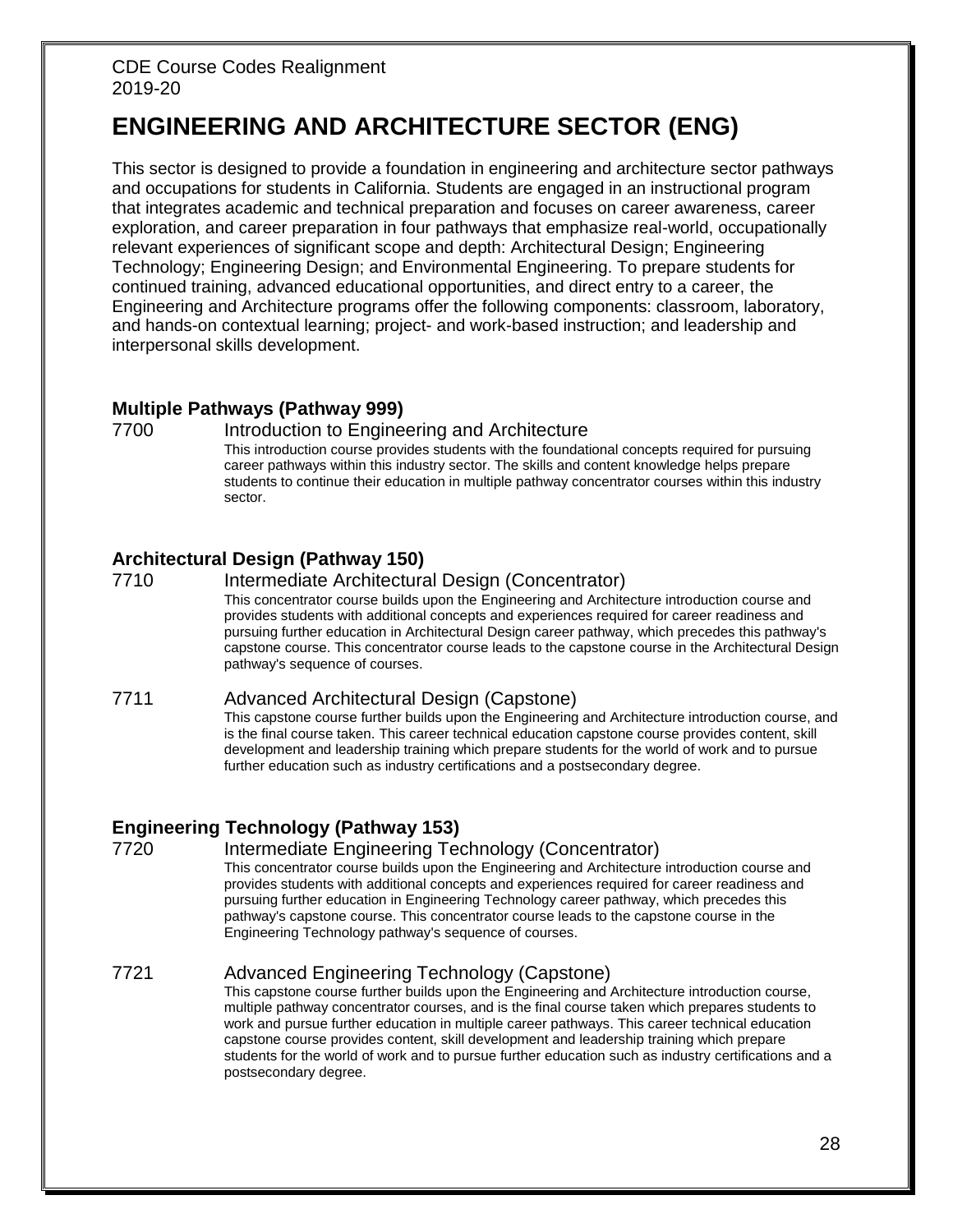# ENGINEERING AND ARCHITECTURE SECTOR (ENG)

This sector is designed to provide a foundation in engineering and architecture sector pathways and occupations for students in California. Students are engaged in an instructional program that integrates academic and technical preparation and focuses on career awareness, career exploration, and career preparation in four pathways that emphasize real-world, occupationally relevant experiences of significant scope and depth: Architectural Design; Engineering Technology; Engineering Design; and Environmental Engineering. To prepare students for continued training, advanced educational opportunities, and direct entry to a career, the Engineering and Architecture programs offer the following components: classroom, laboratory, and hands-on contextual learning; project- and work-based instruction; and leadership and interpersonal skills development.

### Multiple Pathways (Pathway 999)

**7700** Introduction to Engineering and Architecture

This introduction course provides students with the foundational concepts required for pursuing career pathways within this industry sector. The skills and content knowledge helps prepare students to continue their education in multiple pathway concentrator courses within this industry sector.

### Architectural Design (Pathway 150)

**7710** Intermediate Architectural Design (Concentrator)

This concentrator course builds upon the Engineering and Architecture introduction course and provides students with additional concepts and experiences required for career readiness and pursuing further education in Architectural Design career pathway, which precedes this pathway's capstone course. This concentrator course leads to the capstone course in the Architectural Design pathway's sequence of courses.

**7711** Advanced Architectural Design (Capstone)

This capstone course further builds upon the Engineering and Architecture introduction course, and is the final course taken. This career technical education capstone course provides content, skill development and leadership training which prepare students for the world of work and to pursue further education such as industry certifications and a postsecondary degree.

### Engineering Technology (Pathway 153)

**7720** Intermediate Engineering Technology (Concentrator)

This concentrator course builds upon the Engineering and Architecture introduction course and provides students with additional concepts and experiences required for career readiness and pursuing further education in Engineering Technology career pathway, which precedes this pathway's capstone course. This concentrator course leads to the capstone course in the Engineering Technology pathway's sequence of courses.

**7721** Advanced Engineering Technology (Capstone)

This capstone course further builds upon the Engineering and Architecture introduction course, multiple pathway concentrator courses, and is the final course taken which prepares students to work and pursue further education in multiple career pathways. This career technical education capstone course provides content, skill development and leadership training which prepare students for the world of work and to pursue further education such as industry certifications and a postsecondary degree.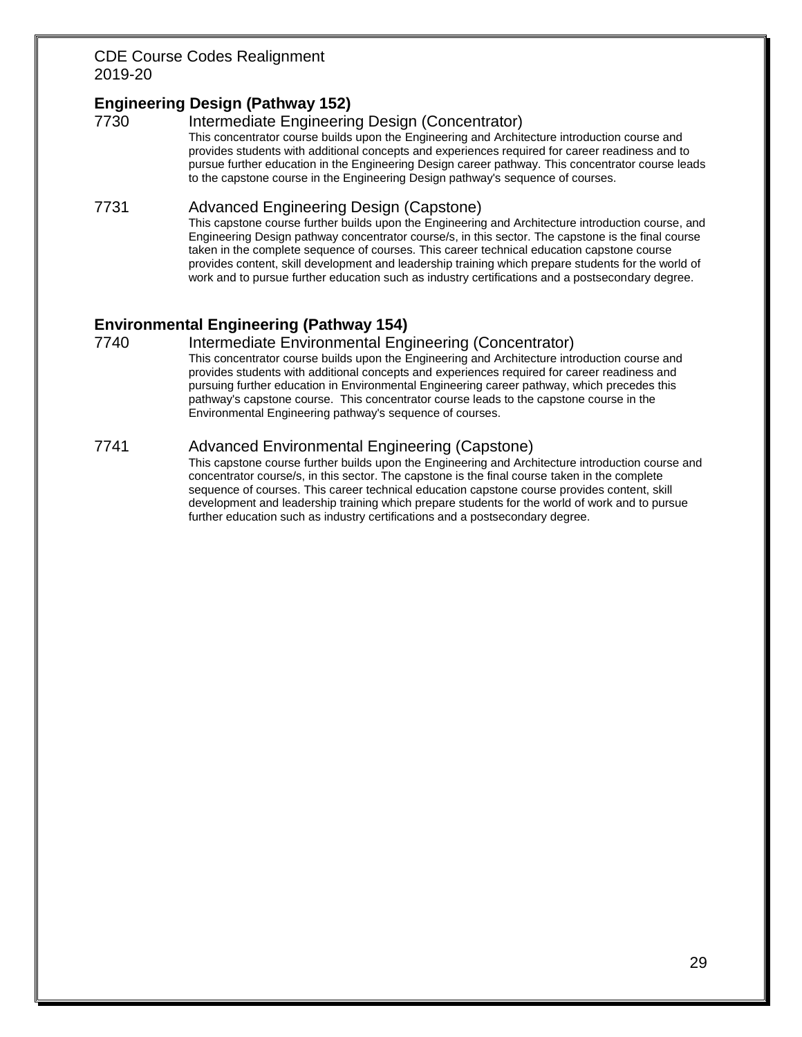## Engineering Design (Pathway 152)

### 7730 Intermediate Engineering Design (Concentrator)

This concentrator course builds upon the Engineering and Architecture introduction course and provides students with additional concepts and experiences required for career readiness and to pursue further education in the Engineering Design career pathway. This concentrator course leads to the capstone course in the Engineering Design pathway's sequence of courses.

### 7731 Advanced Engineering Design (Capstone)

This capstone course further builds upon the Engineering and Architecture introduction course, and Engineering Design pathway concentrator course/s, in this sector. The capstone is the final course taken in the complete sequence of courses. This career technical education capstone course provides content, skill development and leadership training which prepare students for the world of work and to pursue further education such as industry certifications and a postsecondary degree.

## Environmental Engineering (Pathway 154)

### 7740 Intermediate Environmental Engineering (Concentrator)

This concentrator course builds upon the Engineering and Architecture introduction course and provides students with additional concepts and experiences required for career readiness and pursuing further education in Environmental Engineering career pathway, which precedes this pathway's capstone course. This concentrator course leads to the capstone course in the Environmental Engineering pathway's sequence of courses.

### 7741 Advanced Environmental Engineering (Capstone)

This capstone course further builds upon the Engineering and Architecture introduction course and concentrator course/s, in this sector. The capstone is the final course taken in the complete sequence of courses. This career technical education capstone course provides content, skill development and leadership training which prepare students for the world of work and to pursue further education such as industry certifications and a postsecondary degree.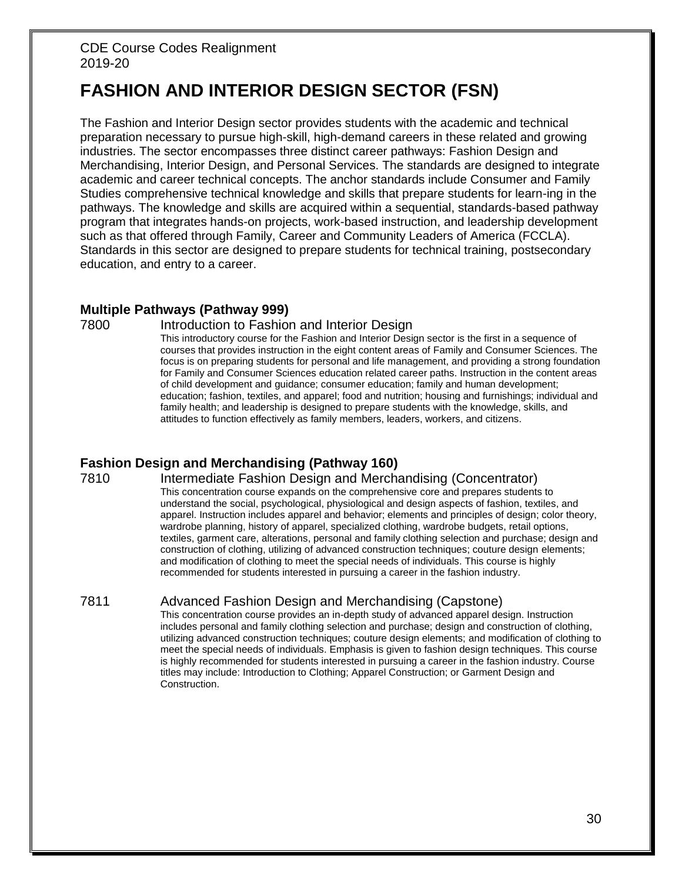CDE Course Codes Realignment
2019-20

# FASHION AND INTERIOR DESIGN SECTOR (FSN)

The Fashion and Interior Design sector provides students with the academic and technical preparation necessary to pursue high-skill, high-demand careers in these related and growing industries. The sector encompasses three distinct career pathways: Fashion Design and Merchandising, Interior Design, and Personal Services. The standards are designed to integrate academic and career technical concepts. The anchor standards include Consumer and Family Studies comprehensive technical knowledge and skills that prepare students for learn-ing in the pathways. The knowledge and skills are acquired within a sequential, standards-based pathway program that integrates hands-on projects, work-based instruction, and leadership development such as that offered through Family, Career and Community Leaders of America (FCCLA). Standards in this sector are designed to prepare students for technical training, postsecondary education, and entry to a career.

### Multiple Pathways (Pathway 999)

**7800** Introduction to Fashion and Interior Design

This introductory course for the Fashion and Interior Design sector is the first in a sequence of courses that provides instruction in the eight content areas of Family and Consumer Sciences. The focus is on preparing students for personal and life management, and providing a strong foundation for Family and Consumer Sciences education related career paths. Instruction in the content areas of child development and guidance; consumer education; family and human development; education; fashion, textiles, and apparel; food and nutrition; housing and furnishings; individual and family health; and leadership is designed to prepare students with the knowledge, skills, and attitudes to function effectively as family members, leaders, workers, and citizens.

### Fashion Design and Merchandising (Pathway 160)

**7810** Intermediate Fashion Design and Merchandising (Concentrator)

This concentration course expands on the comprehensive core and prepares students to understand the social, psychological, physiological and design aspects of fashion, textiles, and apparel. Instruction includes apparel and behavior; elements and principles of design; color theory, wardrobe planning, history of apparel, specialized clothing, wardrobe budgets, retail options, textiles, garment care, alterations, personal and family clothing selection and purchase; design and construction of clothing, utilizing of advanced construction techniques; couture design elements; and modification of clothing to meet the special needs of individuals. This course is highly recommended for students interested in pursuing a career in the fashion industry.

**7811** Advanced Fashion Design and Merchandising (Capstone)

This concentration course provides an in-depth study of advanced apparel design. Instruction includes personal and family clothing selection and purchase; design and construction of clothing, utilizing advanced construction techniques; couture design elements; and modification of clothing to meet the special needs of individuals. Emphasis is given to fashion design techniques. This course is highly recommended for students interested in pursuing a career in the fashion industry. Course titles may include: Introduction to Clothing; Apparel Construction; or Garment Design and Construction.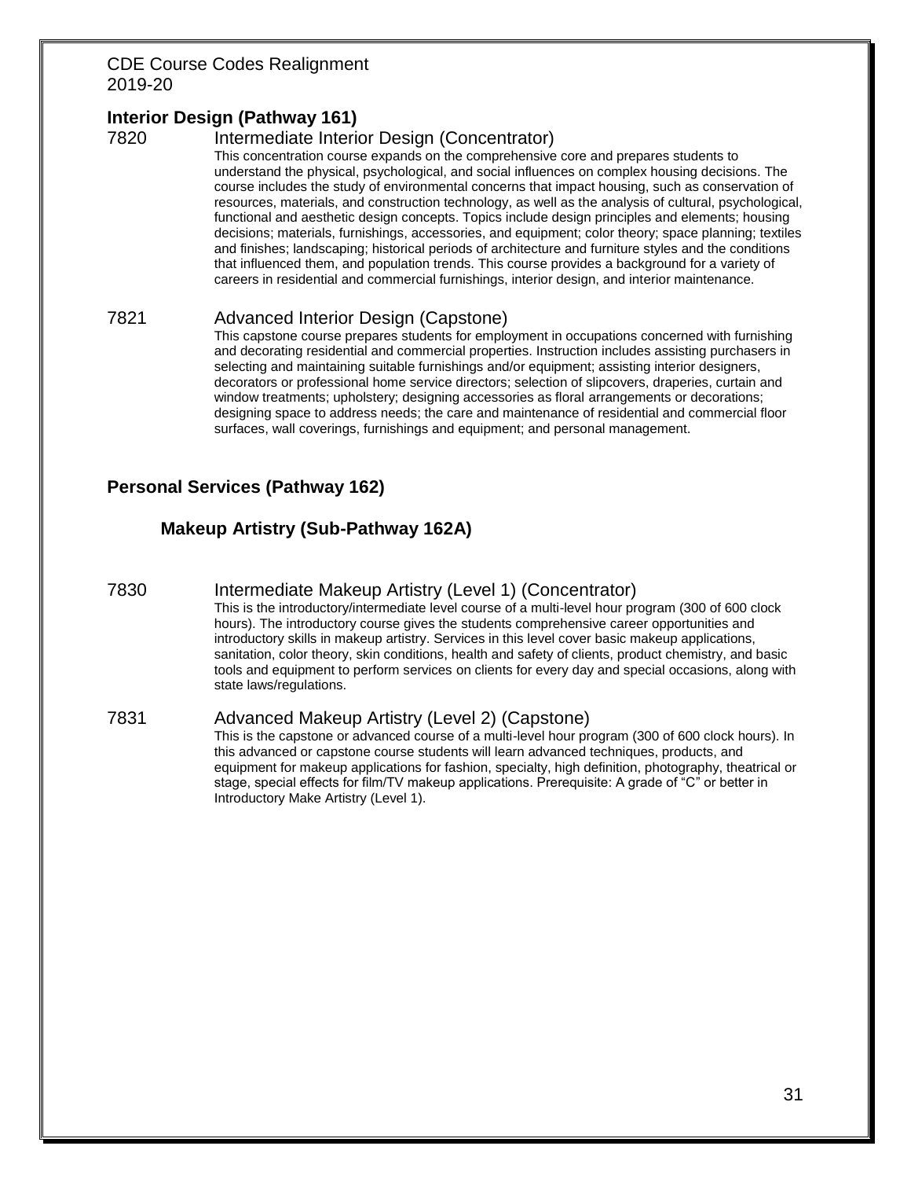## Interior Design (Pathway 161)

### 7820 Intermediate Interior Design (Concentrator)

This concentration course expands on the comprehensive core and prepares students to understand the physical, psychological, and social influences on complex housing decisions. The course includes the study of environmental concerns that impact housing, such as conservation of resources, materials, and construction technology, as well as the analysis of cultural, psychological, functional and aesthetic design concepts. Topics include design principles and elements; housing decisions; materials, furnishings, accessories, and equipment; color theory; space planning; textiles and finishes; landscaping; historical periods of architecture and furniture styles and the conditions that influenced them, and population trends. This course provides a background for a variety of careers in residential and commercial furnishings, interior design, and interior maintenance.

### 7821 Advanced Interior Design (Capstone)

This capstone course prepares students for employment in occupations concerned with furnishing and decorating residential and commercial properties. Instruction includes assisting purchasers in selecting and maintaining suitable furnishings and/or equipment; assisting interior designers, decorators or professional home service directors; selection of slipcovers, draperies, curtain and window treatments; upholstery; designing accessories as floral arrangements or decorations; designing space to address needs; the care and maintenance of residential and commercial floor surfaces, wall coverings, furnishings and equipment; and personal management.

## Personal Services (Pathway 162)

### Makeup Artistry (Sub-Pathway 162A)

### 7830 Intermediate Makeup Artistry (Level 1) (Concentrator)

This is the introductory/intermediate level course of a multi-level hour program (300 of 600 clock hours). The introductory course gives the students comprehensive career opportunities and introductory skills in makeup artistry. Services in this level cover basic makeup applications, sanitation, color theory, skin conditions, health and safety of clients, product chemistry, and basic tools and equipment to perform services on clients for every day and special occasions, along with state laws/regulations.

### 7831 Advanced Makeup Artistry (Level 2) (Capstone)

This is the capstone or advanced course of a multi-level hour program (300 of 600 clock hours). In this advanced or capstone course students will learn advanced techniques, products, and equipment for makeup applications for fashion, specialty, high definition, photography, theatrical or stage, special effects for film/TV makeup applications. Prerequisite: A grade of "C" or better in Introductory Make Artistry (Level 1).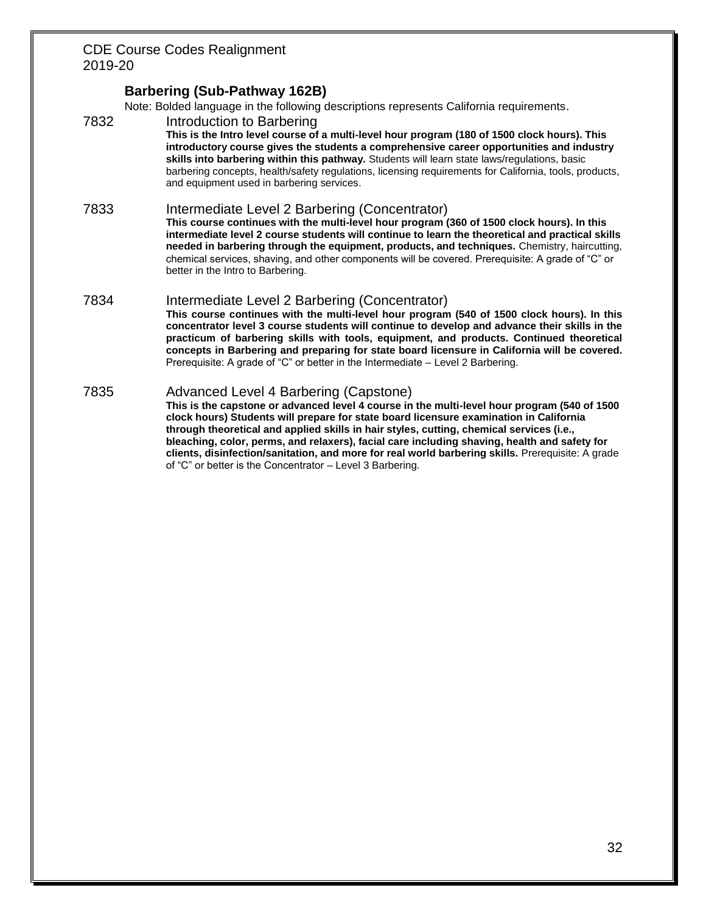## Barbering (Sub-Pathway 162B)

Note: Bolded language in the following descriptions represents California requirements.

**7832 Introduction to Barbering**

**This is the Intro level course of a multi-level hour program (180 of 1500 clock hours). This introductory course gives the students a comprehensive career opportunities and industry skills into barbering within this pathway.** Students will learn state laws/regulations, basic barbering concepts, health/safety regulations, licensing requirements for California, tools, products, and equipment used in barbering services.

**7833 Intermediate Level 2 Barbering (Concentrator)**

**This course continues with the multi-level hour program (360 of 1500 clock hours). In this intermediate level 2 course students will continue to learn the theoretical and practical skills needed in barbering through the equipment, products, and techniques.** Chemistry, haircutting, chemical services, shaving, and other components will be covered. Prerequisite: A grade of "C" or better in the Intro to Barbering.

**7834 Intermediate Level 2 Barbering (Concentrator)**

**This course continues with the multi-level hour program (540 of 1500 clock hours). In this concentrator level 3 course students will continue to develop and advance their skills in the practicum of barbering skills with tools, equipment, and products. Continued theoretical concepts in Barbering and preparing for state board licensure in California will be covered.** Prerequisite: A grade of "C" or better in the Intermediate – Level 2 Barbering.

**7835 Advanced Level 4 Barbering (Capstone)**

**This is the capstone or advanced level 4 course in the multi-level hour program (540 of 1500 clock hours) Students will prepare for state board licensure examination in California through theoretical and applied skills in hair styles, cutting, chemical services (i.e., bleaching, color, perms, and relaxers), facial care including shaving, health and safety for clients, disinfection/sanitation, and more for real world barbering skills.** Prerequisite: A grade of "C" or better is the Concentrator – Level 3 Barbering.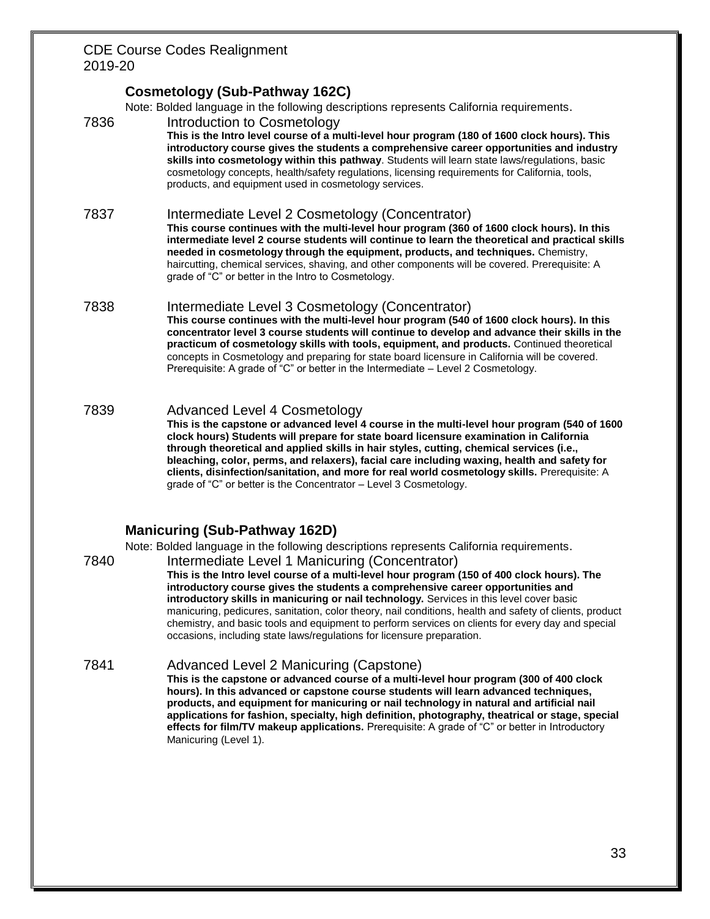## Cosmetology (Sub-Pathway 162C)

Note: Bolded language in the following descriptions represents California requirements.

### 7836 Introduction to Cosmetology

**This is the Intro level course of a multi-level hour program (180 of 1600 clock hours). This introductory course gives the students a comprehensive career opportunities and industry skills into cosmetology within this pathway**. Students will learn state laws/regulations, basic cosmetology concepts, health/safety regulations, licensing requirements for California, tools, products, and equipment used in cosmetology services.

### 7837 Intermediate Level 2 Cosmetology (Concentrator)

**This course continues with the multi-level hour program (360 of 1600 clock hours). In this intermediate level 2 course students will continue to learn the theoretical and practical skills needed in cosmetology through the equipment, products, and techniques.** Chemistry, haircutting, chemical services, shaving, and other components will be covered. Prerequisite: A grade of "C" or better in the Intro to Cosmetology.

### 7838 Intermediate Level 3 Cosmetology (Concentrator)

**This course continues with the multi-level hour program (540 of 1600 clock hours). In this concentrator level 3 course students will continue to develop and advance their skills in the practicum of cosmetology skills with tools, equipment, and products.** Continued theoretical concepts in Cosmetology and preparing for state board licensure in California will be covered. Prerequisite: A grade of "C" or better in the Intermediate – Level 2 Cosmetology.

### 7839 Advanced Level 4 Cosmetology

**This is the capstone or advanced level 4 course in the multi-level hour program (540 of 1600 clock hours) Students will prepare for state board licensure examination in California through theoretical and applied skills in hair styles, cutting, chemical services (i.e., bleaching, color, perms, and relaxers), facial care including waxing, health and safety for clients, disinfection/sanitation, and more for real world cosmetology skills.** Prerequisite: A grade of "C" or better is the Concentrator – Level 3 Cosmetology.

## Manicuring (Sub-Pathway 162D)

Note: Bolded language in the following descriptions represents California requirements.

### 7840 Intermediate Level 1 Manicuring (Concentrator)

**This is the Intro level course of a multi-level hour program (150 of 400 clock hours). The introductory course gives the students a comprehensive career opportunities and introductory skills in manicuring or nail technology.** Services in this level cover basic manicuring, pedicures, sanitation, color theory, nail conditions, health and safety of clients, product chemistry, and basic tools and equipment to perform services on clients for every day and special occasions, including state laws/regulations for licensure preparation.

### 7841 Advanced Level 2 Manicuring (Capstone)

**This is the capstone or advanced course of a multi-level hour program (300 of 400 clock hours). In this advanced or capstone course students will learn advanced techniques, products, and equipment for manicuring or nail technology in natural and artificial nail applications for fashion, specialty, high definition, photography, theatrical or stage, special effects for film/TV makeup applications.** Prerequisite: A grade of "C" or better in Introductory Manicuring (Level 1).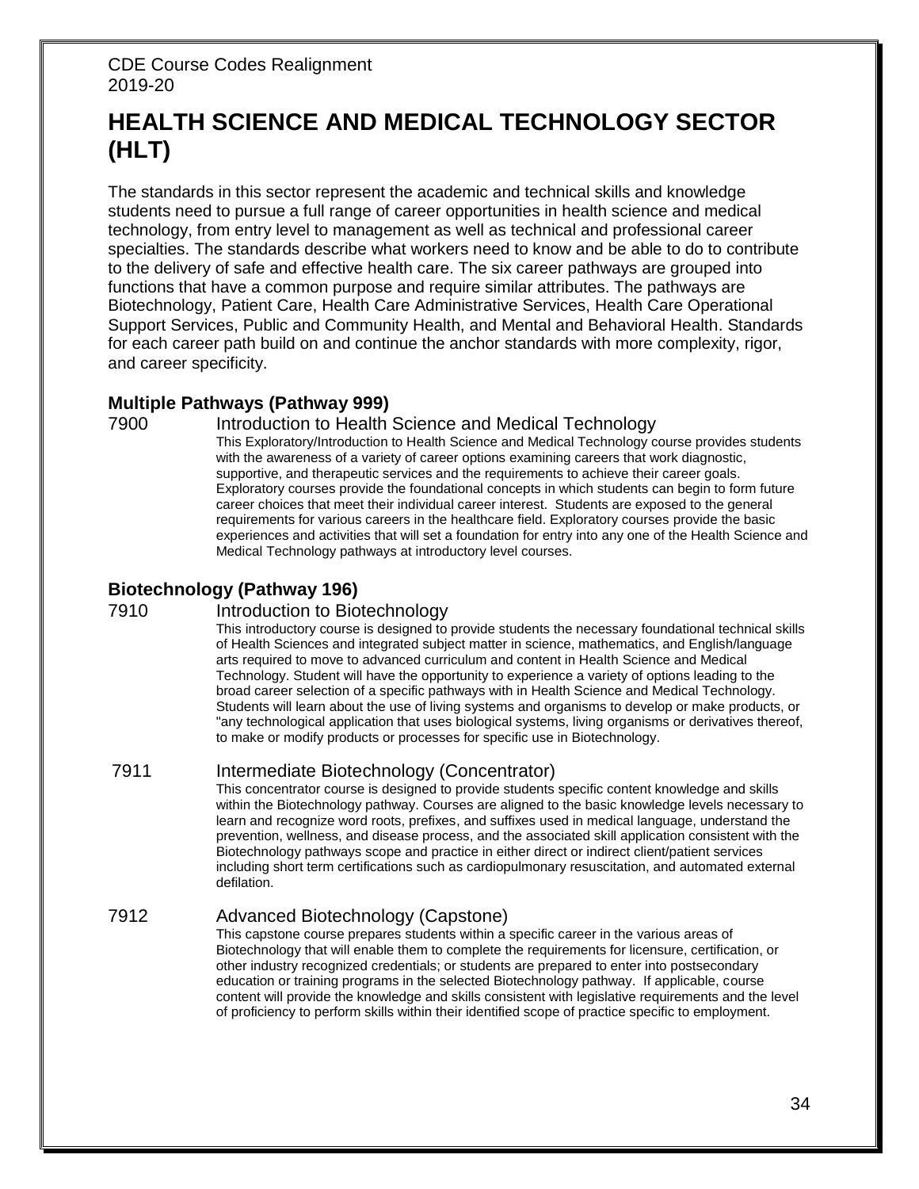CDE Course Codes Realignment
2019-20

# HEALTH SCIENCE AND MEDICAL TECHNOLOGY SECTOR (HLT)

The standards in this sector represent the academic and technical skills and knowledge students need to pursue a full range of career opportunities in health science and medical technology, from entry level to management as well as technical and professional career specialties. The standards describe what workers need to know and be able to do to contribute to the delivery of safe and effective health care. The six career pathways are grouped into functions that have a common purpose and require similar attributes. The pathways are Biotechnology, Patient Care, Health Care Administrative Services, Health Care Operational Support Services, Public and Community Health, and Mental and Behavioral Health. Standards for each career path build on and continue the anchor standards with more complexity, rigor, and career specificity.

### Multiple Pathways (Pathway 999)

7900 Introduction to Health Science and Medical Technology

This Exploratory/Introduction to Health Science and Medical Technology course provides students with the awareness of a variety of career options examining careers that work diagnostic, supportive, and therapeutic services and the requirements to achieve their career goals. Exploratory courses provide the foundational concepts in which students can begin to form future career choices that meet their individual career interest. Students are exposed to the general requirements for various careers in the healthcare field. Exploratory courses provide the basic experiences and activities that will set a foundation for entry into any one of the Health Science and Medical Technology pathways at introductory level courses.

### Biotechnology (Pathway 196)

7910 Introduction to Biotechnology

This introductory course is designed to provide students the necessary foundational technical skills of Health Sciences and integrated subject matter in science, mathematics, and English/language arts required to move to advanced curriculum and content in Health Science and Medical Technology. Student will have the opportunity to experience a variety of options leading to the broad career selection of a specific pathways with in Health Science and Medical Technology. Students will learn about the use of living systems and organisms to develop or make products, or "any technological application that uses biological systems, living organisms or derivatives thereof, to make or modify products or processes for specific use in Biotechnology.

7911 Intermediate Biotechnology (Concentrator)

This concentrator course is designed to provide students specific content knowledge and skills within the Biotechnology pathway. Courses are aligned to the basic knowledge levels necessary to learn and recognize word roots, prefixes, and suffixes used in medical language, understand the prevention, wellness, and disease process, and the associated skill application consistent with the Biotechnology pathways scope and practice in either direct or indirect client/patient services including short term certifications such as cardiopulmonary resuscitation, and automated external defilation.

7912 Advanced Biotechnology (Capstone)

This capstone course prepares students within a specific career in the various areas of Biotechnology that will enable them to complete the requirements for licensure, certification, or other industry recognized credentials; or students are prepared to enter into postsecondary education or training programs in the selected Biotechnology pathway. If applicable, course content will provide the knowledge and skills consistent with legislative requirements and the level of proficiency to perform skills within their identified scope of practice specific to employment.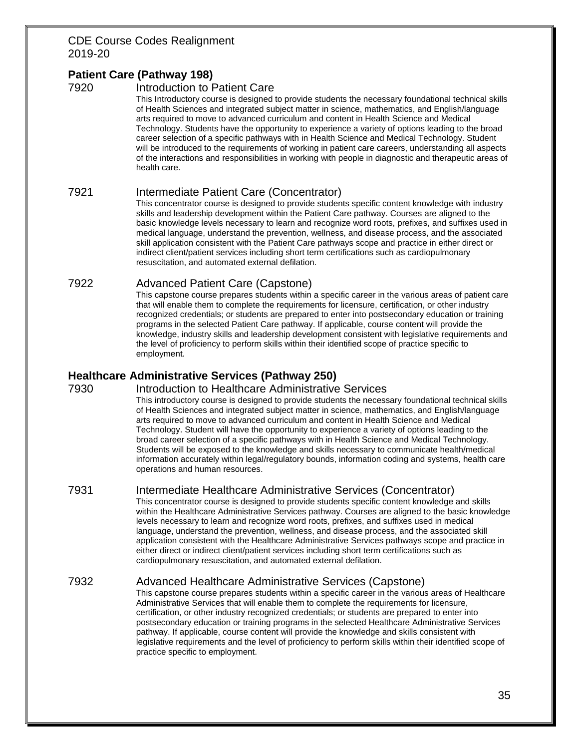## Patient Care (Pathway 198)

### 7920 Introduction to Patient Care

This Introductory course is designed to provide students the necessary foundational technical skills of Health Sciences and integrated subject matter in science, mathematics, and English/language arts required to move to advanced curriculum and content in Health Science and Medical Technology. Students have the opportunity to experience a variety of options leading to the broad career selection of a specific pathways with in Health Science and Medical Technology. Student will be introduced to the requirements of working in patient care careers, understanding all aspects of the interactions and responsibilities in working with people in diagnostic and therapeutic areas of health care.

### 7921 Intermediate Patient Care (Concentrator)

This concentrator course is designed to provide students specific content knowledge with industry skills and leadership development within the Patient Care pathway. Courses are aligned to the basic knowledge levels necessary to learn and recognize word roots, prefixes, and suffixes used in medical language, understand the prevention, wellness, and disease process, and the associated skill application consistent with the Patient Care pathways scope and practice in either direct or indirect client/patient services including short term certifications such as cardiopulmonary resuscitation, and automated external defilation.

### 7922 Advanced Patient Care (Capstone)

This capstone course prepares students within a specific career in the various areas of patient care that will enable them to complete the requirements for licensure, certification, or other industry recognized credentials; or students are prepared to enter into postsecondary education or training programs in the selected Patient Care pathway. If applicable, course content will provide the knowledge, industry skills and leadership development consistent with legislative requirements and the level of proficiency to perform skills within their identified scope of practice specific to employment.

## Healthcare Administrative Services (Pathway 250)

### 7930 Introduction to Healthcare Administrative Services

This introductory course is designed to provide students the necessary foundational technical skills of Health Sciences and integrated subject matter in science, mathematics, and English/language arts required to move to advanced curriculum and content in Health Science and Medical Technology. Student will have the opportunity to experience a variety of options leading to the broad career selection of a specific pathways with in Health Science and Medical Technology. Students will be exposed to the knowledge and skills necessary to communicate health/medical information accurately within legal/regulatory bounds, information coding and systems, health care operations and human resources.

### 7931 Intermediate Healthcare Administrative Services (Concentrator)

This concentrator course is designed to provide students specific content knowledge and skills within the Healthcare Administrative Services pathway. Courses are aligned to the basic knowledge levels necessary to learn and recognize word roots, prefixes, and suffixes used in medical language, understand the prevention, wellness, and disease process, and the associated skill application consistent with the Healthcare Administrative Services pathways scope and practice in either direct or indirect client/patient services including short term certifications such as cardiopulmonary resuscitation, and automated external defilation.

### 7932 Advanced Healthcare Administrative Services (Capstone)

This capstone course prepares students within a specific career in the various areas of Healthcare Administrative Services that will enable them to complete the requirements for licensure, certification, or other industry recognized credentials; or students are prepared to enter into postsecondary education or training programs in the selected Healthcare Administrative Services pathway. If applicable, course content will provide the knowledge and skills consistent with legislative requirements and the level of proficiency to perform skills within their identified scope of practice specific to employment.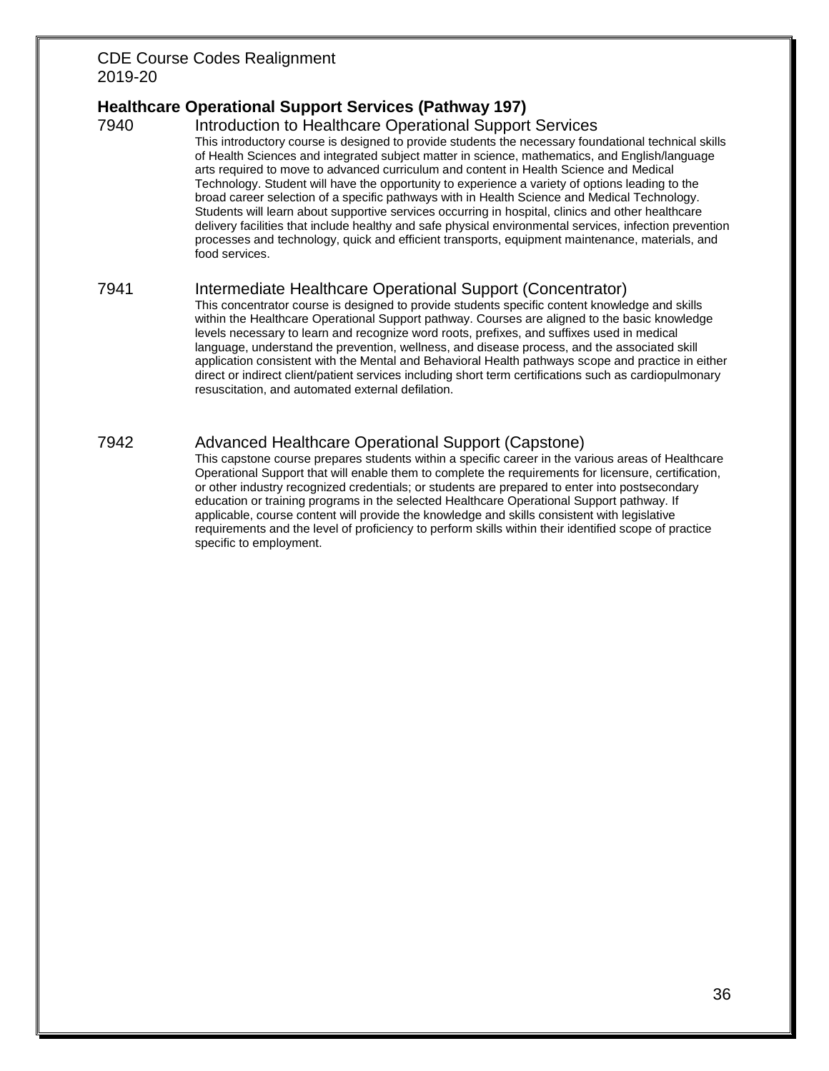## Healthcare Operational Support Services (Pathway 197)

### 7940 Introduction to Healthcare Operational Support Services

This introductory course is designed to provide students the necessary foundational technical skills of Health Sciences and integrated subject matter in science, mathematics, and English/language arts required to move to advanced curriculum and content in Health Science and Medical Technology. Student will have the opportunity to experience a variety of options leading to the broad career selection of a specific pathways with in Health Science and Medical Technology. Students will learn about supportive services occurring in hospital, clinics and other healthcare delivery facilities that include healthy and safe physical environmental services, infection prevention processes and technology, quick and efficient transports, equipment maintenance, materials, and food services.

### 7941 Intermediate Healthcare Operational Support (Concentrator)

This concentrator course is designed to provide students specific content knowledge and skills within the Healthcare Operational Support pathway. Courses are aligned to the basic knowledge levels necessary to learn and recognize word roots, prefixes, and suffixes used in medical language, understand the prevention, wellness, and disease process, and the associated skill application consistent with the Mental and Behavioral Health pathways scope and practice in either direct or indirect client/patient services including short term certifications such as cardiopulmonary resuscitation, and automated external defilation.

### 7942 Advanced Healthcare Operational Support (Capstone)

This capstone course prepares students within a specific career in the various areas of Healthcare Operational Support that will enable them to complete the requirements for licensure, certification, or other industry recognized credentials; or students are prepared to enter into postsecondary education or training programs in the selected Healthcare Operational Support pathway. If applicable, course content will provide the knowledge and skills consistent with legislative requirements and the level of proficiency to perform skills within their identified scope of practice specific to employment.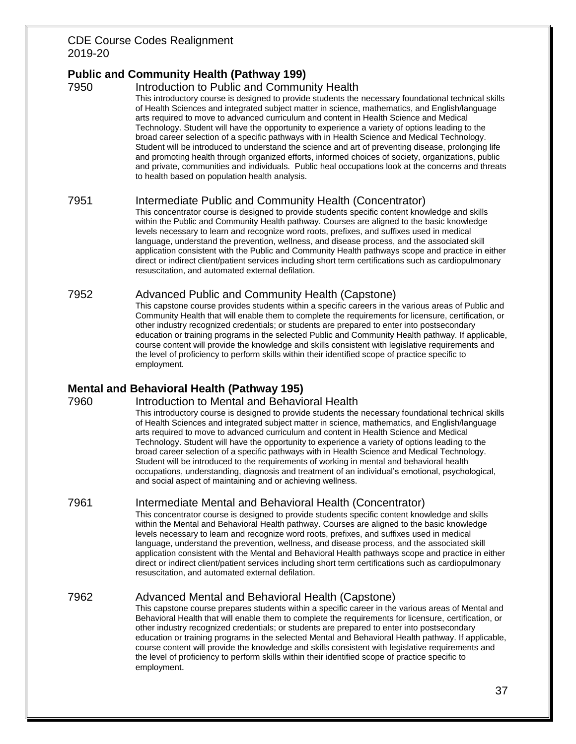## Public and Community Health (Pathway 199)

### 7950 Introduction to Public and Community Health

This introductory course is designed to provide students the necessary foundational technical skills of Health Sciences and integrated subject matter in science, mathematics, and English/language arts required to move to advanced curriculum and content in Health Science and Medical Technology. Student will have the opportunity to experience a variety of options leading to the broad career selection of a specific pathways with in Health Science and Medical Technology. Student will be introduced to understand the science and art of preventing disease, prolonging life and promoting health through organized efforts, informed choices of society, organizations, public and private, communities and individuals. Public heal occupations look at the concerns and threats to health based on population health analysis.

### 7951 Intermediate Public and Community Health (Concentrator)

This concentrator course is designed to provide students specific content knowledge and skills within the Public and Community Health pathway. Courses are aligned to the basic knowledge levels necessary to learn and recognize word roots, prefixes, and suffixes used in medical language, understand the prevention, wellness, and disease process, and the associated skill application consistent with the Public and Community Health pathways scope and practice in either direct or indirect client/patient services including short term certifications such as cardiopulmonary resuscitation, and automated external defilation.

### 7952 Advanced Public and Community Health (Capstone)

This capstone course provides students within a specific careers in the various areas of Public and Community Health that will enable them to complete the requirements for licensure, certification, or other industry recognized credentials; or students are prepared to enter into postsecondary education or training programs in the selected Public and Community Health pathway. If applicable, course content will provide the knowledge and skills consistent with legislative requirements and the level of proficiency to perform skills within their identified scope of practice specific to employment.

## Mental and Behavioral Health (Pathway 195)

### 7960 Introduction to Mental and Behavioral Health

This introductory course is designed to provide students the necessary foundational technical skills of Health Sciences and integrated subject matter in science, mathematics, and English/language arts required to move to advanced curriculum and content in Health Science and Medical Technology. Student will have the opportunity to experience a variety of options leading to the broad career selection of a specific pathways with in Health Science and Medical Technology. Student will be introduced to the requirements of working in mental and behavioral health occupations, understanding, diagnosis and treatment of an individual's emotional, psychological, and social aspect of maintaining and or achieving wellness.

### 7961 Intermediate Mental and Behavioral Health (Concentrator)

This concentrator course is designed to provide students specific content knowledge and skills within the Mental and Behavioral Health pathway. Courses are aligned to the basic knowledge levels necessary to learn and recognize word roots, prefixes, and suffixes used in medical language, understand the prevention, wellness, and disease process, and the associated skill application consistent with the Mental and Behavioral Health pathways scope and practice in either direct or indirect client/patient services including short term certifications such as cardiopulmonary resuscitation, and automated external defilation.

### 7962 Advanced Mental and Behavioral Health (Capstone)

This capstone course prepares students within a specific career in the various areas of Mental and Behavioral Health that will enable them to complete the requirements for licensure, certification, or other industry recognized credentials; or students are prepared to enter into postsecondary education or training programs in the selected Mental and Behavioral Health pathway. If applicable, course content will provide the knowledge and skills consistent with legislative requirements and the level of proficiency to perform skills within their identified scope of practice specific to employment.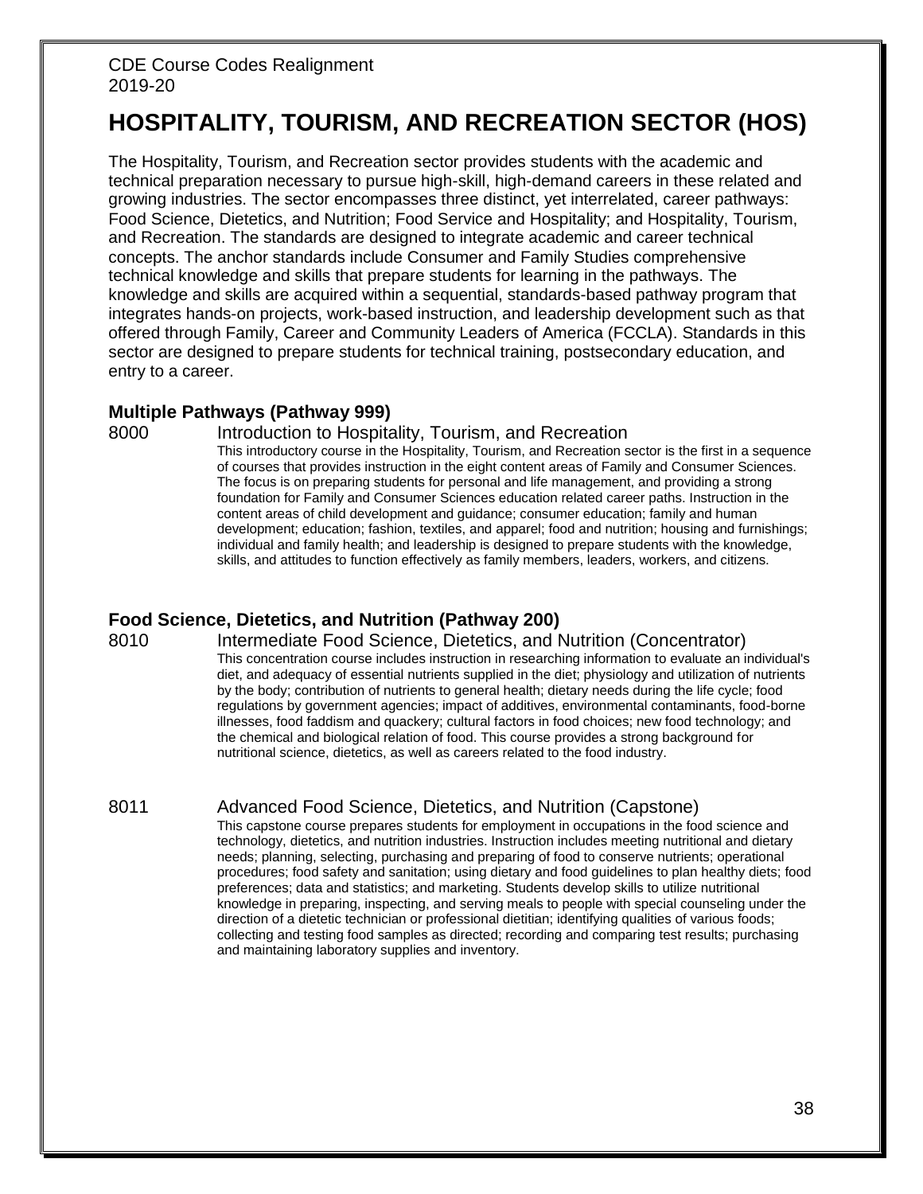CDE Course Codes Realignment
2019-20

# HOSPITALITY, TOURISM, AND RECREATION SECTOR (HOS)

The Hospitality, Tourism, and Recreation sector provides students with the academic and technical preparation necessary to pursue high-skill, high-demand careers in these related and growing industries. The sector encompasses three distinct, yet interrelated, career pathways: Food Science, Dietetics, and Nutrition; Food Service and Hospitality; and Hospitality, Tourism, and Recreation. The standards are designed to integrate academic and career technical concepts. The anchor standards include Consumer and Family Studies comprehensive technical knowledge and skills that prepare students for learning in the pathways. The knowledge and skills are acquired within a sequential, standards-based pathway program that integrates hands-on projects, work-based instruction, and leadership development such as that offered through Family, Career and Community Leaders of America (FCCLA). Standards in this sector are designed to prepare students for technical training, postsecondary education, and entry to a career.

### Multiple Pathways (Pathway 999)

8000 Introduction to Hospitality, Tourism, and Recreation

This introductory course in the Hospitality, Tourism, and Recreation sector is the first in a sequence of courses that provides instruction in the eight content areas of Family and Consumer Sciences. The focus is on preparing students for personal and life management, and providing a strong foundation for Family and Consumer Sciences education related career paths. Instruction in the content areas of child development and guidance; consumer education; family and human development; education; fashion, textiles, and apparel; food and nutrition; housing and furnishings; individual and family health; and leadership is designed to prepare students with the knowledge, skills, and attitudes to function effectively as family members, leaders, workers, and citizens.

### Food Science, Dietetics, and Nutrition (Pathway 200)

8010 Intermediate Food Science, Dietetics, and Nutrition (Concentrator)

This concentration course includes instruction in researching information to evaluate an individual's diet, and adequacy of essential nutrients supplied in the diet; physiology and utilization of nutrients by the body; contribution of nutrients to general health; dietary needs during the life cycle; food regulations by government agencies; impact of additives, environmental contaminants, food-borne illnesses, food faddism and quackery; cultural factors in food choices; new food technology; and the chemical and biological relation of food. This course provides a strong background for nutritional science, dietetics, as well as careers related to the food industry.

8011 Advanced Food Science, Dietetics, and Nutrition (Capstone)

This capstone course prepares students for employment in occupations in the food science and technology, dietetics, and nutrition industries. Instruction includes meeting nutritional and dietary needs; planning, selecting, purchasing and preparing of food to conserve nutrients; operational procedures; food safety and sanitation; using dietary and food guidelines to plan healthy diets; food preferences; data and statistics; and marketing. Students develop skills to utilize nutritional knowledge in preparing, inspecting, and serving meals to people with special counseling under the direction of a dietetic technician or professional dietitian; identifying qualities of various foods; collecting and testing food samples as directed; recording and comparing test results; purchasing and maintaining laboratory supplies and inventory.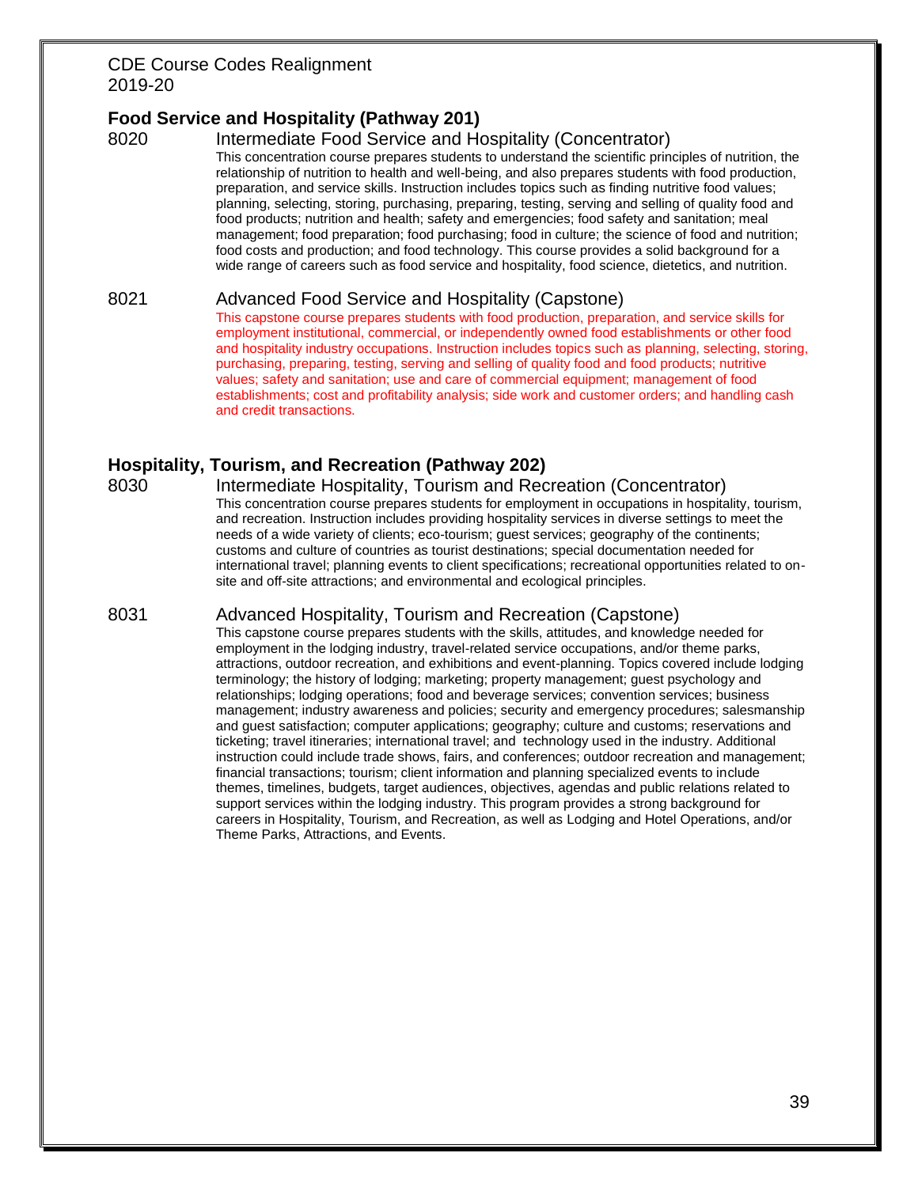CDE Course Codes Realignment
2019-20

## Food Service and Hospitality (Pathway 201)

### 8020 Intermediate Food Service and Hospitality (Concentrator)

This concentration course prepares students to understand the scientific principles of nutrition, the relationship of nutrition to health and well-being, and also prepares students with food production, preparation, and service skills. Instruction includes topics such as finding nutritive food values; planning, selecting, storing, purchasing, preparing, testing, serving and selling of quality food and food products; nutrition and health; safety and emergencies; food safety and sanitation; meal management; food preparation; food purchasing; food in culture; the science of food and nutrition; food costs and production; and food technology. This course provides a solid background for a wide range of careers such as food service and hospitality, food science, dietetics, and nutrition.

### 8021 Advanced Food Service and Hospitality (Capstone)

This capstone course prepares students with food production, preparation, and service skills for employment institutional, commercial, or independently owned food establishments or other food and hospitality industry occupations. Instruction includes topics such as planning, selecting, storing, purchasing, preparing, testing, serving and selling of quality food and food products; nutritive values; safety and sanitation; use and care of commercial equipment; management of food establishments; cost and profitability analysis; side work and customer orders; and handling cash and credit transactions.

## Hospitality, Tourism, and Recreation (Pathway 202)

### 8030 Intermediate Hospitality, Tourism and Recreation (Concentrator)

This concentration course prepares students for employment in occupations in hospitality, tourism, and recreation. Instruction includes providing hospitality services in diverse settings to meet the needs of a wide variety of clients; eco-tourism; guest services; geography of the continents; customs and culture of countries as tourist destinations; special documentation needed for international travel; planning events to client specifications; recreational opportunities related to on-site and off-site attractions; and environmental and ecological principles.

### 8031 Advanced Hospitality, Tourism and Recreation (Capstone)

This capstone course prepares students with the skills, attitudes, and knowledge needed for employment in the lodging industry, travel-related service occupations, and/or theme parks, attractions, outdoor recreation, and exhibitions and event-planning. Topics covered include lodging terminology; the history of lodging; marketing; property management; guest psychology and relationships; lodging operations; food and beverage services; convention services; business management; industry awareness and policies; security and emergency procedures; salesmanship and guest satisfaction; computer applications; geography; culture and customs; reservations and ticketing; travel itineraries; international travel; and technology used in the industry. Additional instruction could include trade shows, fairs, and conferences; outdoor recreation and management; financial transactions; tourism; client information and planning specialized events to include themes, timelines, budgets, target audiences, objectives, agendas and public relations related to support services within the lodging industry. This program provides a strong background for careers in Hospitality, Tourism, and Recreation, as well as Lodging and Hotel Operations, and/or Theme Parks, Attractions, and Events.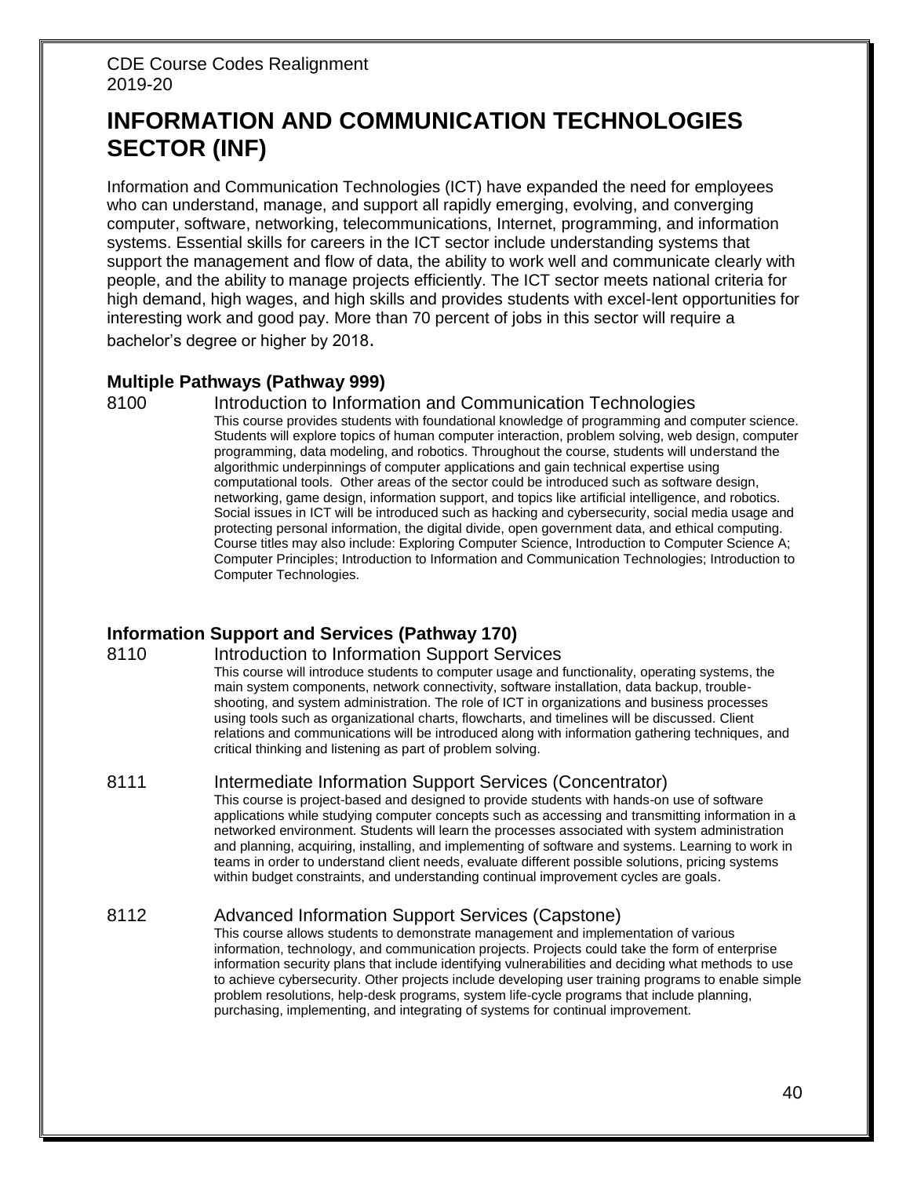# INFORMATION AND COMMUNICATION TECHNOLOGIES SECTOR (INF)

Information and Communication Technologies (ICT) have expanded the need for employees who can understand, manage, and support all rapidly emerging, evolving, and converging computer, software, networking, telecommunications, Internet, programming, and information systems. Essential skills for careers in the ICT sector include understanding systems that support the management and flow of data, the ability to work well and communicate clearly with people, and the ability to manage projects efficiently. The ICT sector meets national criteria for high demand, high wages, and high skills and provides students with excel-lent opportunities for interesting work and good pay. More than 70 percent of jobs in this sector will require a bachelor's degree or higher by 2018.

### Multiple Pathways (Pathway 999)

**8100 Introduction to Information and Communication Technologies**

This course provides students with foundational knowledge of programming and computer science. Students will explore topics of human computer interaction, problem solving, web design, computer programming, data modeling, and robotics. Throughout the course, students will understand the algorithmic underpinnings of computer applications and gain technical expertise using computational tools. Other areas of the sector could be introduced such as software design, networking, game design, information support, and topics like artificial intelligence, and robotics. Social issues in ICT will be introduced such as hacking and cybersecurity, social media usage and protecting personal information, the digital divide, open government data, and ethical computing. Course titles may also include: Exploring Computer Science, Introduction to Computer Science A; Computer Principles; Introduction to Information and Communication Technologies; Introduction to Computer Technologies.

### Information Support and Services (Pathway 170)

**8110 Introduction to Information Support Services**

This course will introduce students to computer usage and functionality, operating systems, the main system components, network connectivity, software installation, data backup, trouble-shooting, and system administration. The role of ICT in organizations and business processes using tools such as organizational charts, flowcharts, and timelines will be discussed. Client relations and communications will be introduced along with information gathering techniques, and critical thinking and listening as part of problem solving.

**8111 Intermediate Information Support Services (Concentrator)**

This course is project-based and designed to provide students with hands-on use of software applications while studying computer concepts such as accessing and transmitting information in a networked environment. Students will learn the processes associated with system administration and planning, acquiring, installing, and implementing of software and systems. Learning to work in teams in order to understand client needs, evaluate different possible solutions, pricing systems within budget constraints, and understanding continual improvement cycles are goals.

**8112 Advanced Information Support Services (Capstone)**

This course allows students to demonstrate management and implementation of various information, technology, and communication projects. Projects could take the form of enterprise information security plans that include identifying vulnerabilities and deciding what methods to use to achieve cybersecurity. Other projects include developing user training programs to enable simple problem resolutions, help-desk programs, system life-cycle programs that include planning, purchasing, implementing, and integrating of systems for continual improvement.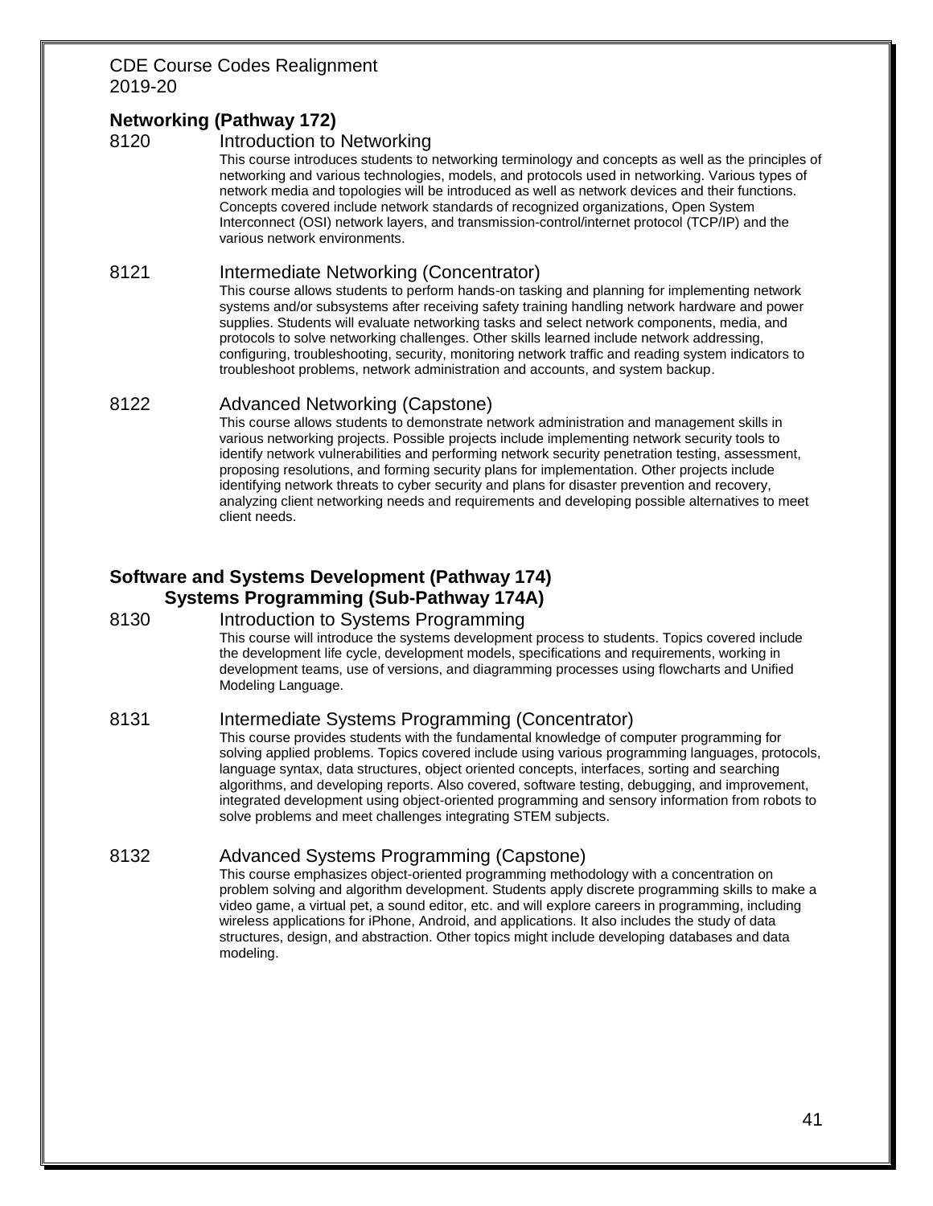## Networking (Pathway 172)

### 8120 Introduction to Networking

This course introduces students to networking terminology and concepts as well as the principles of networking and various technologies, models, and protocols used in networking. Various types of network media and topologies will be introduced as well as network devices and their functions. Concepts covered include network standards of recognized organizations, Open System Interconnect (OSI) network layers, and transmission-control/internet protocol (TCP/IP) and the various network environments.

### 8121 Intermediate Networking (Concentrator)

This course allows students to perform hands-on tasking and planning for implementing network systems and/or subsystems after receiving safety training handling network hardware and power supplies. Students will evaluate networking tasks and select network components, media, and protocols to solve networking challenges. Other skills learned include network addressing, configuring, troubleshooting, security, monitoring network traffic and reading system indicators to troubleshoot problems, network administration and accounts, and system backup.

### 8122 Advanced Networking (Capstone)

This course allows students to demonstrate network administration and management skills in various networking projects. Possible projects include implementing network security tools to identify network vulnerabilities and performing network security penetration testing, assessment, proposing resolutions, and forming security plans for implementation. Other projects include identifying network threats to cyber security and plans for disaster prevention and recovery, analyzing client networking needs and requirements and developing possible alternatives to meet client needs.

## Software and Systems Development (Pathway 174)

## Systems Programming (Sub-Pathway 174A)

### 8130 Introduction to Systems Programming

This course will introduce the systems development process to students. Topics covered include the development life cycle, development models, specifications and requirements, working in development teams, use of versions, and diagramming processes using flowcharts and Unified Modeling Language.

### 8131 Intermediate Systems Programming (Concentrator)

This course provides students with the fundamental knowledge of computer programming for solving applied problems. Topics covered include using various programming languages, protocols, language syntax, data structures, object oriented concepts, interfaces, sorting and searching algorithms, and developing reports. Also covered, software testing, debugging, and improvement, integrated development using object-oriented programming and sensory information from robots to solve problems and meet challenges integrating STEM subjects.

### 8132 Advanced Systems Programming (Capstone)

This course emphasizes object-oriented programming methodology with a concentration on problem solving and algorithm development. Students apply discrete programming skills to make a video game, a virtual pet, a sound editor, etc. and will explore careers in programming, including wireless applications for iPhone, Android, and applications. It also includes the study of data structures, design, and abstraction. Other topics might include developing databases and data modeling.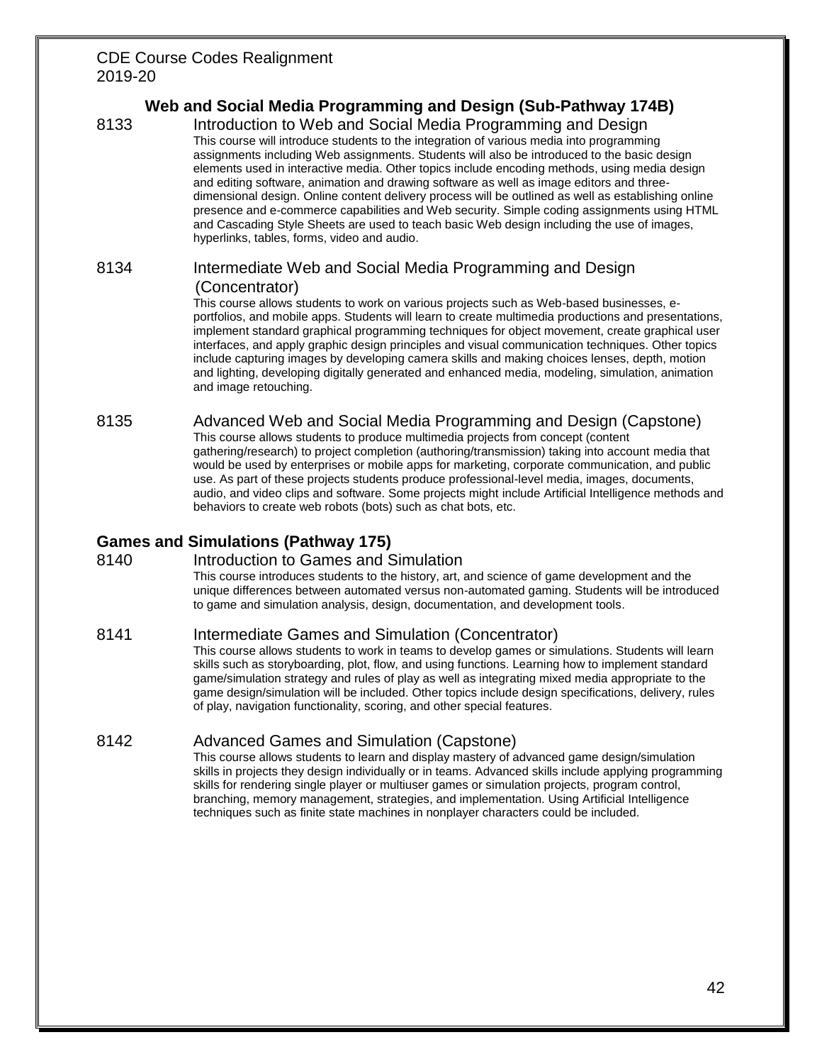## Web and Social Media Programming and Design (Sub-Pathway 174B)

### 8133 Introduction to Web and Social Media Programming and Design

This course will introduce students to the integration of various media into programming assignments including Web assignments. Students will also be introduced to the basic design elements used in interactive media. Other topics include encoding methods, using media design and editing software, animation and drawing software as well as image editors and three-dimensional design. Online content delivery process will be outlined as well as establishing online presence and e-commerce capabilities and Web security. Simple coding assignments using HTML and Cascading Style Sheets are used to teach basic Web design including the use of images, hyperlinks, tables, forms, video and audio.

### 8134 Intermediate Web and Social Media Programming and Design (Concentrator)

This course allows students to work on various projects such as Web-based businesses, e-portfolios, and mobile apps. Students will learn to create multimedia productions and presentations, implement standard graphical programming techniques for object movement, create graphical user interfaces, and apply graphic design principles and visual communication techniques. Other topics include capturing images by developing camera skills and making choices lenses, depth, motion and lighting, developing digitally generated and enhanced media, modeling, simulation, animation and image retouching.

### 8135 Advanced Web and Social Media Programming and Design (Capstone)

This course allows students to produce multimedia projects from concept (content gathering/research) to project completion (authoring/transmission) taking into account media that would be used by enterprises or mobile apps for marketing, corporate communication, and public use. As part of these projects students produce professional-level media, images, documents, audio, and video clips and software. Some projects might include Artificial Intelligence methods and behaviors to create web robots (bots) such as chat bots, etc.

## Games and Simulations (Pathway 175)

### 8140 Introduction to Games and Simulation

This course introduces students to the history, art, and science of game development and the unique differences between automated versus non-automated gaming. Students will be introduced to game and simulation analysis, design, documentation, and development tools.

### 8141 Intermediate Games and Simulation (Concentrator)

This course allows students to work in teams to develop games or simulations. Students will learn skills such as storyboarding, plot, flow, and using functions. Learning how to implement standard game/simulation strategy and rules of play as well as integrating mixed media appropriate to the game design/simulation will be included. Other topics include design specifications, delivery, rules of play, navigation functionality, scoring, and other special features.

### 8142 Advanced Games and Simulation (Capstone)

This course allows students to learn and display mastery of advanced game design/simulation skills in projects they design individually or in teams. Advanced skills include applying programming skills for rendering single player or multiuser games or simulation projects, program control, branching, memory management, strategies, and implementation. Using Artificial Intelligence techniques such as finite state machines in nonplayer characters could be included.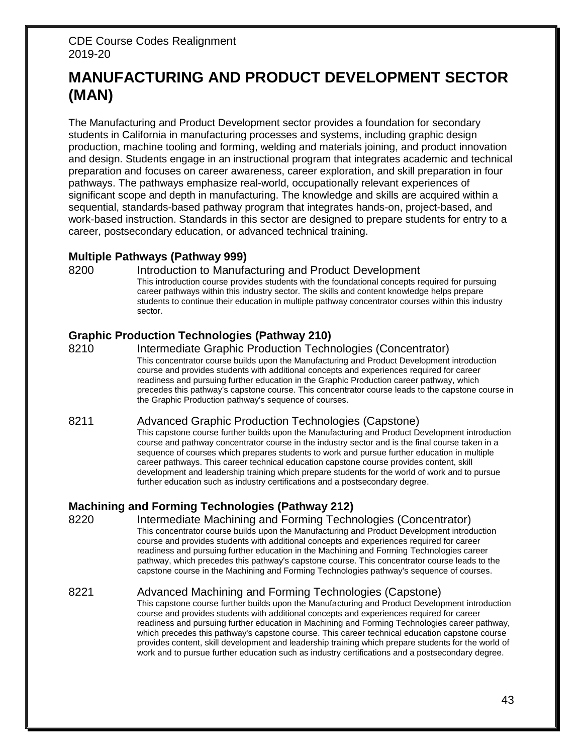CDE Course Codes Realignment
2019-20

# MANUFACTURING AND PRODUCT DEVELOPMENT SECTOR (MAN)

The Manufacturing and Product Development sector provides a foundation for secondary students in California in manufacturing processes and systems, including graphic design production, machine tooling and forming, welding and materials joining, and product innovation and design. Students engage in an instructional program that integrates academic and technical preparation and focuses on career awareness, career exploration, and skill preparation in four pathways. The pathways emphasize real-world, occupationally relevant experiences of significant scope and depth in manufacturing. The knowledge and skills are acquired within a sequential, standards-based pathway program that integrates hands-on, project-based, and work-based instruction. Standards in this sector are designed to prepare students for entry to a career, postsecondary education, or advanced technical training.

### Multiple Pathways (Pathway 999)

8200 Introduction to Manufacturing and Product Development

This introduction course provides students with the foundational concepts required for pursuing career pathways within this industry sector. The skills and content knowledge helps prepare students to continue their education in multiple pathway concentrator courses within this industry sector.

### Graphic Production Technologies (Pathway 210)

8210 Intermediate Graphic Production Technologies (Concentrator)

This concentrator course builds upon the Manufacturing and Product Development introduction course and provides students with additional concepts and experiences required for career readiness and pursuing further education in the Graphic Production career pathway, which precedes this pathway's capstone course. This concentrator course leads to the capstone course in the Graphic Production pathway's sequence of courses.

8211 Advanced Graphic Production Technologies (Capstone)

This capstone course further builds upon the Manufacturing and Product Development introduction course and pathway concentrator course in the industry sector and is the final course taken in a sequence of courses which prepares students to work and pursue further education in multiple career pathways. This career technical education capstone course provides content, skill development and leadership training which prepare students for the world of work and to pursue further education such as industry certifications and a postsecondary degree.

### Machining and Forming Technologies (Pathway 212)

8220 Intermediate Machining and Forming Technologies (Concentrator)

This concentrator course builds upon the Manufacturing and Product Development introduction course and provides students with additional concepts and experiences required for career readiness and pursuing further education in the Machining and Forming Technologies career pathway, which precedes this pathway's capstone course. This concentrator course leads to the capstone course in the Machining and Forming Technologies pathway's sequence of courses.

8221 Advanced Machining and Forming Technologies (Capstone)

This capstone course further builds upon the Manufacturing and Product Development introduction course and provides students with additional concepts and experiences required for career readiness and pursuing further education in Machining and Forming Technologies career pathway, which precedes this pathway's capstone course. This career technical education capstone course provides content, skill development and leadership training which prepare students for the world of work and to pursue further education such as industry certifications and a postsecondary degree.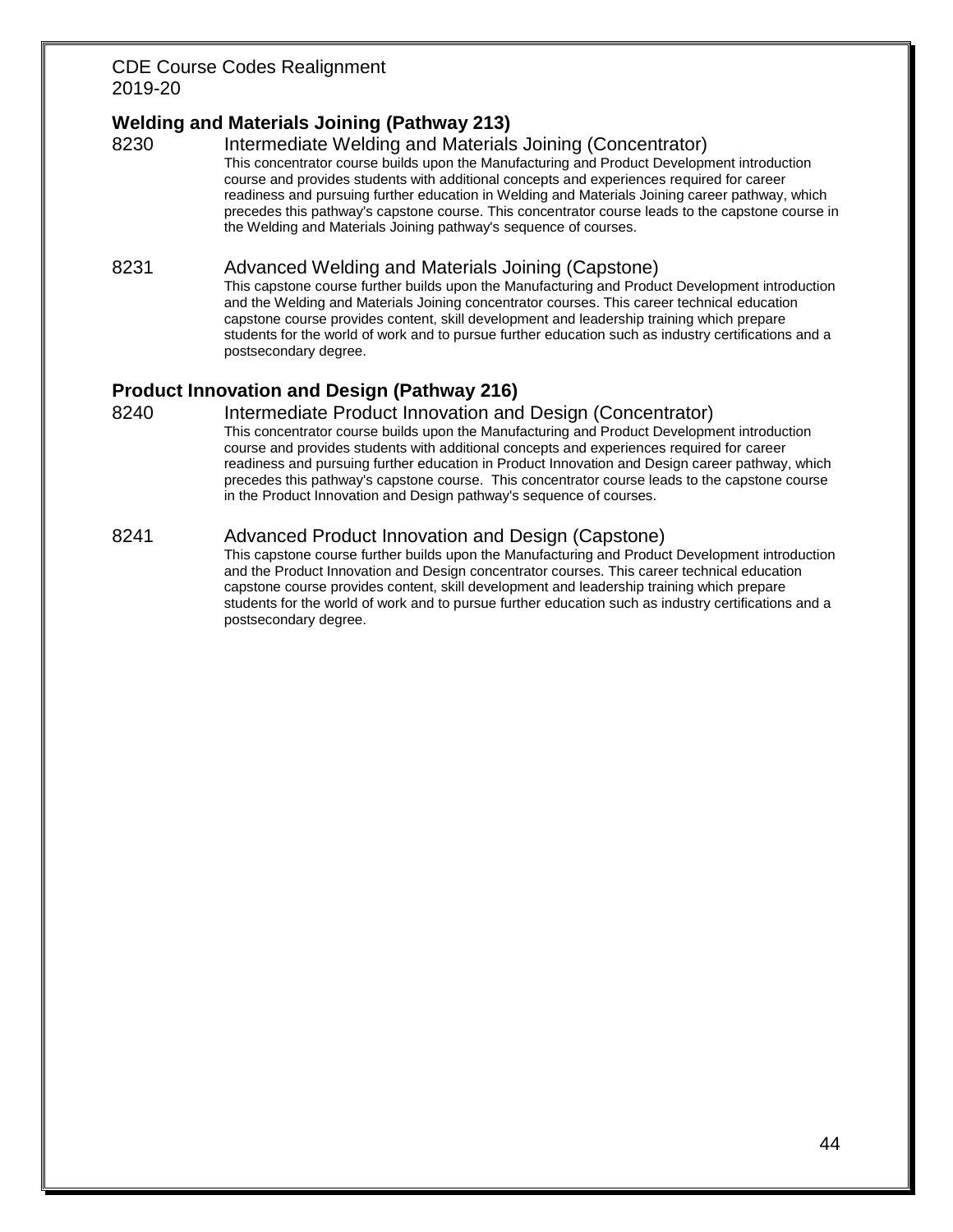## Welding and Materials Joining (Pathway 213)

### 8230 Intermediate Welding and Materials Joining (Concentrator)

This concentrator course builds upon the Manufacturing and Product Development introduction course and provides students with additional concepts and experiences required for career readiness and pursuing further education in Welding and Materials Joining career pathway, which precedes this pathway's capstone course. This concentrator course leads to the capstone course in the Welding and Materials Joining pathway's sequence of courses.

### 8231 Advanced Welding and Materials Joining (Capstone)

This capstone course further builds upon the Manufacturing and Product Development introduction and the Welding and Materials Joining concentrator courses. This career technical education capstone course provides content, skill development and leadership training which prepare students for the world of work and to pursue further education such as industry certifications and a postsecondary degree.

## Product Innovation and Design (Pathway 216)

### 8240 Intermediate Product Innovation and Design (Concentrator)

This concentrator course builds upon the Manufacturing and Product Development introduction course and provides students with additional concepts and experiences required for career readiness and pursuing further education in Product Innovation and Design career pathway, which precedes this pathway's capstone course. This concentrator course leads to the capstone course in the Product Innovation and Design pathway's sequence of courses.

### 8241 Advanced Product Innovation and Design (Capstone)

This capstone course further builds upon the Manufacturing and Product Development introduction and the Product Innovation and Design concentrator courses. This career technical education capstone course provides content, skill development and leadership training which prepare students for the world of work and to pursue further education such as industry certifications and a postsecondary degree.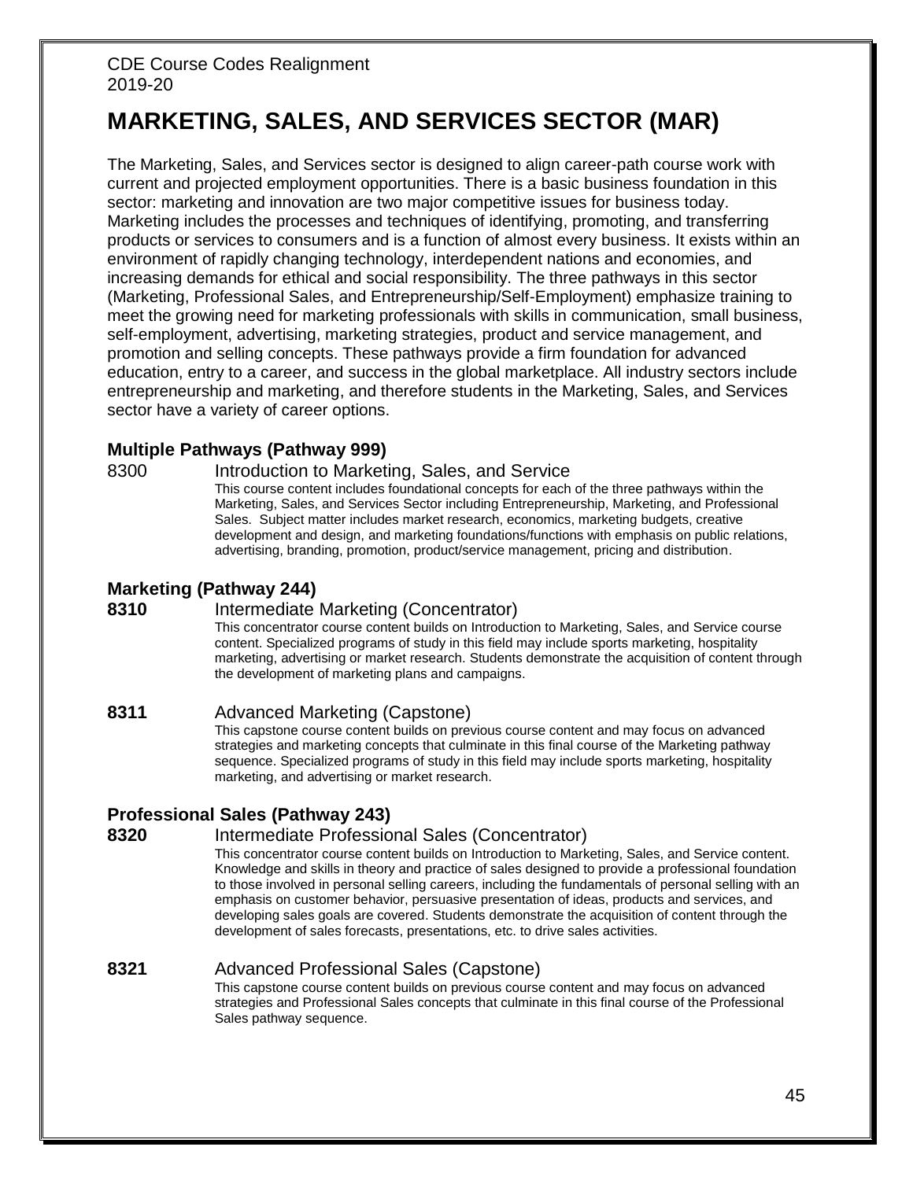# MARKETING, SALES, AND SERVICES SECTOR (MAR)

The Marketing, Sales, and Services sector is designed to align career-path course work with current and projected employment opportunities. There is a basic business foundation in this sector: marketing and innovation are two major competitive issues for business today. Marketing includes the processes and techniques of identifying, promoting, and transferring products or services to consumers and is a function of almost every business. It exists within an environment of rapidly changing technology, interdependent nations and economies, and increasing demands for ethical and social responsibility. The three pathways in this sector (Marketing, Professional Sales, and Entrepreneurship/Self-Employment) emphasize training to meet the growing need for marketing professionals with skills in communication, small business, self-employment, advertising, marketing strategies, product and service management, and promotion and selling concepts. These pathways provide a firm foundation for advanced education, entry to a career, and success in the global marketplace. All industry sectors include entrepreneurship and marketing, and therefore students in the Marketing, Sales, and Services sector have a variety of career options.

### Multiple Pathways (Pathway 999)

8300 Introduction to Marketing, Sales, and Service

This course content includes foundational concepts for each of the three pathways within the Marketing, Sales, and Services Sector including Entrepreneurship, Marketing, and Professional Sales. Subject matter includes market research, economics, marketing budgets, creative development and design, and marketing foundations/functions with emphasis on public relations, advertising, branding, promotion, product/service management, pricing and distribution.

### Marketing (Pathway 244)

**8310** Intermediate Marketing (Concentrator)

This concentrator course content builds on Introduction to Marketing, Sales, and Service course content. Specialized programs of study in this field may include sports marketing, hospitality marketing, advertising or market research. Students demonstrate the acquisition of content through the development of marketing plans and campaigns.

**8311** Advanced Marketing (Capstone)

This capstone course content builds on previous course content and may focus on advanced strategies and marketing concepts that culminate in this final course of the Marketing pathway sequence. Specialized programs of study in this field may include sports marketing, hospitality marketing, and advertising or market research.

### Professional Sales (Pathway 243)

**8320** Intermediate Professional Sales (Concentrator)

This concentrator course content builds on Introduction to Marketing, Sales, and Service content. Knowledge and skills in theory and practice of sales designed to provide a professional foundation to those involved in personal selling careers, including the fundamentals of personal selling with an emphasis on customer behavior, persuasive presentation of ideas, products and services, and developing sales goals are covered. Students demonstrate the acquisition of content through the development of sales forecasts, presentations, etc. to drive sales activities.

**8321** Advanced Professional Sales (Capstone)

This capstone course content builds on previous course content and may focus on advanced strategies and Professional Sales concepts that culminate in this final course of the Professional Sales pathway sequence.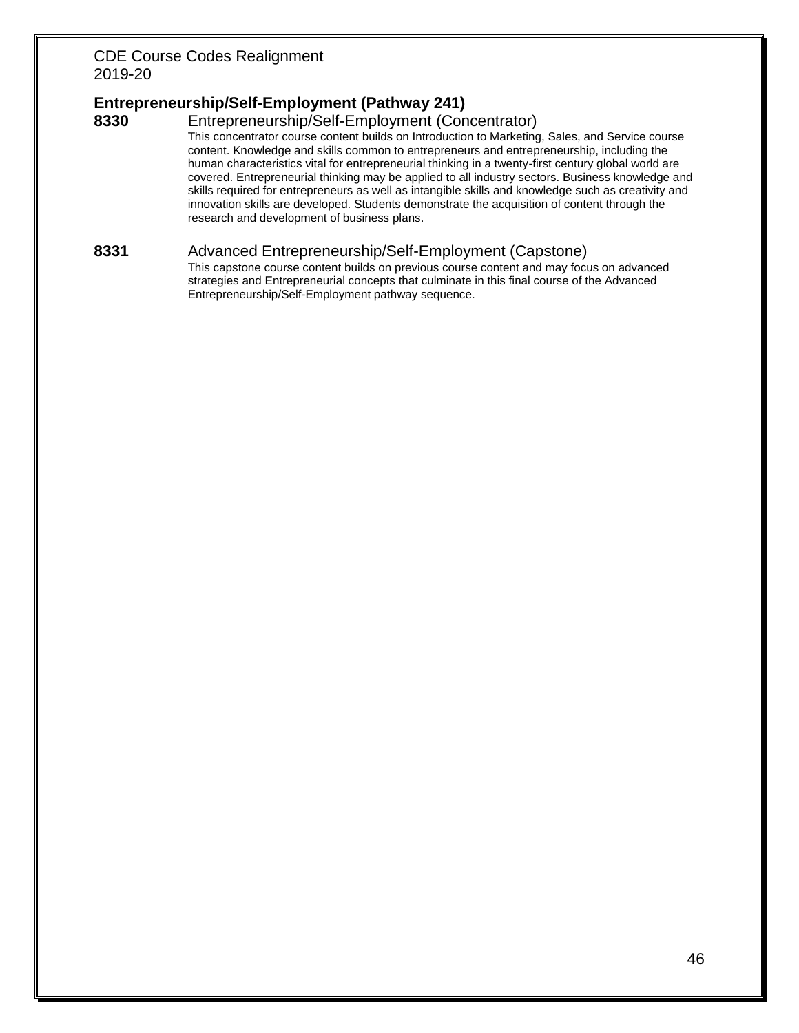## Entrepreneurship/Self-Employment (Pathway 241)

**8330** Entrepreneurship/Self-Employment (Concentrator)

This concentrator course content builds on Introduction to Marketing, Sales, and Service course content. Knowledge and skills common to entrepreneurs and entrepreneurship, including the human characteristics vital for entrepreneurial thinking in a twenty-first century global world are covered. Entrepreneurial thinking may be applied to all industry sectors. Business knowledge and skills required for entrepreneurs as well as intangible skills and knowledge such as creativity and innovation skills are developed. Students demonstrate the acquisition of content through the research and development of business plans.

**8331** Advanced Entrepreneurship/Self-Employment (Capstone)

This capstone course content builds on previous course content and may focus on advanced strategies and Entrepreneurial concepts that culminate in this final course of the Advanced Entrepreneurship/Self-Employment pathway sequence.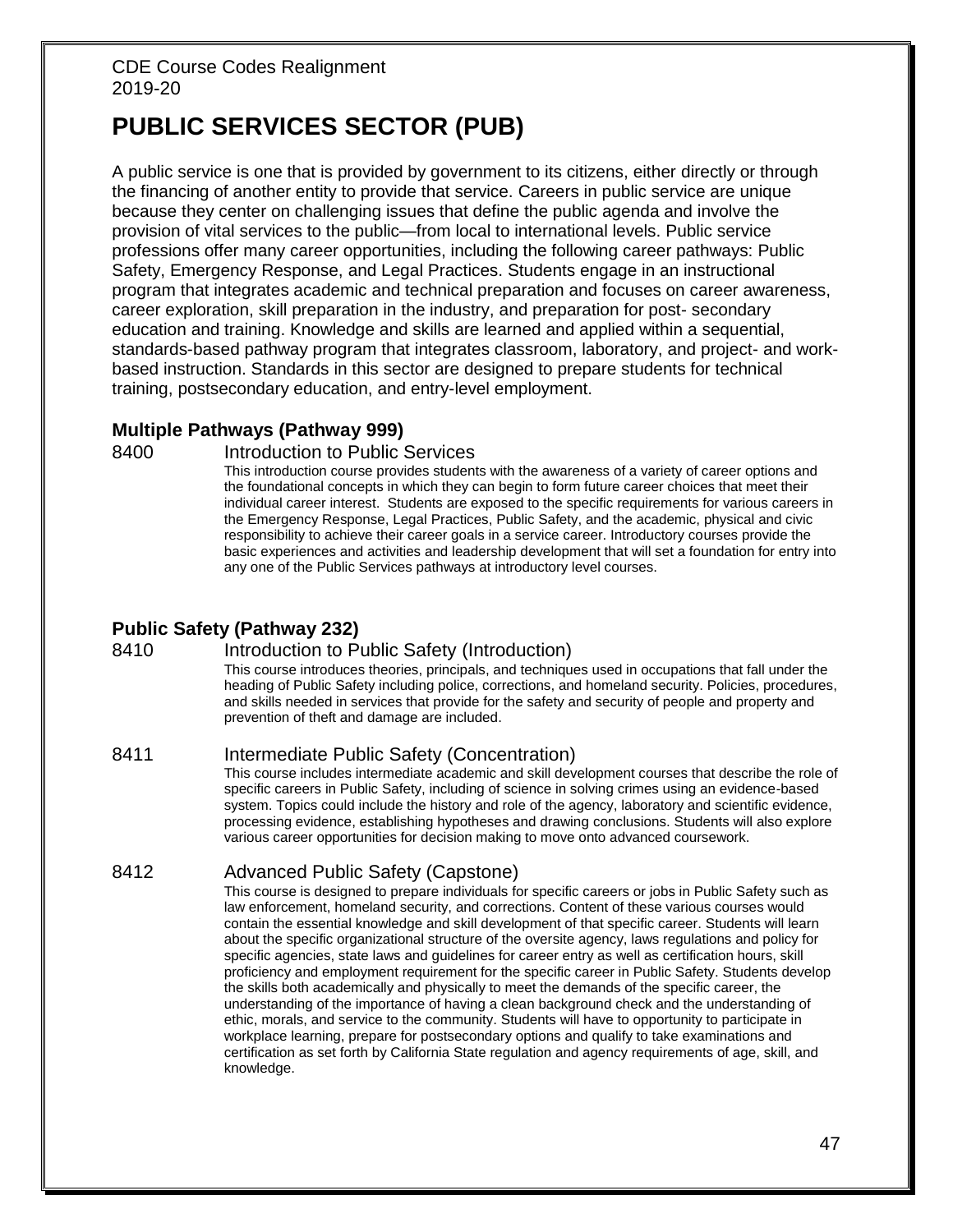CDE Course Codes Realignment
2019-20

# PUBLIC SERVICES SECTOR (PUB)

A public service is one that is provided by government to its citizens, either directly or through the financing of another entity to provide that service. Careers in public service are unique because they center on challenging issues that define the public agenda and involve the provision of vital services to the public—from local to international levels. Public service professions offer many career opportunities, including the following career pathways: Public Safety, Emergency Response, and Legal Practices. Students engage in an instructional program that integrates academic and technical preparation and focuses on career awareness, career exploration, skill preparation in the industry, and preparation for post- secondary education and training. Knowledge and skills are learned and applied within a sequential, standards-based pathway program that integrates classroom, laboratory, and project- and work-based instruction. Standards in this sector are designed to prepare students for technical training, postsecondary education, and entry-level employment.

### Multiple Pathways (Pathway 999)

**8400 Introduction to Public Services**

This introduction course provides students with the awareness of a variety of career options and the foundational concepts in which they can begin to form future career choices that meet their individual career interest. Students are exposed to the specific requirements for various careers in the Emergency Response, Legal Practices, Public Safety, and the academic, physical and civic responsibility to achieve their career goals in a service career. Introductory courses provide the basic experiences and activities and leadership development that will set a foundation for entry into any one of the Public Services pathways at introductory level courses.

### Public Safety (Pathway 232)

**8410 Introduction to Public Safety (Introduction)**

This course introduces theories, principals, and techniques used in occupations that fall under the heading of Public Safety including police, corrections, and homeland security. Policies, procedures, and skills needed in services that provide for the safety and security of people and property and prevention of theft and damage are included.

**8411 Intermediate Public Safety (Concentration)**

This course includes intermediate academic and skill development courses that describe the role of specific careers in Public Safety, including of science in solving crimes using an evidence-based system. Topics could include the history and role of the agency, laboratory and scientific evidence, processing evidence, establishing hypotheses and drawing conclusions. Students will also explore various career opportunities for decision making to move onto advanced coursework.

**8412 Advanced Public Safety (Capstone)**

This course is designed to prepare individuals for specific careers or jobs in Public Safety such as law enforcement, homeland security, and corrections. Content of these various courses would contain the essential knowledge and skill development of that specific career. Students will learn about the specific organizational structure of the oversite agency, laws regulations and policy for specific agencies, state laws and guidelines for career entry as well as certification hours, skill proficiency and employment requirement for the specific career in Public Safety. Students develop the skills both academically and physically to meet the demands of the specific career, the understanding of the importance of having a clean background check and the understanding of ethic, morals, and service to the community. Students will have to opportunity to participate in workplace learning, prepare for postsecondary options and qualify to take examinations and certification as set forth by California State regulation and agency requirements of age, skill, and knowledge.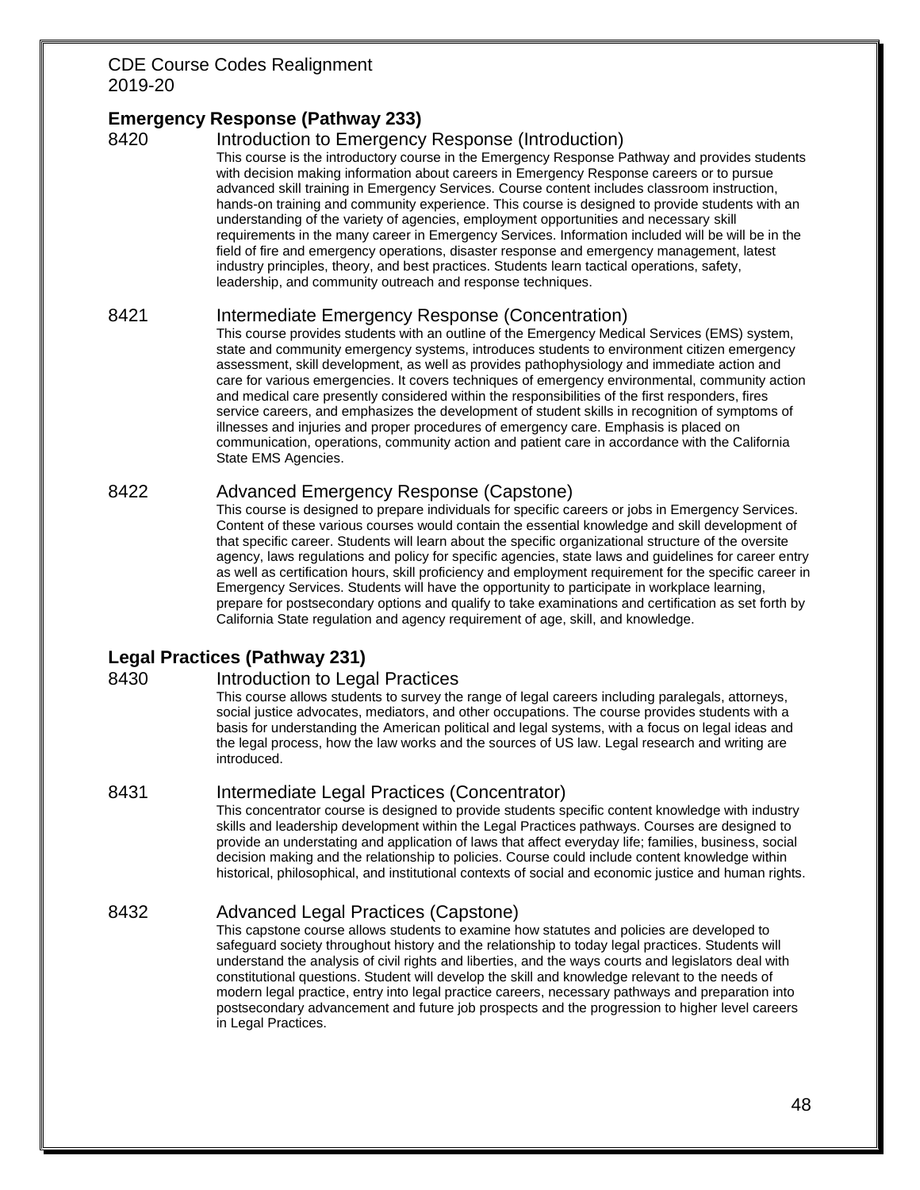## Emergency Response (Pathway 233)

### 8420 Introduction to Emergency Response (Introduction)

This course is the introductory course in the Emergency Response Pathway and provides students with decision making information about careers in Emergency Response careers or to pursue advanced skill training in Emergency Services. Course content includes classroom instruction, hands-on training and community experience. This course is designed to provide students with an understanding of the variety of agencies, employment opportunities and necessary skill requirements in the many career in Emergency Services. Information included will be will be in the field of fire and emergency operations, disaster response and emergency management, latest industry principles, theory, and best practices. Students learn tactical operations, safety, leadership, and community outreach and response techniques.

### 8421 Intermediate Emergency Response (Concentration)

This course provides students with an outline of the Emergency Medical Services (EMS) system, state and community emergency systems, introduces students to environment citizen emergency assessment, skill development, as well as provides pathophysiology and immediate action and care for various emergencies. It covers techniques of emergency environmental, community action and medical care presently considered within the responsibilities of the first responders, fires service careers, and emphasizes the development of student skills in recognition of symptoms of illnesses and injuries and proper procedures of emergency care. Emphasis is placed on communication, operations, community action and patient care in accordance with the California State EMS Agencies.

### 8422 Advanced Emergency Response (Capstone)

This course is designed to prepare individuals for specific careers or jobs in Emergency Services. Content of these various courses would contain the essential knowledge and skill development of that specific career. Students will learn about the specific organizational structure of the oversite agency, laws regulations and policy for specific agencies, state laws and guidelines for career entry as well as certification hours, skill proficiency and employment requirement for the specific career in Emergency Services. Students will have the opportunity to participate in workplace learning, prepare for postsecondary options and qualify to take examinations and certification as set forth by California State regulation and agency requirement of age, skill, and knowledge.

## Legal Practices (Pathway 231)

### 8430 Introduction to Legal Practices

This course allows students to survey the range of legal careers including paralegals, attorneys, social justice advocates, mediators, and other occupations. The course provides students with a basis for understanding the American political and legal systems, with a focus on legal ideas and the legal process, how the law works and the sources of US law. Legal research and writing are introduced.

### 8431 Intermediate Legal Practices (Concentrator)

This concentrator course is designed to provide students specific content knowledge with industry skills and leadership development within the Legal Practices pathways. Courses are designed to provide an understating and application of laws that affect everyday life; families, business, social decision making and the relationship to policies. Course could include content knowledge within historical, philosophical, and institutional contexts of social and economic justice and human rights.

### 8432 Advanced Legal Practices (Capstone)

This capstone course allows students to examine how statutes and policies are developed to safeguard society throughout history and the relationship to today legal practices. Students will understand the analysis of civil rights and liberties, and the ways courts and legislators deal with constitutional questions. Student will develop the skill and knowledge relevant to the needs of modern legal practice, entry into legal practice careers, necessary pathways and preparation into postsecondary advancement and future job prospects and the progression to higher level careers in Legal Practices.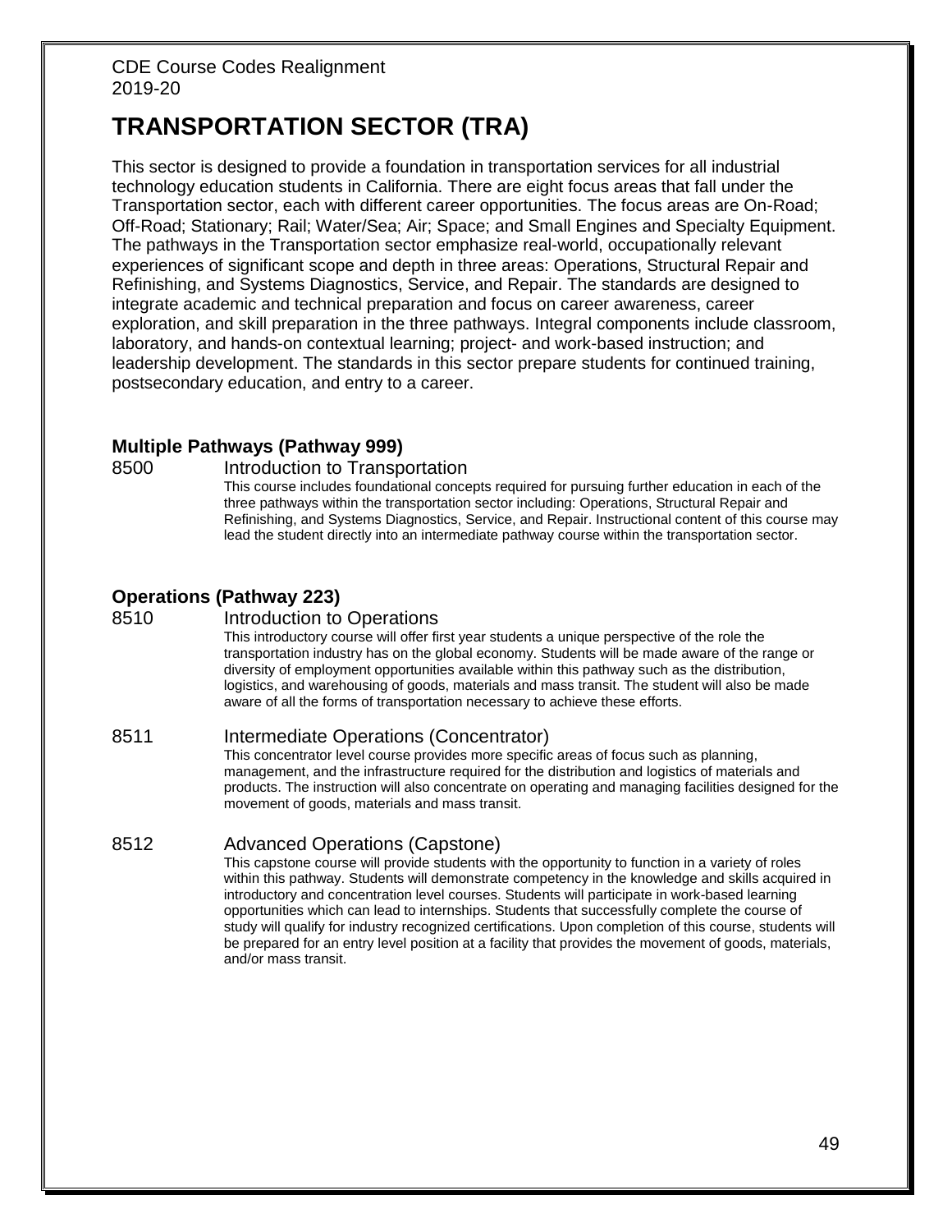# TRANSPORTATION SECTOR (TRA)

This sector is designed to provide a foundation in transportation services for all industrial technology education students in California. There are eight focus areas that fall under the Transportation sector, each with different career opportunities. The focus areas are On-Road; Off-Road; Stationary; Rail; Water/Sea; Air; Space; and Small Engines and Specialty Equipment. The pathways in the Transportation sector emphasize real-world, occupationally relevant experiences of significant scope and depth in three areas: Operations, Structural Repair and Refinishing, and Systems Diagnostics, Service, and Repair. The standards are designed to integrate academic and technical preparation and focus on career awareness, career exploration, and skill preparation in the three pathways. Integral components include classroom, laboratory, and hands-on contextual learning; project- and work-based instruction; and leadership development. The standards in this sector prepare students for continued training, postsecondary education, and entry to a career.

### Multiple Pathways (Pathway 999)

**8500 Introduction to Transportation**

This course includes foundational concepts required for pursuing further education in each of the three pathways within the transportation sector including: Operations, Structural Repair and Refinishing, and Systems Diagnostics, Service, and Repair. Instructional content of this course may lead the student directly into an intermediate pathway course within the transportation sector.

### Operations (Pathway 223)

**8510 Introduction to Operations**

This introductory course will offer first year students a unique perspective of the role the transportation industry has on the global economy. Students will be made aware of the range or diversity of employment opportunities available within this pathway such as the distribution, logistics, and warehousing of goods, materials and mass transit. The student will also be made aware of all the forms of transportation necessary to achieve these efforts.

**8511 Intermediate Operations (Concentrator)**

This concentrator level course provides more specific areas of focus such as planning, management, and the infrastructure required for the distribution and logistics of materials and products. The instruction will also concentrate on operating and managing facilities designed for the movement of goods, materials and mass transit.

**8512 Advanced Operations (Capstone)**

This capstone course will provide students with the opportunity to function in a variety of roles within this pathway. Students will demonstrate competency in the knowledge and skills acquired in introductory and concentration level courses. Students will participate in work-based learning opportunities which can lead to internships. Students that successfully complete the course of study will qualify for industry recognized certifications. Upon completion of this course, students will be prepared for an entry level position at a facility that provides the movement of goods, materials, and/or mass transit.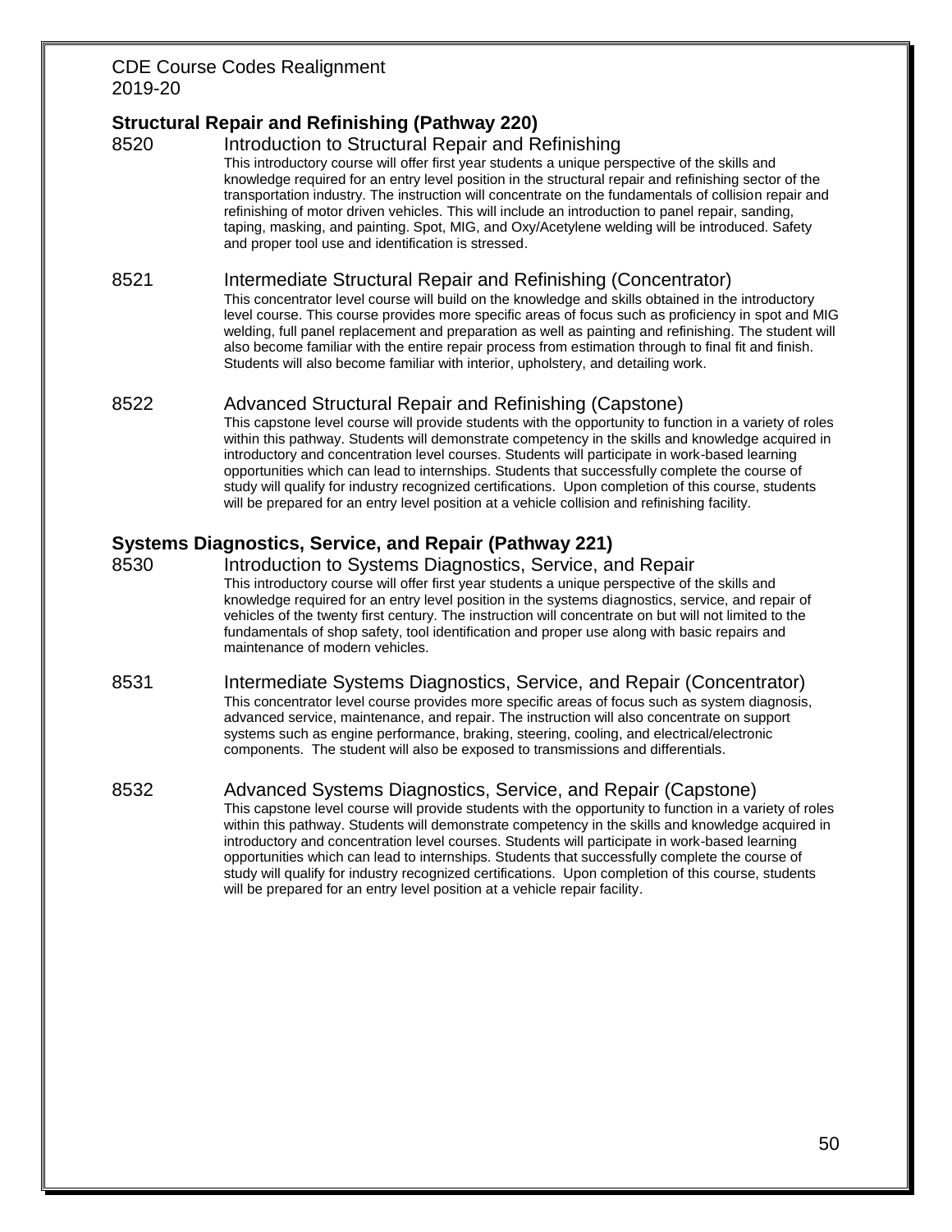## Structural Repair and Refinishing (Pathway 220)

### 8520 Introduction to Structural Repair and Refinishing

This introductory course will offer first year students a unique perspective of the skills and knowledge required for an entry level position in the structural repair and refinishing sector of the transportation industry. The instruction will concentrate on the fundamentals of collision repair and refinishing of motor driven vehicles. This will include an introduction to panel repair, sanding, taping, masking, and painting. Spot, MIG, and Oxy/Acetylene welding will be introduced. Safety and proper tool use and identification is stressed.

### 8521 Intermediate Structural Repair and Refinishing (Concentrator)

This concentrator level course will build on the knowledge and skills obtained in the introductory level course. This course provides more specific areas of focus such as proficiency in spot and MIG welding, full panel replacement and preparation as well as painting and refinishing. The student will also become familiar with the entire repair process from estimation through to final fit and finish. Students will also become familiar with interior, upholstery, and detailing work.

### 8522 Advanced Structural Repair and Refinishing (Capstone)

This capstone level course will provide students with the opportunity to function in a variety of roles within this pathway. Students will demonstrate competency in the skills and knowledge acquired in introductory and concentration level courses. Students will participate in work-based learning opportunities which can lead to internships. Students that successfully complete the course of study will qualify for industry recognized certifications. Upon completion of this course, students will be prepared for an entry level position at a vehicle collision and refinishing facility.

## Systems Diagnostics, Service, and Repair (Pathway 221)

### 8530 Introduction to Systems Diagnostics, Service, and Repair

This introductory course will offer first year students a unique perspective of the skills and knowledge required for an entry level position in the systems diagnostics, service, and repair of vehicles of the twenty first century. The instruction will concentrate on but will not limited to the fundamentals of shop safety, tool identification and proper use along with basic repairs and maintenance of modern vehicles.

### 8531 Intermediate Systems Diagnostics, Service, and Repair (Concentrator)

This concentrator level course provides more specific areas of focus such as system diagnosis, advanced service, maintenance, and repair. The instruction will also concentrate on support systems such as engine performance, braking, steering, cooling, and electrical/electronic components. The student will also be exposed to transmissions and differentials.

### 8532 Advanced Systems Diagnostics, Service, and Repair (Capstone)

This capstone level course will provide students with the opportunity to function in a variety of roles within this pathway. Students will demonstrate competency in the skills and knowledge acquired in introductory and concentration level courses. Students will participate in work-based learning opportunities which can lead to internships. Students that successfully complete the course of study will qualify for industry recognized certifications. Upon completion of this course, students will be prepared for an entry level position at a vehicle repair facility.